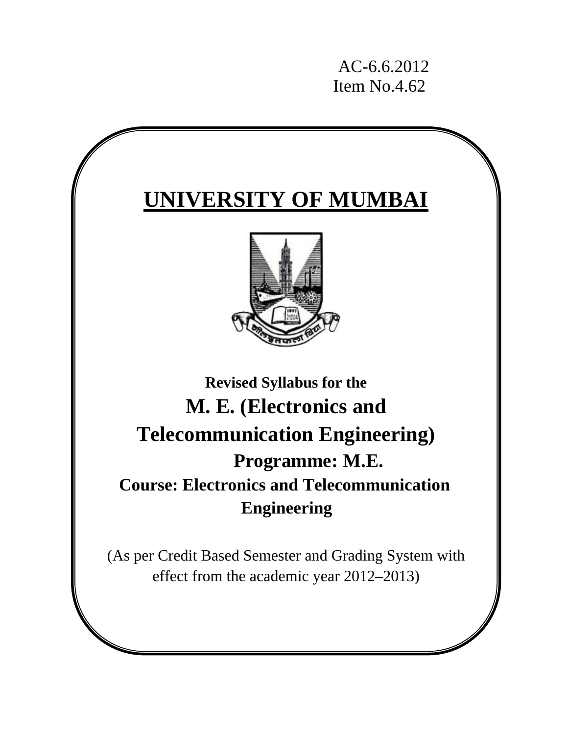AC-6.6.2012
Item No.4.62

# UNIVERSITY OF MUMBAI

**Revised Syllabus for the**

## M. E. (Electronics and Telecommunication Engineering)

## Programme: M.E.

### Course: Electronics and Telecommunication Engineering

(As per Credit Based Semester and Grading System with effect from the academic year 2012–2013)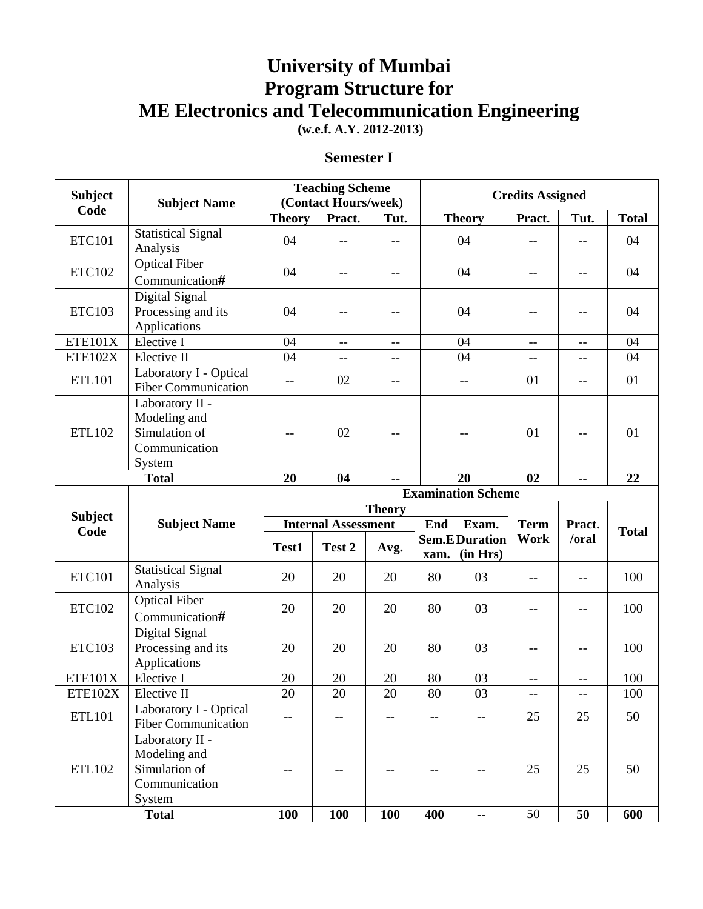# University of Mumbai
# Program Structure for
# ME Electronics and Telecommunication Engineering

**(w.e.f. A.Y. 2012-2013)**

## Semester I

| Subject Code | Subject Name | Teaching Scheme (Contact Hours/week) | | | Credits Assigned | | | |
|---|---|---|---|---|---|---|---|---|
| | | **Theory** | **Pract.** | **Tut.** | **Theory** | **Pract.** | **Tut.** | **Total** |
| ETC101 | Statistical Signal Analysis | 04 | -- | -- | 04 | -- | -- | 04 |
| ETC102 | Optical Fiber Communication# | 04 | -- | -- | 04 | -- | -- | 04 |
| ETC103 | Digital Signal Processing and its Applications | 04 | -- | -- | 04 | -- | -- | 04 |
| ETE101X | Elective I | 04 | -- | -- | 04 | -- | -- | 04 |
| ETE102X | Elective II | 04 | -- | -- | 04 | -- | -- | 04 |
| ETL101 | Laboratory I - Optical Fiber Communication | -- | 02 | -- | -- | 01 | -- | 01 |
| ETL102 | Laboratory II - Modeling and Simulation of Communication System | -- | 02 | -- | -- | 01 | -- | 01 |
| **Total** | | **20** | **04** | **--** | **20** | **02** | **--** | **22** |

| Subject Code | Subject Name | Examination Scheme | | | | | | | |
|---|---|---|---|---|---|---|---|---|---|
| | | Theory | | | | | Term Work | Pract. /oral | Total |
| | | Internal Assessment | | | End Sem.Exam. | Exam. Duration (in Hrs) | | | |
| | | **Test1** | **Test 2** | **Avg.** | | | | | |
| ETC101 | Statistical Signal Analysis | 20 | 20 | 20 | 80 | 03 | -- | -- | 100 |
| ETC102 | Optical Fiber Communication# | 20 | 20 | 20 | 80 | 03 | -- | -- | 100 |
| ETC103 | Digital Signal Processing and its Applications | 20 | 20 | 20 | 80 | 03 | -- | -- | 100 |
| ETE101X | Elective I | 20 | 20 | 20 | 80 | 03 | -- | -- | 100 |
| ETE102X | Elective II | 20 | 20 | 20 | 80 | 03 | -- | -- | 100 |
| ETL101 | Laboratory I - Optical Fiber Communication | -- | -- | -- | -- | -- | 25 | 25 | 50 |
| ETL102 | Laboratory II - Modeling and Simulation of Communication System | -- | -- | -- | -- | -- | 25 | 25 | 50 |
| **Total** | | **100** | **100** | **100** | **400** | **--** | 50 | **50** | **600** |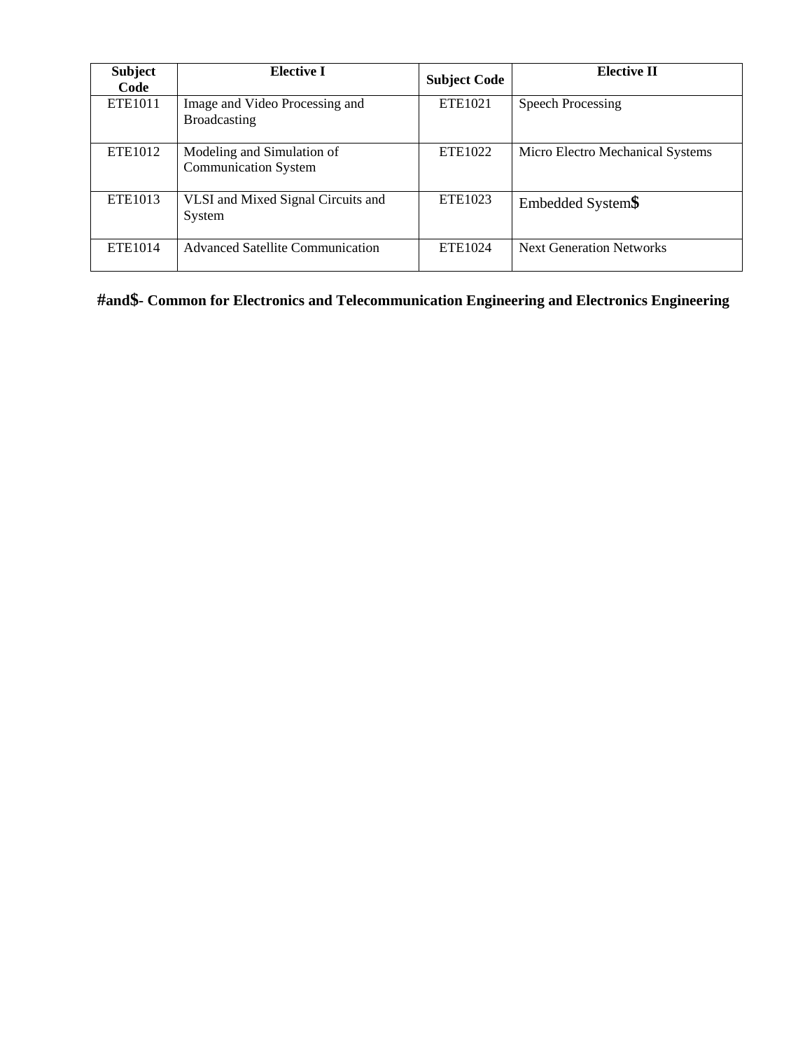| Subject Code | Elective I | Subject Code | Elective II |
|---|---|---|---|
| ETE1011 | Image and Video Processing and Broadcasting | ETE1021 | Speech Processing |
| ETE1012 | Modeling and Simulation of Communication System | ETE1022 | Micro Electro Mechanical Systems |
| ETE1013 | VLSI and Mixed Signal Circuits and System | ETE1023 | Embedded System**$** |
| ETE1014 | Advanced Satellite Communication | ETE1024 | Next Generation Networks |

**#and$- Common for Electronics and Telecommunication Engineering and Electronics Engineering**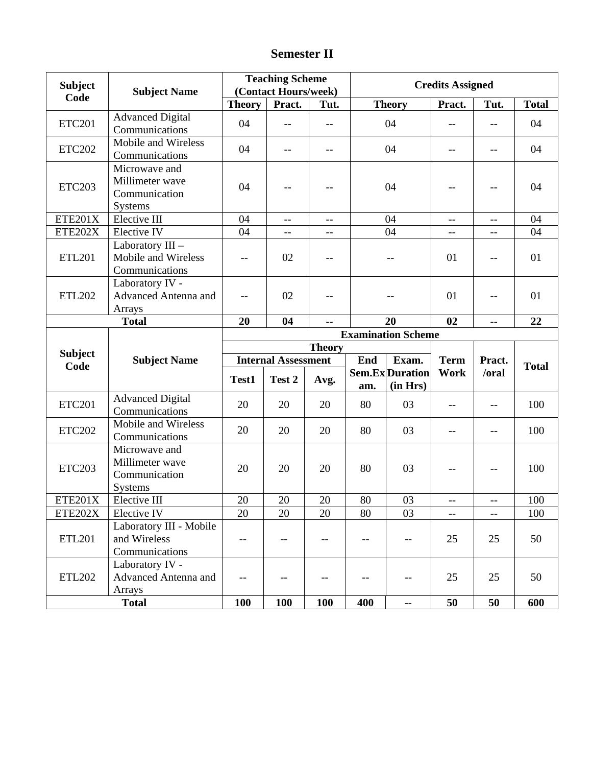# Semester II

| Subject Code | Subject Name | Teaching Scheme (Contact Hours/week) | | | Credits Assigned | | | |
|---|---|---|---|---|---|---|---|---|
| | | Theory | Pract. | Tut. | Theory | Pract. | Tut. | Total |
| ETC201 | Advanced Digital Communications | 04 | -- | -- | 04 | -- | -- | 04 |
| ETC202 | Mobile and Wireless Communications | 04 | -- | -- | 04 | -- | -- | 04 |
| ETC203 | Microwave and Millimeter wave Communication Systems | 04 | -- | -- | 04 | -- | -- | 04 |
| ETE201X | Elective III | 04 | -- | -- | 04 | -- | -- | 04 |
| ETE202X | Elective IV | 04 | -- | -- | 04 | -- | -- | 04 |
| ETL201 | Laboratory III – Mobile and Wireless Communications | -- | 02 | -- | -- | 01 | -- | 01 |
| ETL202 | Laboratory IV - Advanced Antenna and Arrays | -- | 02 | -- | -- | 01 | -- | 01 |
| **Total** | | **20** | **04** | **--** | **20** | **02** | **--** | **22** |

| Subject Code | Subject Name | Examination Scheme | | | | | | | |
|---|---|---|---|---|---|---|---|---|---|
| | | Theory | | | | | Term Work | Pract. /oral | Total |
| | | Internal Assessment | | | End Sem.Exam. | Exam. Duration (in Hrs) | | | |
| | | Test1 | Test 2 | Avg. | | | | | |
| ETC201 | Advanced Digital Communications | 20 | 20 | 20 | 80 | 03 | -- | -- | 100 |
| ETC202 | Mobile and Wireless Communications | 20 | 20 | 20 | 80 | 03 | -- | -- | 100 |
| ETC203 | Microwave and Millimeter wave Communication Systems | 20 | 20 | 20 | 80 | 03 | -- | -- | 100 |
| ETE201X | Elective III | 20 | 20 | 20 | 80 | 03 | -- | -- | 100 |
| ETE202X | Elective IV | 20 | 20 | 20 | 80 | 03 | -- | -- | 100 |
| ETL201 | Laboratory III - Mobile and Wireless Communications | -- | -- | -- | -- | -- | 25 | 25 | 50 |
| ETL202 | Laboratory IV - Advanced Antenna and Arrays | -- | -- | -- | -- | -- | 25 | 25 | 50 |
| **Total** | | **100** | **100** | **100** | **400** | **--** | **50** | **50** | **600** |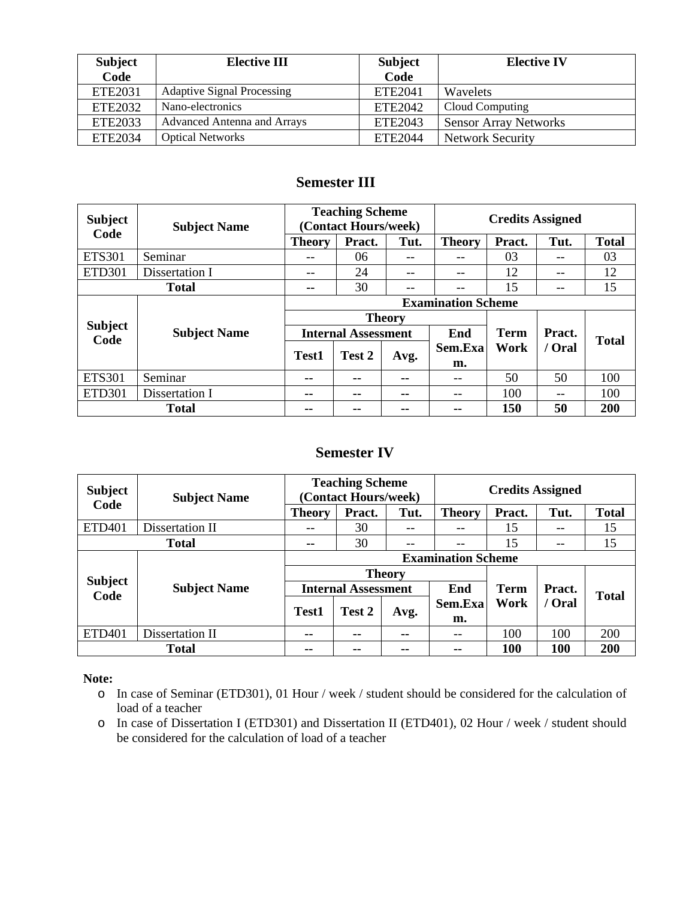| Subject Code | Elective III | Subject Code | Elective IV |
|---|---|---|---|
| ETE2031 | Adaptive Signal Processing | ETE2041 | Wavelets |
| ETE2032 | Nano-electronics | ETE2042 | Cloud Computing |
| ETE2033 | Advanced Antenna and Arrays | ETE2043 | Sensor Array Networks |
| ETE2034 | Optical Networks | ETE2044 | Network Security |

## Semester III

| Subject Code | Subject Name | Teaching Scheme (Contact Hours/week) | | | Credits Assigned | | | |
|---|---|---|---|---|---|---|---|---|
| | | Theory | Pract. | Tut. | Theory | Pract. | Tut. | Total |
| ETS301 | Seminar | -- | 06 | -- | -- | 03 | -- | 03 |
| ETD301 | Dissertation I | -- | 24 | -- | -- | 12 | -- | 12 |
| Total | | -- | 30 | -- | -- | 15 | -- | 15 |

| Subject Code | Subject Name | Examination Scheme | | | | | | |
|---|---|---|---|---|---|---|---|---|
| | | Theory | | | | Term Work | Pract. / Oral | Total |
| | | Internal Assessment | | | End Sem.Exam. | | | |
| | | Test1 | Test 2 | Avg. | | | | |
| ETS301 | Seminar | -- | -- | -- | -- | 50 | 50 | 100 |
| ETD301 | Dissertation I | -- | -- | -- | -- | 100 | -- | 100 |
| **Total** | | -- | -- | -- | -- | **150** | **50** | **200** |

## Semester IV

| Subject Code | Subject Name | Teaching Scheme (Contact Hours/week) | | | Credits Assigned | | | |
|---|---|---|---|---|---|---|---|---|
| | | Theory | Pract. | Tut. | Theory | Pract. | Tut. | Total |
| ETD401 | Dissertation II | -- | 30 | -- | -- | 15 | -- | 15 |
| Total | | -- | 30 | -- | -- | 15 | -- | 15 |

| Subject Code | Subject Name | Examination Scheme | | | | | | |
|---|---|---|---|---|---|---|---|---|
| | | Theory | | | | Term Work | Pract. / Oral | Total |
| | | Internal Assessment | | | End Sem.Exam. | | | |
| | | Test1 | Test 2 | Avg. | | | | |
| ETD401 | Dissertation II | -- | -- | -- | -- | 100 | 100 | 200 |
| **Total** | | -- | -- | -- | -- | **100** | **100** | **200** |

**Note:**

- In case of Seminar (ETD301), 01 Hour / week / student should be considered for the calculation of load of a teacher
- In case of Dissertation I (ETD301) and Dissertation II (ETD401), 02 Hour / week / student should be considered for the calculation of load of a teacher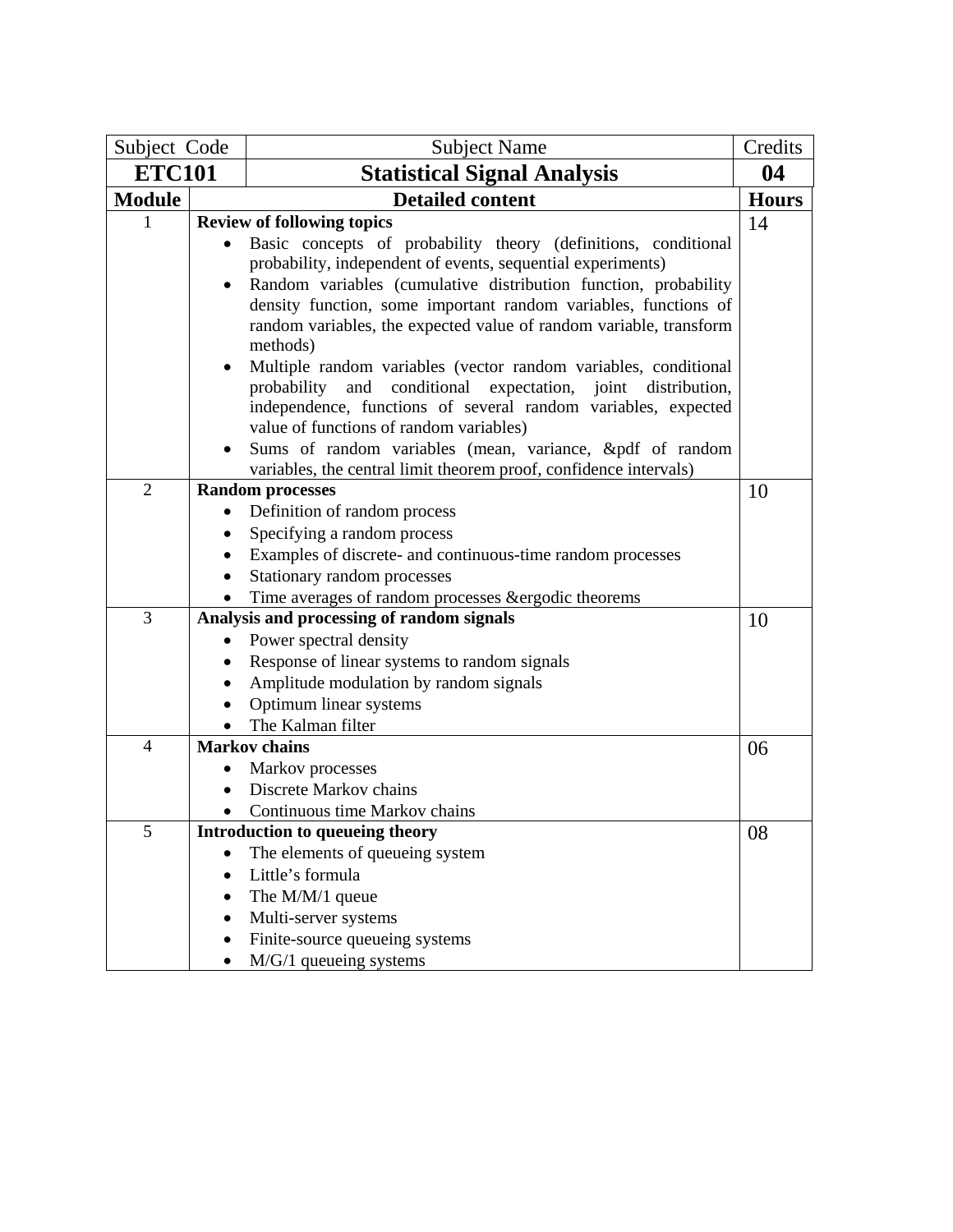| Subject Code | Subject Name | Credits |
|---|---|---|
| **ETC101** | **Statistical Signal Analysis** | **04** |

| Module | Detailed content | Hours |
|---|---|---|
| 1 | **Review of following topics**<br>• Basic concepts of probability theory (definitions, conditional probability, independent of events, sequential experiments)<br>• Random variables (cumulative distribution function, probability density function, some important random variables, functions of random variables, the expected value of random variable, transform methods)<br>• Multiple random variables (vector random variables, conditional probability and conditional expectation, joint distribution, independence, functions of several random variables, expected value of functions of random variables)<br>• Sums of random variables (mean, variance, &pdf of random variables, the central limit theorem proof, confidence intervals) | 14 |
| 2 | **Random processes**<br>• Definition of random process<br>• Specifying a random process<br>• Examples of discrete- and continuous-time random processes<br>• Stationary random processes<br>• Time averages of random processes &ergodic theorems | 10 |
| 3 | **Analysis and processing of random signals**<br>• Power spectral density<br>• Response of linear systems to random signals<br>• Amplitude modulation by random signals<br>• Optimum linear systems<br>• The Kalman filter | 10 |
| 4 | **Markov chains**<br>• Markov processes<br>• Discrete Markov chains<br>• Continuous time Markov chains | 06 |
| 5 | **Introduction to queueing theory**<br>• The elements of queueing system<br>• Little's formula<br>• The M/M/1 queue<br>• Multi-server systems<br>• Finite-source queueing systems<br>• M/G/1 queueing systems | 08 |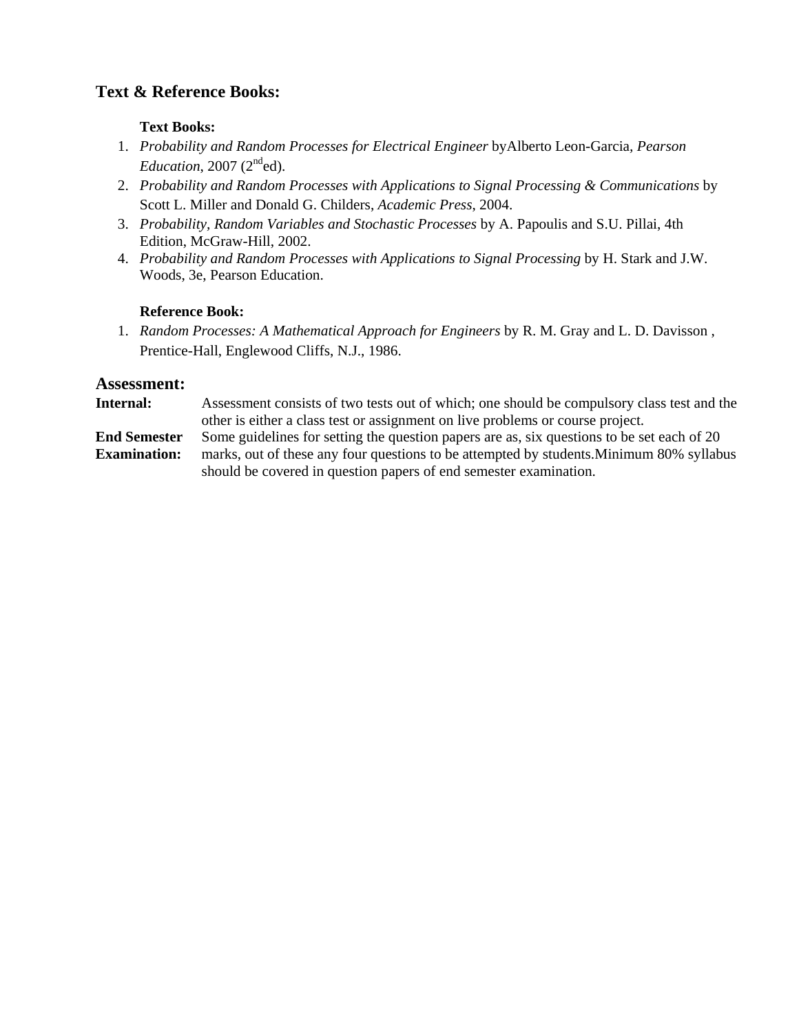## Text & Reference Books:

**Text Books:**

1. *Probability and Random Processes for Electrical Engineer* byAlberto Leon-Garcia, *Pearson Education*, 2007 (2nd ed).
2. *Probability and Random Processes with Applications to Signal Processing & Communications* by Scott L. Miller and Donald G. Childers, *Academic Press*, 2004.
3. *Probability, Random Variables and Stochastic Processes* by A. Papoulis and S.U. Pillai, 4th Edition, McGraw-Hill, 2002.
4. *Probability and Random Processes with Applications to Signal Processing* by H. Stark and J.W. Woods, 3e, Pearson Education.

**Reference Book:**

1. *Random Processes: A Mathematical Approach for Engineers* by R. M. Gray and L. D. Davisson , Prentice-Hall, Englewood Cliffs, N.J., 1986.

## Assessment:

**Internal:** Assessment consists of two tests out of which; one should be compulsory class test and the other is either a class test or assignment on live problems or course project.

**End Semester Examination:** Some guidelines for setting the question papers are as, six questions to be set each of 20 marks, out of these any four questions to be attempted by students.Minimum 80% syllabus should be covered in question papers of end semester examination.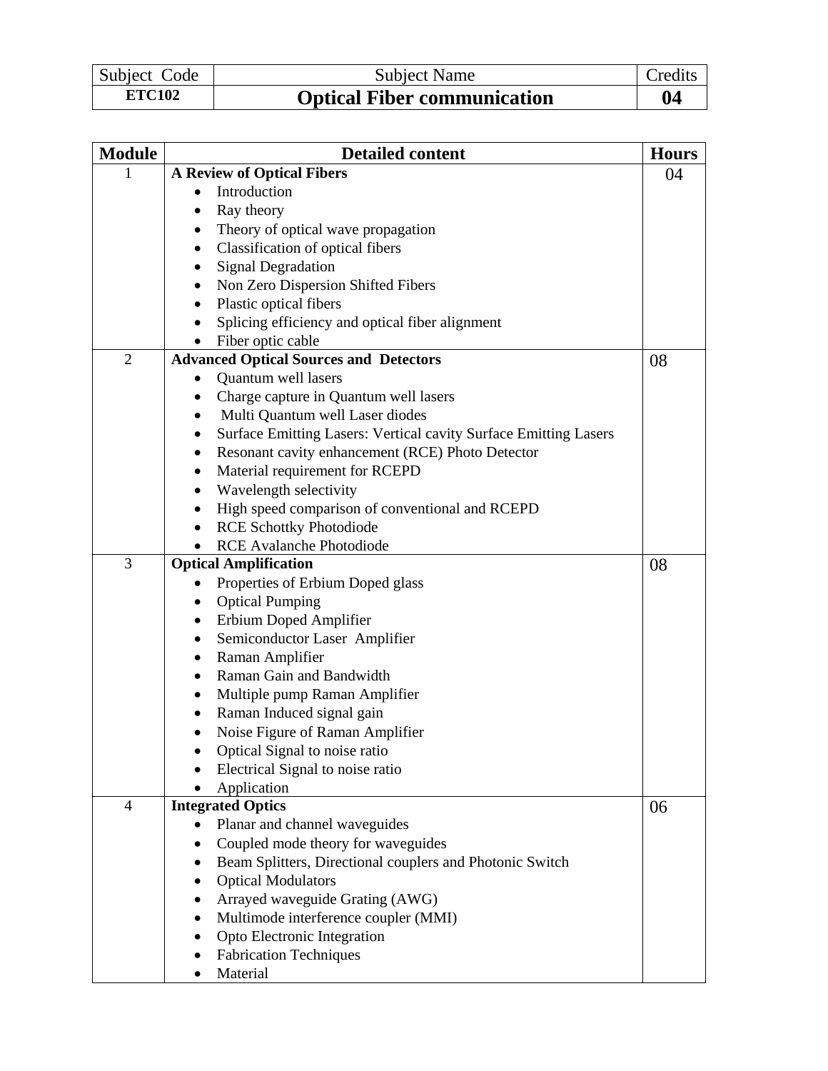| Subject Code | Subject Name | Credits |
|---|---|---|
| **ETC102** | **Optical Fiber communication** | **04** |

| Module | Detailed content | Hours |
|---|---|---|
| 1 | **A Review of Optical Fibers**<br>• Introduction<br>• Ray theory<br>• Theory of optical wave propagation<br>• Classification of optical fibers<br>• Signal Degradation<br>• Non Zero Dispersion Shifted Fibers<br>• Plastic optical fibers<br>• Splicing efficiency and optical fiber alignment<br>• Fiber optic cable | 04 |
| 2 | **Advanced Optical Sources and Detectors**<br>• Quantum well lasers<br>• Charge capture in Quantum well lasers<br>• Multi Quantum well Laser diodes<br>• Surface Emitting Lasers: Vertical cavity Surface Emitting Lasers<br>• Resonant cavity enhancement (RCE) Photo Detector<br>• Material requirement for RCEPD<br>• Wavelength selectivity<br>• High speed comparison of conventional and RCEPD<br>• RCE Schottky Photodiode<br>• RCE Avalanche Photodiode | 08 |
| 3 | **Optical Amplification**<br>• Properties of Erbium Doped glass<br>• Optical Pumping<br>• Erbium Doped Amplifier<br>• Semiconductor Laser Amplifier<br>• Raman Amplifier<br>• Raman Gain and Bandwidth<br>• Multiple pump Raman Amplifier<br>• Raman Induced signal gain<br>• Noise Figure of Raman Amplifier<br>• Optical Signal to noise ratio<br>• Electrical Signal to noise ratio<br>• Application | 08 |
| 4 | **Integrated Optics**<br>• Planar and channel waveguides<br>• Coupled mode theory for waveguides<br>• Beam Splitters, Directional couplers and Photonic Switch<br>• Optical Modulators<br>• Arrayed waveguide Grating (AWG)<br>• Multimode interference coupler (MMI)<br>• Opto Electronic Integration<br>• Fabrication Techniques<br>• Material | 06 |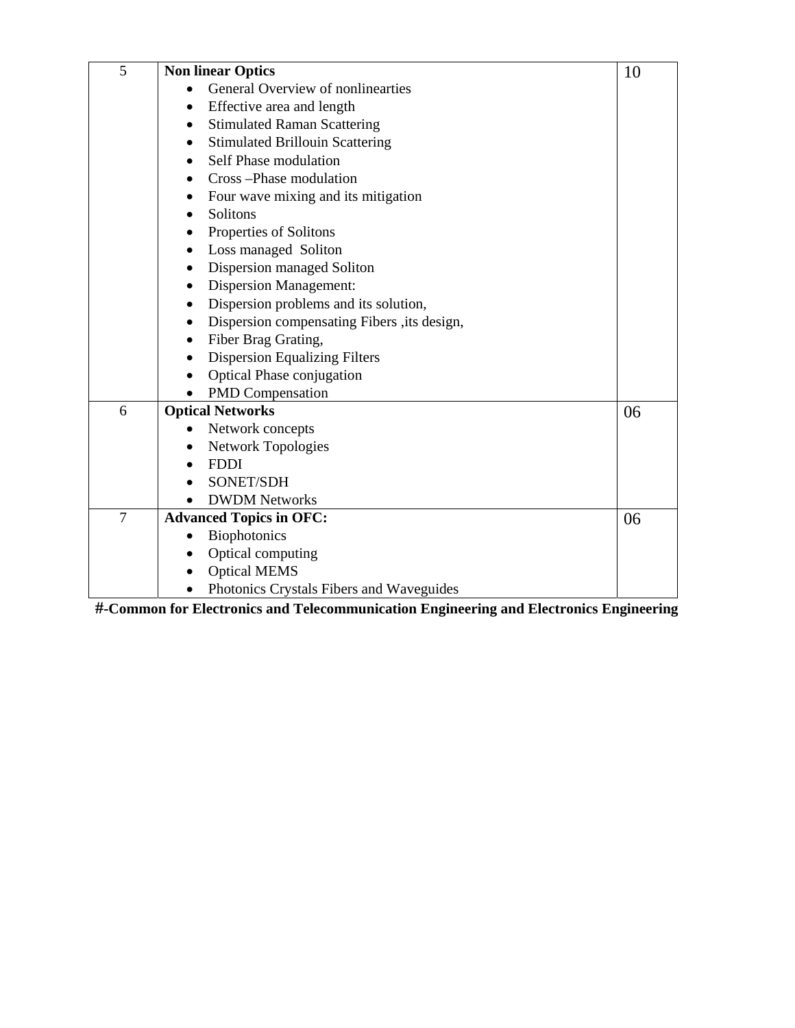| | | |
|---|---|---|
| 5 | **Non linear Optics**<br>• General Overview of nonlinearties<br>• Effective area and length<br>• Stimulated Raman Scattering<br>• Stimulated Brillouin Scattering<br>• Self Phase modulation<br>• Cross –Phase modulation<br>• Four wave mixing and its mitigation<br>• Solitons<br>• Properties of Solitons<br>• Loss managed Soliton<br>• Dispersion managed Soliton<br>• Dispersion Management:<br>• Dispersion problems and its solution,<br>• Dispersion compensating Fibers ,its design,<br>• Fiber Brag Grating,<br>• Dispersion Equalizing Filters<br>• Optical Phase conjugation<br>• PMD Compensation | 10 |
| 6 | **Optical Networks**<br>• Network concepts<br>• Network Topologies<br>• FDDI<br>• SONET/SDH<br>• DWDM Networks | 06 |
| 7 | **Advanced Topics in OFC:**<br>• Biophotonics<br>• Optical computing<br>• Optical MEMS<br>• Photonics Crystals Fibers and Waveguides | 06 |

**#-Common for Electronics and Telecommunication Engineering and Electronics Engineering**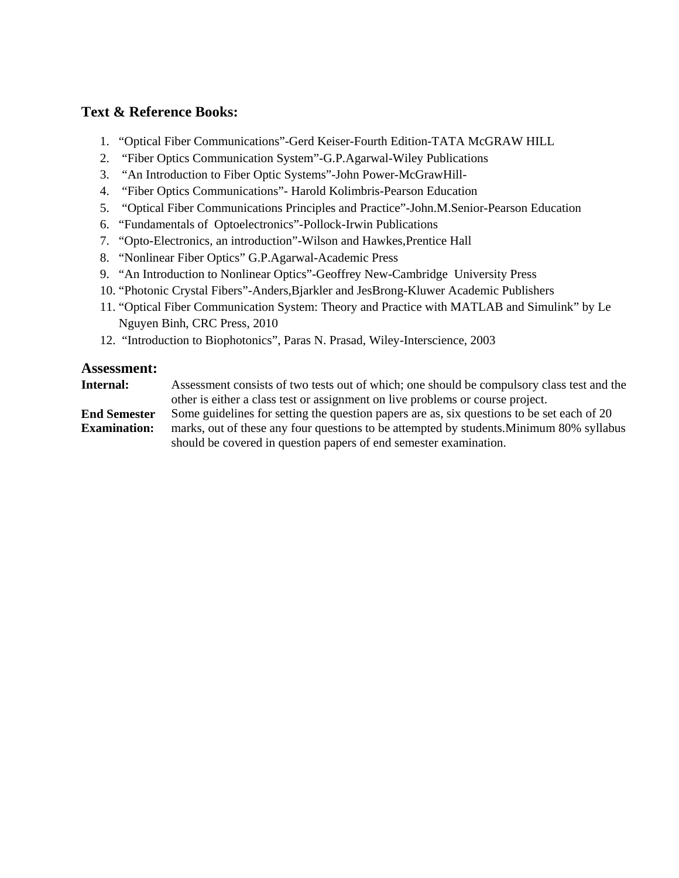## Text & Reference Books:

1. "Optical Fiber Communications"-Gerd Keiser-Fourth Edition-TATA McGRAW HILL
2. "Fiber Optics Communication System"-G.P.Agarwal-Wiley Publications
3. "An Introduction to Fiber Optic Systems"-John Power-McGrawHill-
4. "Fiber Optics Communications"- Harold Kolimbris-Pearson Education
5. "Optical Fiber Communications Principles and Practice"-John.M.Senior-Pearson Education
6. "Fundamentals of Optoelectronics"-Pollock-Irwin Publications
7. "Opto-Electronics, an introduction"-Wilson and Hawkes,Prentice Hall
8. "Nonlinear Fiber Optics" G.P.Agarwal-Academic Press
9. "An Introduction to Nonlinear Optics"-Geoffrey New-Cambridge University Press
10. "Photonic Crystal Fibers"-Anders,Bjarkler and JesBrong-Kluwer Academic Publishers
11. "Optical Fiber Communication System: Theory and Practice with MATLAB and Simulink" by Le Nguyen Binh, CRC Press, 2010
12. "Introduction to Biophotonics", Paras N. Prasad, Wiley-Interscience, 2003

## Assessment:

**Internal:** Assessment consists of two tests out of which; one should be compulsory class test and the other is either a class test or assignment on live problems or course project.

**End Semester Examination:** Some guidelines for setting the question papers are as, six questions to be set each of 20 marks, out of these any four questions to be attempted by students.Minimum 80% syllabus should be covered in question papers of end semester examination.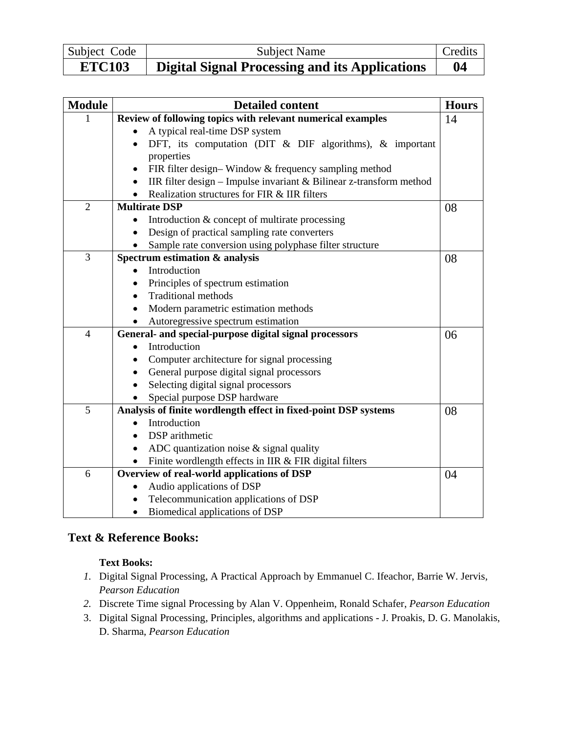| Subject Code | Subject Name | Credits |
|---|---|---|
| **ETC103** | **Digital Signal Processing and its Applications** | **04** |

| Module | Detailed content | Hours |
|---|---|---|
| 1 | **Review of following topics with relevant numerical examples**<br>• A typical real-time DSP system<br>• DFT, its computation (DIT & DIF algorithms), & important properties<br>• FIR filter design– Window & frequency sampling method<br>• IIR filter design – Impulse invariant & Bilinear z-transform method<br>• Realization structures for FIR & IIR filters | 14 |
| 2 | **Multirate DSP**<br>• Introduction & concept of multirate processing<br>• Design of practical sampling rate converters<br>• Sample rate conversion using polyphase filter structure | 08 |
| 3 | **Spectrum estimation & analysis**<br>• Introduction<br>• Principles of spectrum estimation<br>• Traditional methods<br>• Modern parametric estimation methods<br>• Autoregressive spectrum estimation | 08 |
| 4 | **General- and special-purpose digital signal processors**<br>• Introduction<br>• Computer architecture for signal processing<br>• General purpose digital signal processors<br>• Selecting digital signal processors<br>• Special purpose DSP hardware | 06 |
| 5 | **Analysis of finite wordlength effect in fixed-point DSP systems**<br>• Introduction<br>• DSP arithmetic<br>• ADC quantization noise & signal quality<br>• Finite wordlength effects in IIR & FIR digital filters | 08 |
| 6 | **Overview of real-world applications of DSP**<br>• Audio applications of DSP<br>• Telecommunication applications of DSP<br>• Biomedical applications of DSP | 04 |

## Text & Reference Books:

**Text Books:**

1. Digital Signal Processing, A Practical Approach by Emmanuel C. Ifeachor, Barrie W. Jervis, *Pearson Education*
2. Discrete Time signal Processing by Alan V. Oppenheim, Ronald Schafer, *Pearson Education*
3. Digital Signal Processing, Principles, algorithms and applications - J. Proakis, D. G. Manolakis, D. Sharma, *Pearson Education*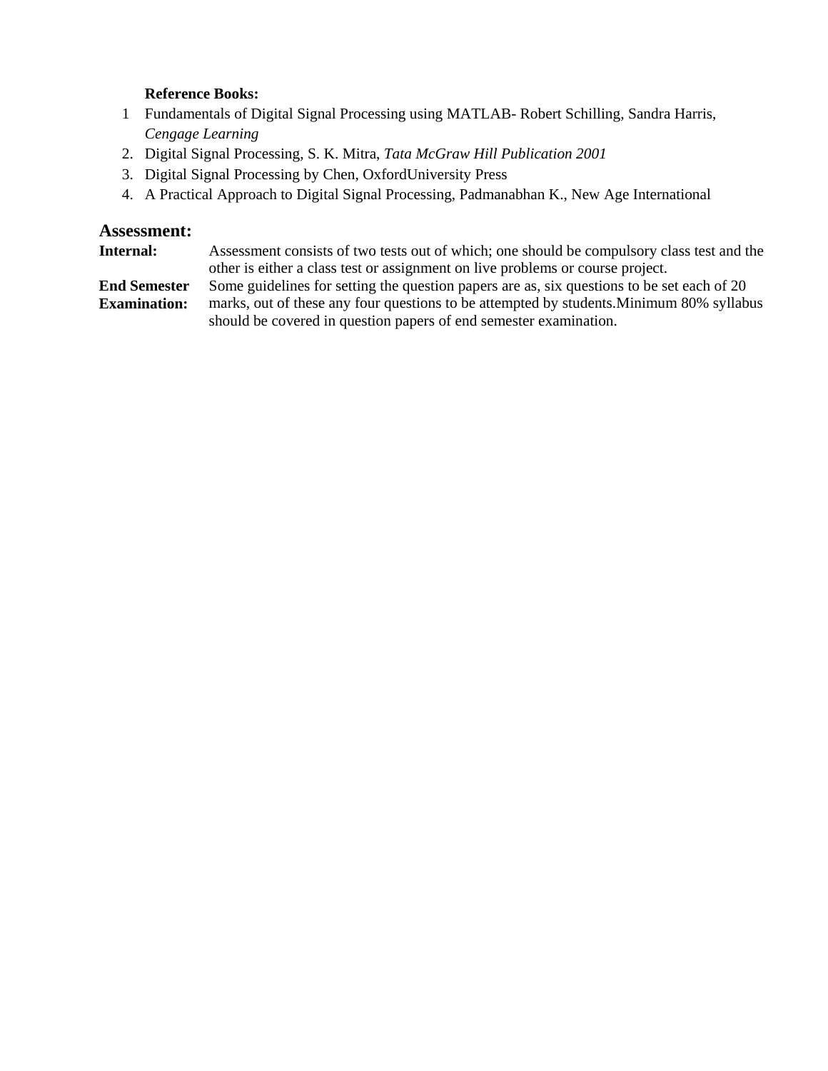**Reference Books:**

1. Fundamentals of Digital Signal Processing using MATLAB- Robert Schilling, Sandra Harris, *Cengage Learning*
2. Digital Signal Processing, S. K. Mitra, *Tata McGraw Hill Publication 2001*
3. Digital Signal Processing by Chen, OxfordUniversity Press
4. A Practical Approach to Digital Signal Processing, Padmanabhan K., New Age International

## Assessment:

**Internal:** Assessment consists of two tests out of which; one should be compulsory class test and the other is either a class test or assignment on live problems or course project.

**End Semester Examination:** Some guidelines for setting the question papers are as, six questions to be set each of 20 marks, out of these any four questions to be attempted by students.Minimum 80% syllabus should be covered in question papers of end semester examination.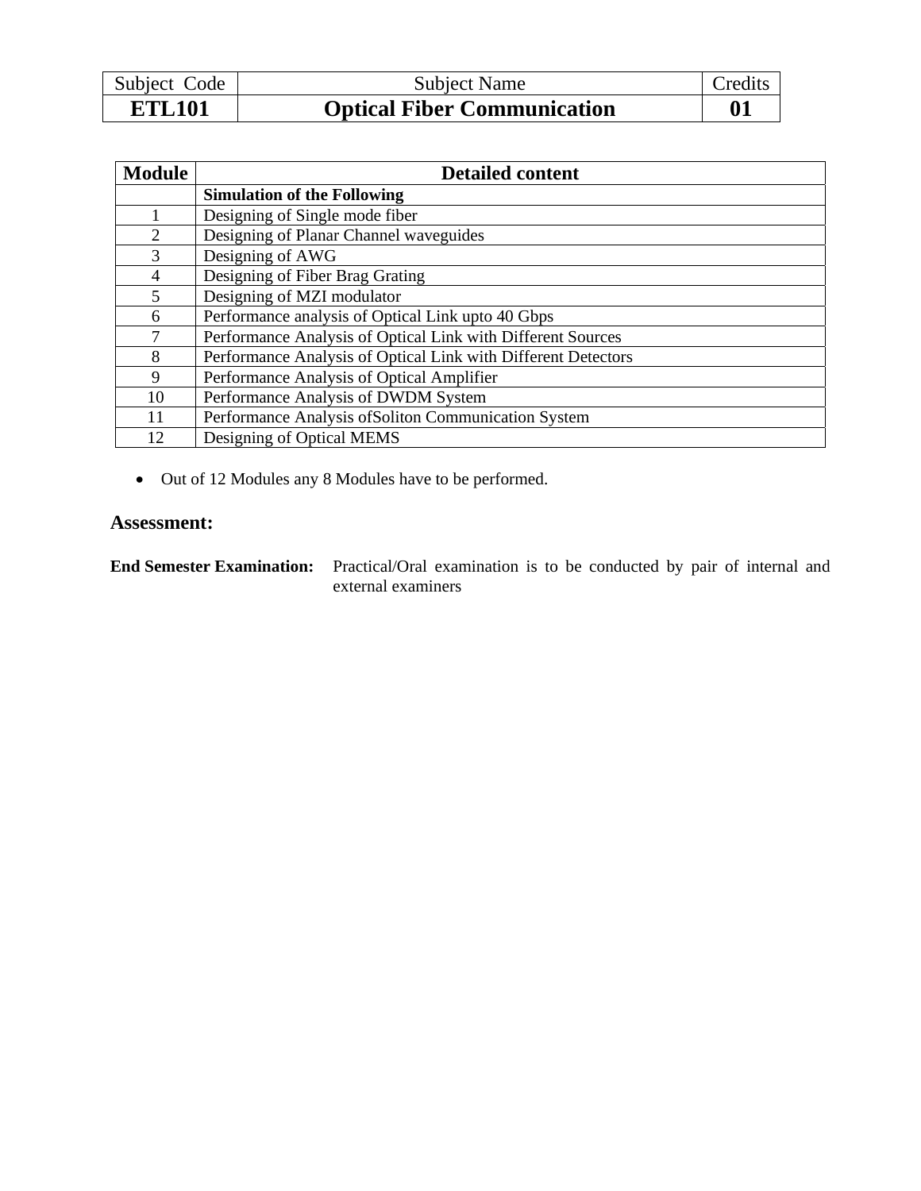| Subject Code | Subject Name | Credits |
| --- | --- | --- |
| **ETL101** | **Optical Fiber Communication** | **01** |

| Module | Detailed content |
| --- | --- |
| | **Simulation of the Following** |
| 1 | Designing of Single mode fiber |
| 2 | Designing of Planar Channel waveguides |
| 3 | Designing of AWG |
| 4 | Designing of Fiber Brag Grating |
| 5 | Designing of MZI modulator |
| 6 | Performance analysis of Optical Link upto 40 Gbps |
| 7 | Performance Analysis of Optical Link with Different Sources |
| 8 | Performance Analysis of Optical Link with Different Detectors |
| 9 | Performance Analysis of Optical Amplifier |
| 10 | Performance Analysis of DWDM System |
| 11 | Performance Analysis ofSoliton Communication System |
| 12 | Designing of Optical MEMS |

- Out of 12 Modules any 8 Modules have to be performed.

## Assessment:

**End Semester Examination:** Practical/Oral examination is to be conducted by pair of internal and external examiners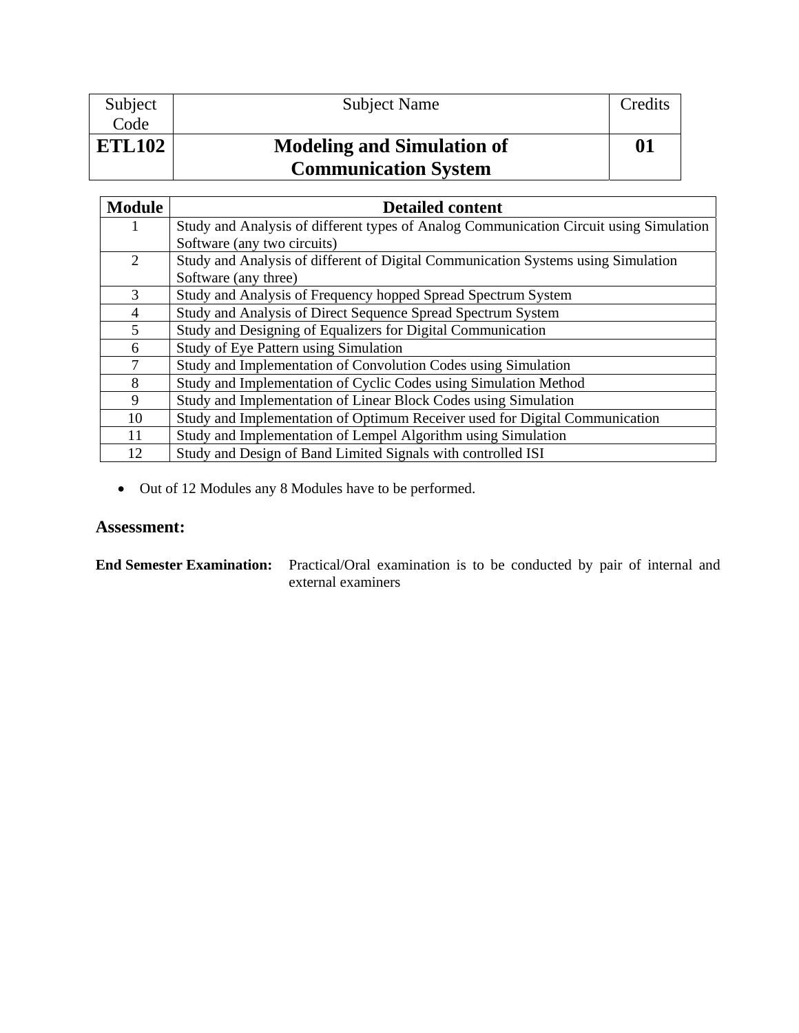| Subject Code | Subject Name | Credits |
|---|---|---|
| **ETL102** | **Modeling and Simulation of Communication System** | **01** |

| Module | Detailed content |
|---|---|
| 1 | Study and Analysis of different types of Analog Communication Circuit using Simulation Software (any two circuits) |
| 2 | Study and Analysis of different of Digital Communication Systems using Simulation Software (any three) |
| 3 | Study and Analysis of Frequency hopped Spread Spectrum System |
| 4 | Study and Analysis of Direct Sequence Spread Spectrum System |
| 5 | Study and Designing of Equalizers for Digital Communication |
| 6 | Study of Eye Pattern using Simulation |
| 7 | Study and Implementation of Convolution Codes using Simulation |
| 8 | Study and Implementation of Cyclic Codes using Simulation Method |
| 9 | Study and Implementation of Linear Block Codes using Simulation |
| 10 | Study and Implementation of Optimum Receiver used for Digital Communication |
| 11 | Study and Implementation of Lempel Algorithm using Simulation |
| 12 | Study and Design of Band Limited Signals with controlled ISI |

- Out of 12 Modules any 8 Modules have to be performed.

## Assessment:

**End Semester Examination:** Practical/Oral examination is to be conducted by pair of internal and external examiners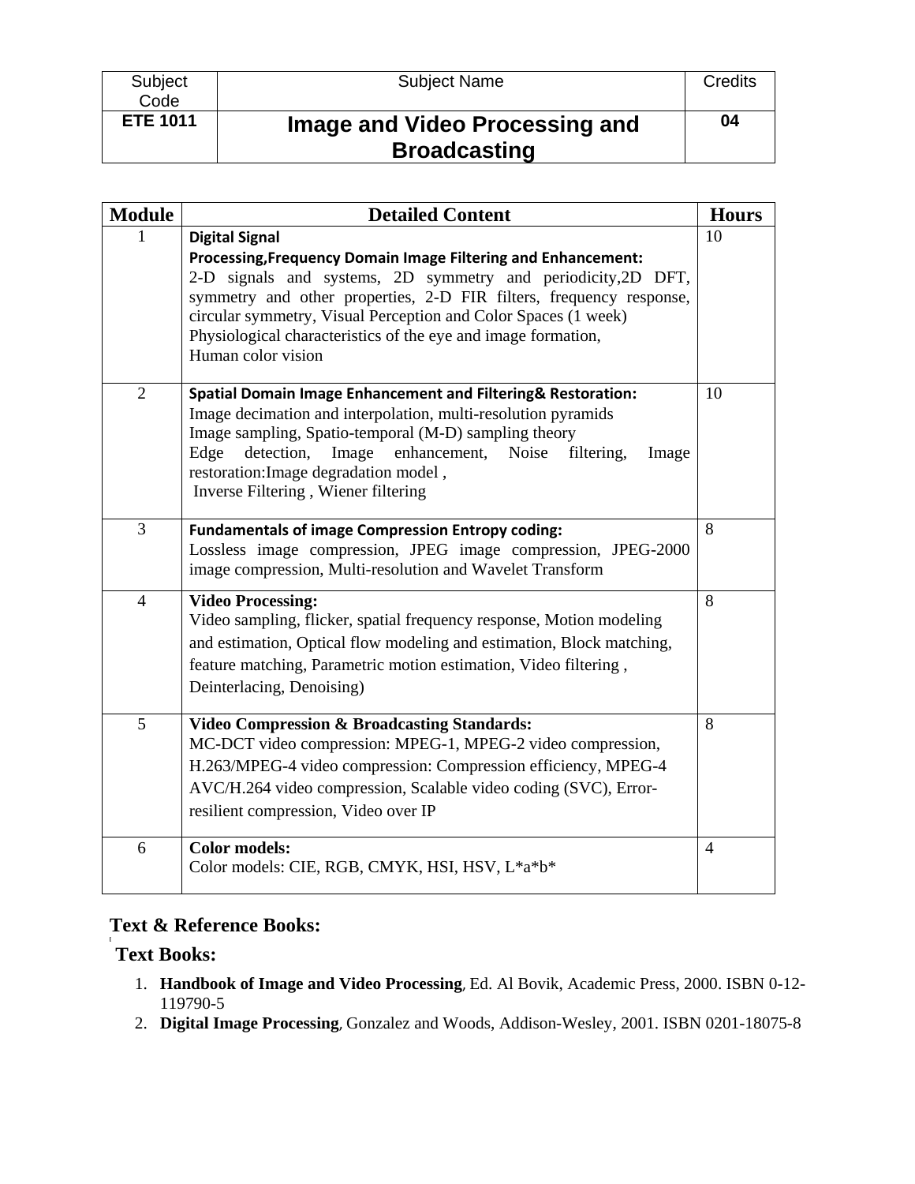| Subject Code | Subject Name | Credits |
|---|---|---|
| **ETE 1011** | **Image and Video Processing and Broadcasting** | **04** |

| Module | Detailed Content | Hours |
|---|---|---|
| 1 | **Digital Signal Processing,Frequency Domain Image Filtering and Enhancement:** 2-D signals and systems, 2D symmetry and periodicity,2D DFT, symmetry and other properties, 2-D FIR filters, frequency response, circular symmetry, Visual Perception and Color Spaces (1 week) Physiological characteristics of the eye and image formation, Human color vision | 10 |
| 2 | **Spatial Domain Image Enhancement and Filtering& Restoration:** Image decimation and interpolation, multi-resolution pyramids Image sampling, Spatio-temporal (M-D) sampling theory Edge detection, Image enhancement, Noise filtering, Image restoration:Image degradation model , Inverse Filtering , Wiener filtering | 10 |
| 3 | **Fundamentals of image Compression Entropy coding:** Lossless image compression, JPEG image compression, JPEG-2000 image compression, Multi-resolution and Wavelet Transform | 8 |
| 4 | **Video Processing:** Video sampling, flicker, spatial frequency response, Motion modeling and estimation, Optical flow modeling and estimation, Block matching, feature matching, Parametric motion estimation, Video filtering , Deinterlacing, Denoising) | 8 |
| 5 | **Video Compression & Broadcasting Standards:** MC-DCT video compression: MPEG-1, MPEG-2 video compression, H.263/MPEG-4 video compression: Compression efficiency, MPEG-4 AVC/H.264 video compression, Scalable video coding (SVC), Error-resilient compression, Video over IP | 8 |
| 6 | **Color models:** Color models: CIE, RGB, CMYK, HSI, HSV, L*a*b* | 4 |

## Text & Reference Books:

### Text Books:

1. **Handbook of Image and Video Processing**, Ed. Al Bovik, Academic Press, 2000. ISBN 0-12-119790-5
2. **Digital Image Processing**, Gonzalez and Woods, Addison-Wesley, 2001. ISBN 0201-18075-8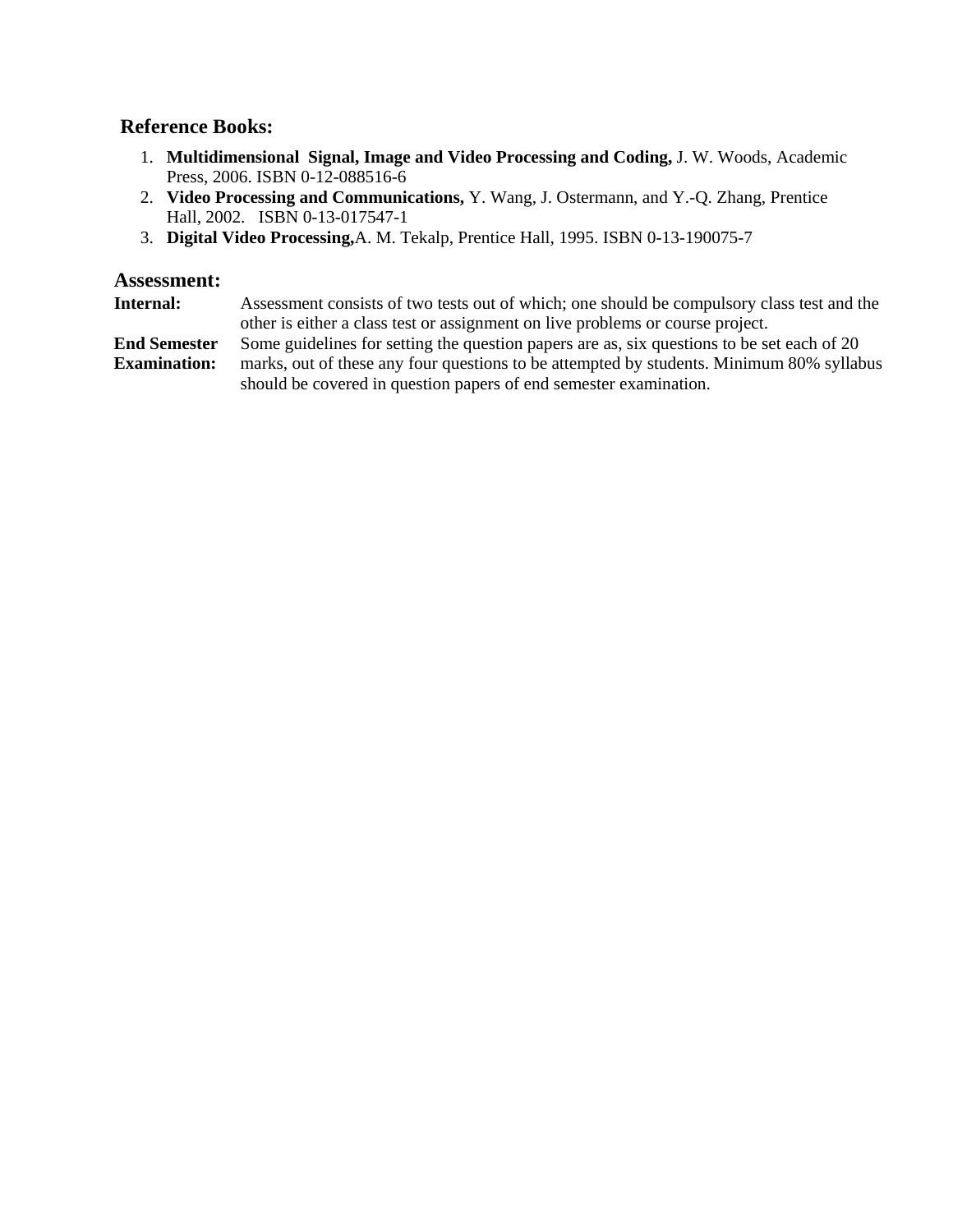## Reference Books:

1. **Multidimensional Signal, Image and Video Processing and Coding,** J. W. Woods, Academic Press, 2006. ISBN 0-12-088516-6
2. **Video Processing and Communications,** Y. Wang, J. Ostermann, and Y.-Q. Zhang, Prentice Hall, 2002. ISBN 0-13-017547-1
3. **Digital Video Processing,**A. M. Tekalp, Prentice Hall, 1995. ISBN 0-13-190075-7

## Assessment:

**Internal:** Assessment consists of two tests out of which; one should be compulsory class test and the other is either a class test or assignment on live problems or course project.

**End Semester Examination:** Some guidelines for setting the question papers are as, six questions to be set each of 20 marks, out of these any four questions to be attempted by students. Minimum 80% syllabus should be covered in question papers of end semester examination.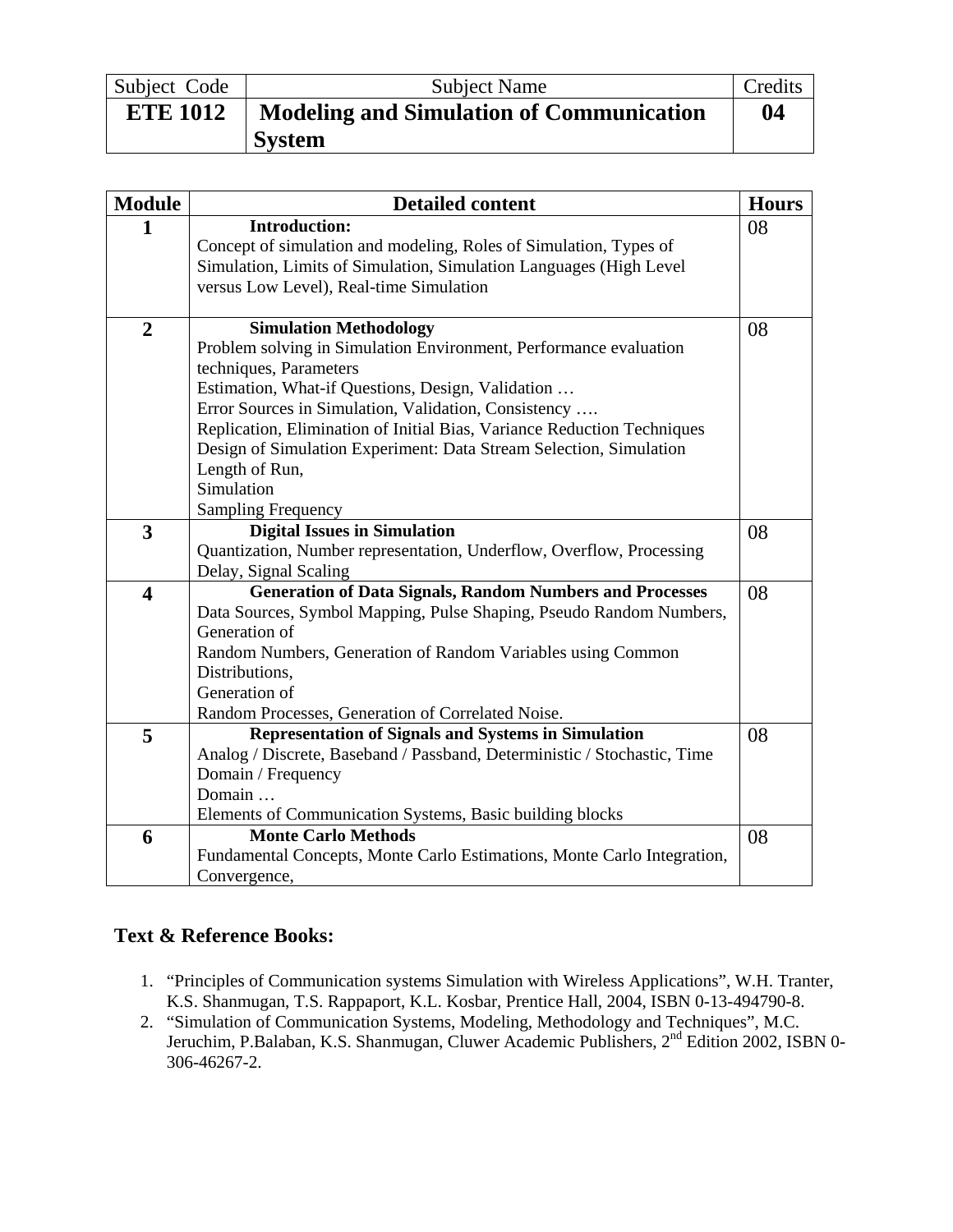| Subject Code | Subject Name | Credits |
|---|---|---|
| **ETE 1012** | **Modeling and Simulation of Communication System** | **04** |

| Module | Detailed content | Hours |
|---|---|---|
| **1** | **Introduction:**<br>Concept of simulation and modeling, Roles of Simulation, Types of Simulation, Limits of Simulation, Simulation Languages (High Level versus Low Level), Real-time Simulation | 08 |
| **2** | **Simulation Methodology**<br>Problem solving in Simulation Environment, Performance evaluation techniques, Parameters<br>Estimation, What-if Questions, Design, Validation …<br>Error Sources in Simulation, Validation, Consistency ….<br>Replication, Elimination of Initial Bias, Variance Reduction Techniques<br>Design of Simulation Experiment: Data Stream Selection, Simulation Length of Run,<br>Simulation<br>Sampling Frequency | 08 |
| **3** | **Digital Issues in Simulation**<br>Quantization, Number representation, Underflow, Overflow, Processing Delay, Signal Scaling | 08 |
| **4** | **Generation of Data Signals, Random Numbers and Processes**<br>Data Sources, Symbol Mapping, Pulse Shaping, Pseudo Random Numbers, Generation of<br>Random Numbers, Generation of Random Variables using Common Distributions,<br>Generation of<br>Random Processes, Generation of Correlated Noise. | 08 |
| **5** | **Representation of Signals and Systems in Simulation**<br>Analog / Discrete, Baseband / Passband, Deterministic / Stochastic, Time Domain / Frequency<br>Domain …<br>Elements of Communication Systems, Basic building blocks | 08 |
| **6** | **Monte Carlo Methods**<br>Fundamental Concepts, Monte Carlo Estimations, Monte Carlo Integration, Convergence, | 08 |

## Text & Reference Books:

1. "Principles of Communication systems Simulation with Wireless Applications", W.H. Tranter, K.S. Shanmugan, T.S. Rappaport, K.L. Kosbar, Prentice Hall, 2004, ISBN 0-13-494790-8.
2. "Simulation of Communication Systems, Modeling, Methodology and Techniques", M.C. Jeruchim, P.Balaban, K.S. Shanmugan, Cluwer Academic Publishers, 2nd Edition 2002, ISBN 0-306-46267-2.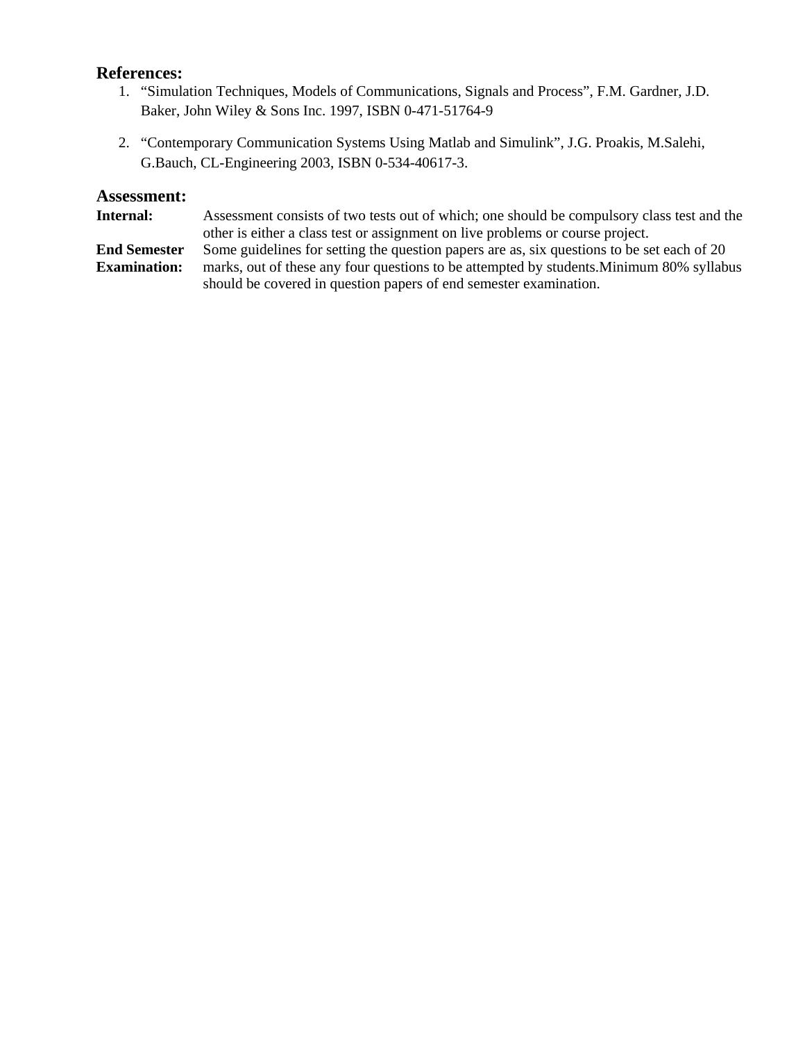## References:

1. "Simulation Techniques, Models of Communications, Signals and Process", F.M. Gardner, J.D. Baker, John Wiley & Sons Inc. 1997, ISBN 0-471-51764-9

2. "Contemporary Communication Systems Using Matlab and Simulink", J.G. Proakis, M.Salehi, G.Bauch, CL-Engineering 2003, ISBN 0-534-40617-3.

## Assessment:

**Internal:** Assessment consists of two tests out of which; one should be compulsory class test and the other is either a class test or assignment on live problems or course project.

**End Semester Examination:** Some guidelines for setting the question papers are as, six questions to be set each of 20 marks, out of these any four questions to be attempted by students.Minimum 80% syllabus should be covered in question papers of end semester examination.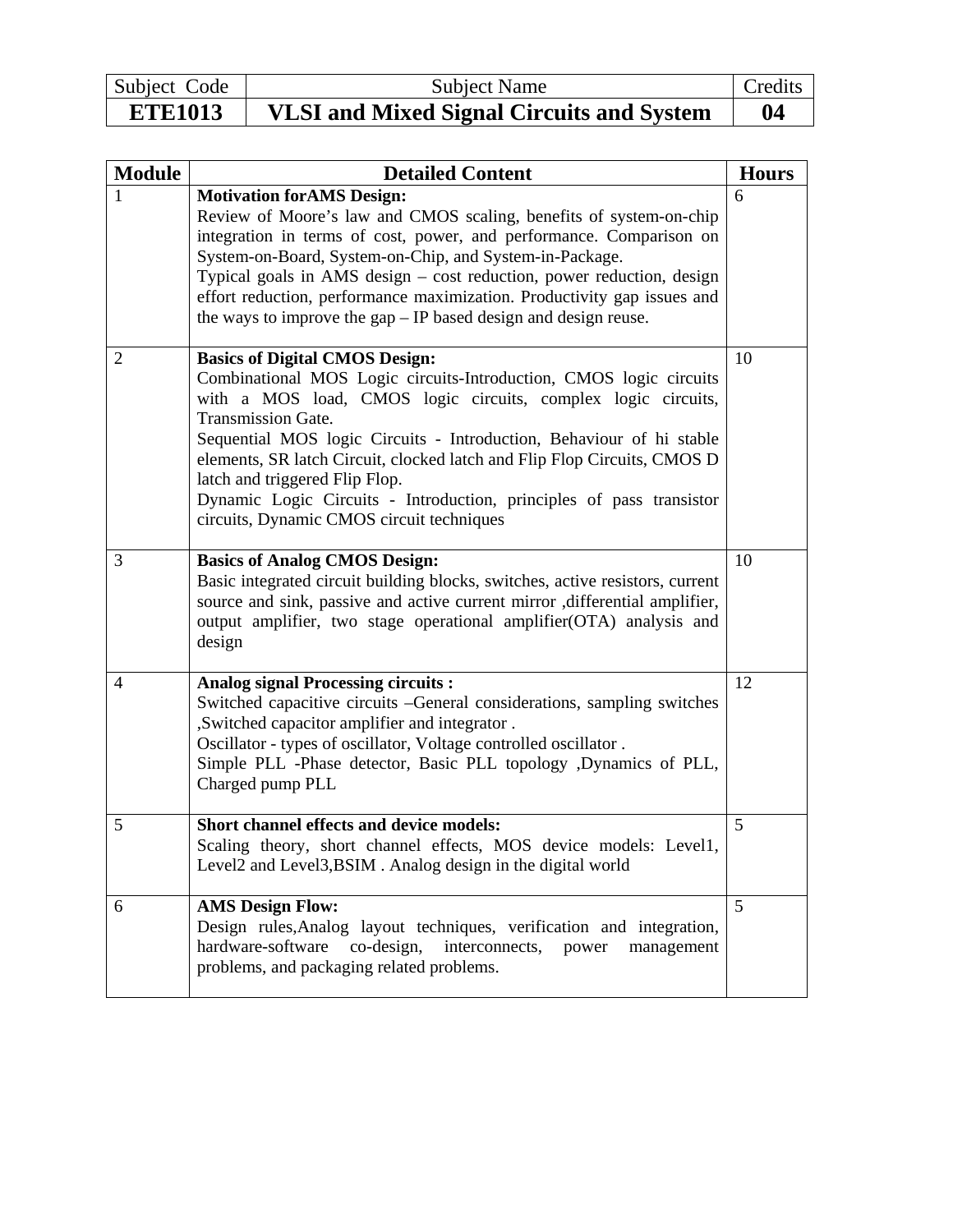| Subject Code | Subject Name | Credits |
|---|---|---|
| **ETE1013** | **VLSI and Mixed Signal Circuits and System** | **04** |

| Module | Detailed Content | Hours |
|---|---|---|
| 1 | **Motivation forAMS Design:** Review of Moore's law and CMOS scaling, benefits of system-on-chip integration in terms of cost, power, and performance. Comparison on System-on-Board, System-on-Chip, and System-in-Package. Typical goals in AMS design – cost reduction, power reduction, design effort reduction, performance maximization. Productivity gap issues and the ways to improve the gap – IP based design and design reuse. | 6 |
| 2 | **Basics of Digital CMOS Design:** Combinational MOS Logic circuits-Introduction, CMOS logic circuits with a MOS load, CMOS logic circuits, complex logic circuits, Transmission Gate. Sequential MOS logic Circuits - Introduction, Behaviour of hi stable elements, SR latch Circuit, clocked latch and Flip Flop Circuits, CMOS D latch and triggered Flip Flop. Dynamic Logic Circuits - Introduction, principles of pass transistor circuits, Dynamic CMOS circuit techniques | 10 |
| 3 | **Basics of Analog CMOS Design:** Basic integrated circuit building blocks, switches, active resistors, current source and sink, passive and active current mirror ,differential amplifier, output amplifier, two stage operational amplifier(OTA) analysis and design | 10 |
| 4 | **Analog signal Processing circuits :** Switched capacitive circuits –General considerations, sampling switches ,Switched capacitor amplifier and integrator . Oscillator - types of oscillator, Voltage controlled oscillator . Simple PLL -Phase detector, Basic PLL topology ,Dynamics of PLL, Charged pump PLL | 12 |
| 5 | **Short channel effects and device models:** Scaling theory, short channel effects, MOS device models: Level1, Level2 and Level3,BSIM . Analog design in the digital world | 5 |
| 6 | **AMS Design Flow:** Design rules,Analog layout techniques, verification and integration, hardware-software co-design, interconnects, power management problems, and packaging related problems. | 5 |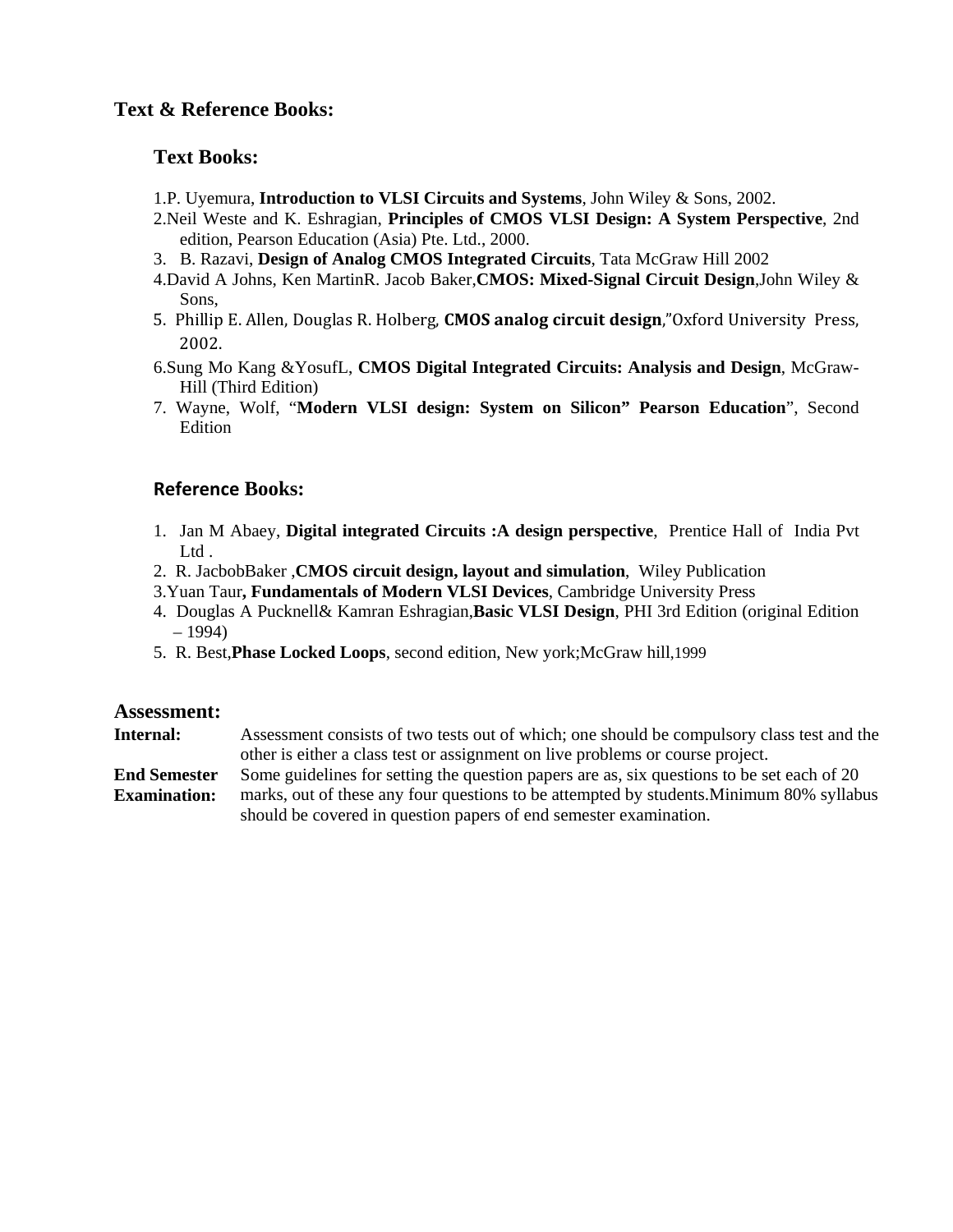## Text & Reference Books:

### Text Books:

1.P. Uyemura, **Introduction to VLSI Circuits and Systems**, John Wiley & Sons, 2002.
2.Neil Weste and K. Eshragian, **Principles of CMOS VLSI Design: A System Perspective**, 2nd edition, Pearson Education (Asia) Pte. Ltd., 2000.
3. B. Razavi, **Design of Analog CMOS Integrated Circuits**, Tata McGraw Hill 2002
4.David A Johns, Ken MartinR. Jacob Baker,**CMOS: Mixed-Signal Circuit Design**,John Wiley & Sons,
5. Phillip E. Allen, Douglas R. Holberg, **CMOS analog circuit design**,"Oxford University Press, 2002.
6.Sung Mo Kang &YosufL, **CMOS Digital Integrated Circuits: Analysis and Design**, McGraw-Hill (Third Edition)
7. Wayne, Wolf, "**Modern VLSI design: System on Silicon" Pearson Education**", Second Edition

### Reference Books:

1. Jan M Abaey, **Digital integrated Circuits :A design perspective**, Prentice Hall of India Pvt Ltd .
2. R. JacbobBaker ,**CMOS circuit design, layout and simulation**, Wiley Publication
3.Yuan Taur**, Fundamentals of Modern VLSI Devices**, Cambridge University Press
4. Douglas A Pucknell& Kamran Eshragian,**Basic VLSI Design**, PHI 3rd Edition (original Edition – 1994)
5. R. Best,**Phase Locked Loops**, second edition, New york;McGraw hill,1999

## Assessment:

**Internal:** Assessment consists of two tests out of which; one should be compulsory class test and the other is either a class test or assignment on live problems or course project.

**End Semester Examination:** Some guidelines for setting the question papers are as, six questions to be set each of 20 marks, out of these any four questions to be attempted by students.Minimum 80% syllabus should be covered in question papers of end semester examination.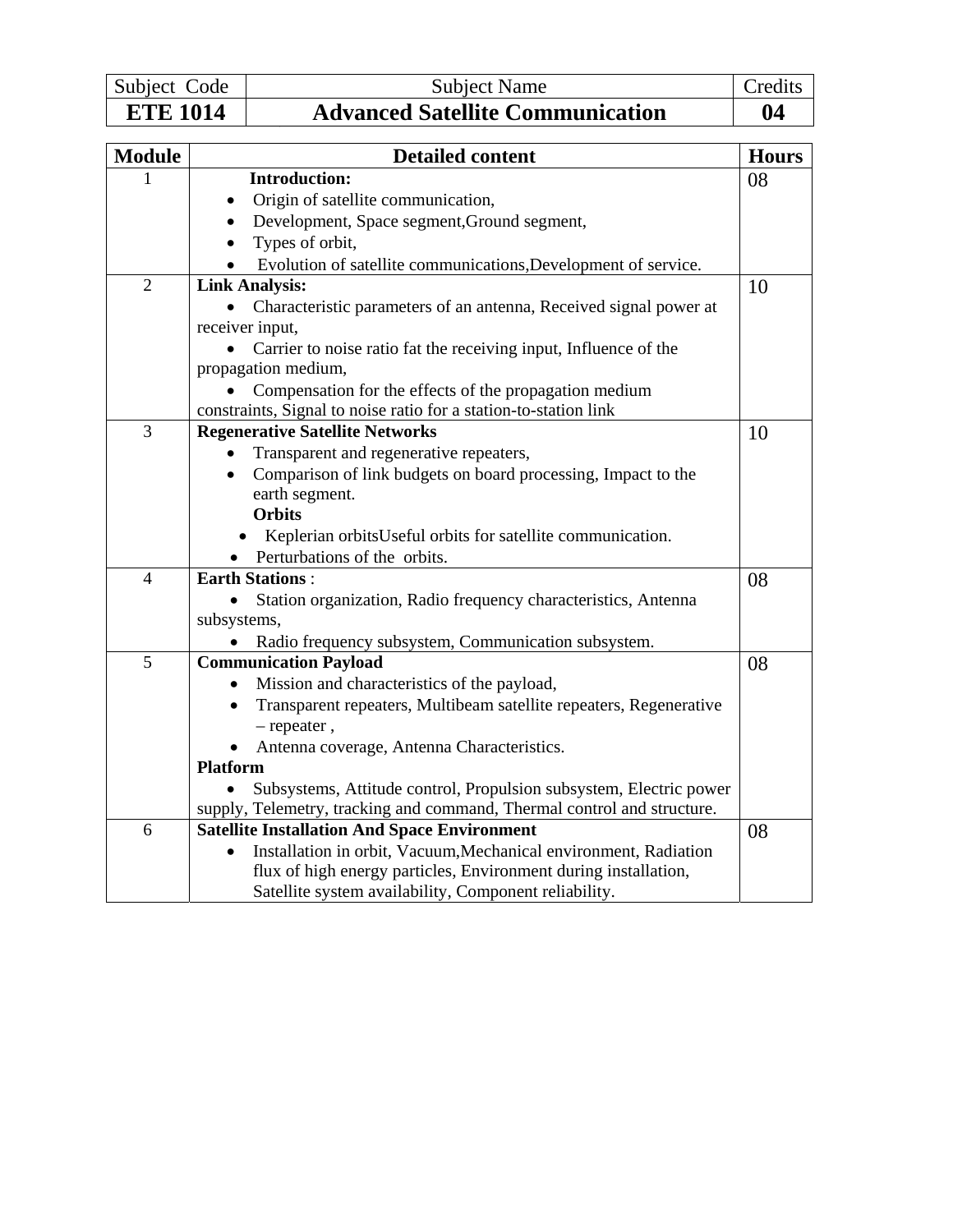| Subject Code | Subject Name | Credits |
|---|---|---|
| **ETE 1014** | **Advanced Satellite Communication** | **04** |

| Module | Detailed content | Hours |
|---|---|---|
| 1 | **Introduction:**<br>• Origin of satellite communication,<br>• Development, Space segment,Ground segment,<br>• Types of orbit,<br>• Evolution of satellite communications,Development of service. | 08 |
| 2 | **Link Analysis:**<br>• Characteristic parameters of an antenna, Received signal power at receiver input,<br>• Carrier to noise ratio fat the receiving input, Influence of the propagation medium,<br>• Compensation for the effects of the propagation medium constraints, Signal to noise ratio for a station-to-station link | 10 |
| 3 | **Regenerative Satellite Networks**<br>• Transparent and regenerative repeaters,<br>• Comparison of link budgets on board processing, Impact to the earth segment.<br>**Orbits**<br>• Keplerian orbitsUseful orbits for satellite communication.<br>• Perturbations of the orbits. | 10 |
| 4 | **Earth Stations** :<br>• Station organization, Radio frequency characteristics, Antenna subsystems,<br>• Radio frequency subsystem, Communication subsystem. | 08 |
| 5 | **Communication Payload**<br>• Mission and characteristics of the payload,<br>• Transparent repeaters, Multibeam satellite repeaters, Regenerative – repeater ,<br>• Antenna coverage, Antenna Characteristics.<br>**Platform**<br>• Subsystems, Attitude control, Propulsion subsystem, Electric power supply, Telemetry, tracking and command, Thermal control and structure. | 08 |
| 6 | **Satellite Installation And Space Environment**<br>• Installation in orbit, Vacuum,Mechanical environment, Radiation flux of high energy particles, Environment during installation, Satellite system availability, Component reliability. | 08 |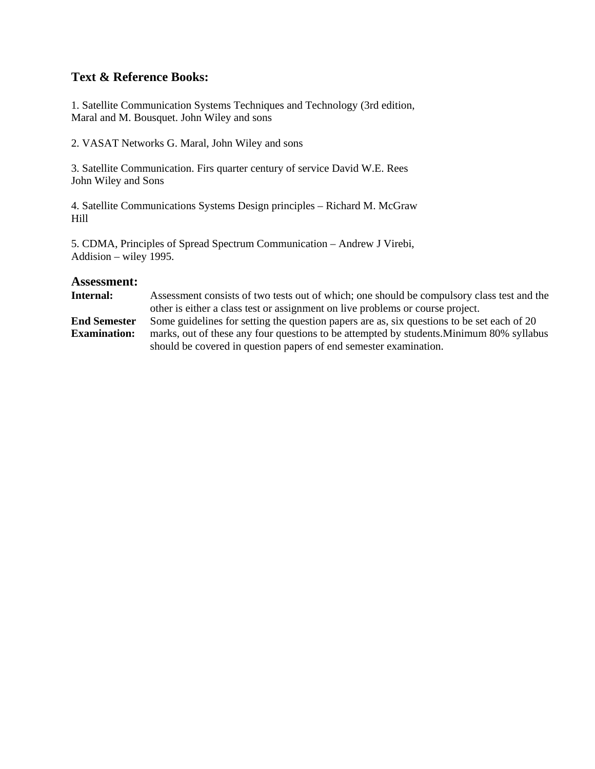### Text & Reference Books:

1. Satellite Communication Systems Techniques and Technology (3rd edition, Maral and M. Bousquet. John Wiley and sons

2. VASAT Networks G. Maral, John Wiley and sons

3. Satellite Communication. Firs quarter century of service David W.E. Rees John Wiley and Sons

4. Satellite Communications Systems Design principles – Richard M. McGraw Hill

5. CDMA, Principles of Spread Spectrum Communication – Andrew J Virebi, Addision – wiley 1995.

## Assessment:

**Internal:** Assessment consists of two tests out of which; one should be compulsory class test and the other is either a class test or assignment on live problems or course project.

**End Semester Examination:** Some guidelines for setting the question papers are as, six questions to be set each of 20 marks, out of these any four questions to be attempted by students.Minimum 80% syllabus should be covered in question papers of end semester examination.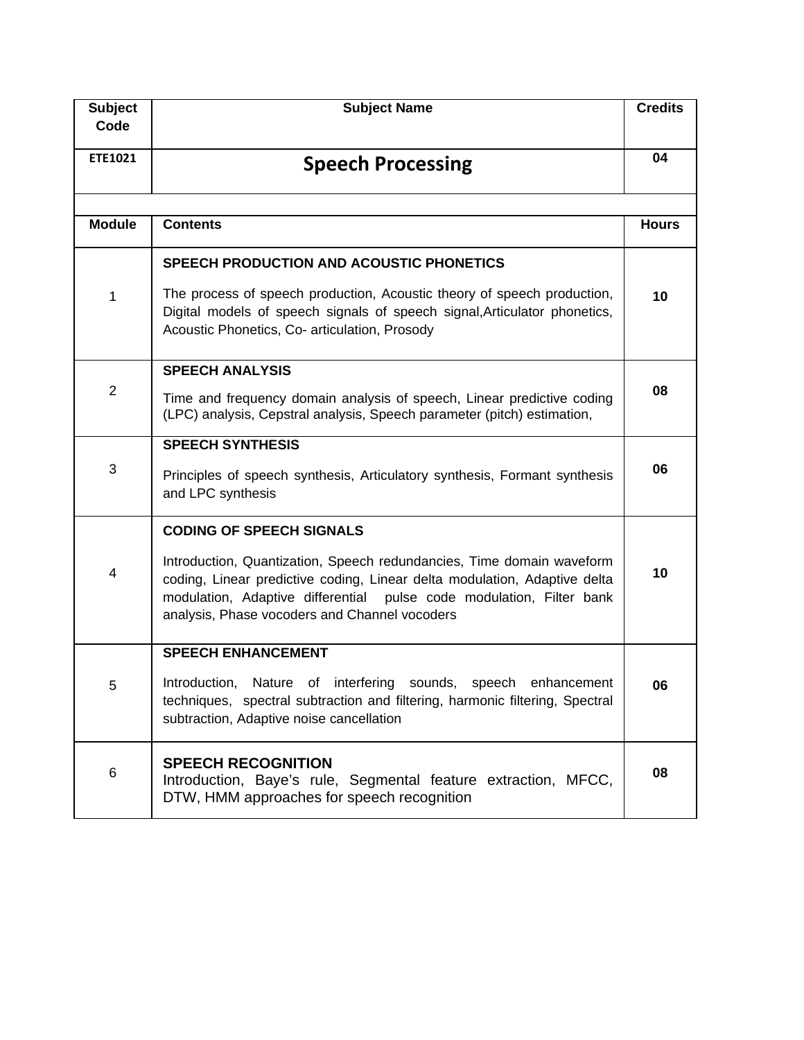| Subject Code | Subject Name | Credits |
|---|---|---|
| ETE1021 | **Speech Processing** | 04 |

| Module | Contents | Hours |
|---|---|---|
| 1 | **SPEECH PRODUCTION AND ACOUSTIC PHONETICS**<br>The process of speech production, Acoustic theory of speech production, Digital models of speech signals of speech signal,Articulator phonetics, Acoustic Phonetics, Co- articulation, Prosody | 10 |
| 2 | **SPEECH ANALYSIS**<br>Time and frequency domain analysis of speech, Linear predictive coding (LPC) analysis, Cepstral analysis, Speech parameter (pitch) estimation, | 08 |
| 3 | **SPEECH SYNTHESIS**<br>Principles of speech synthesis, Articulatory synthesis, Formant synthesis and LPC synthesis | 06 |
| 4 | **CODING OF SPEECH SIGNALS**<br>Introduction, Quantization, Speech redundancies, Time domain waveform coding, Linear predictive coding, Linear delta modulation, Adaptive delta modulation, Adaptive differential pulse code modulation, Filter bank analysis, Phase vocoders and Channel vocoders | 10 |
| 5 | **SPEECH ENHANCEMENT**<br>Introduction, Nature of interfering sounds, speech enhancement techniques, spectral subtraction and filtering, harmonic filtering, Spectral subtraction, Adaptive noise cancellation | 06 |
| 6 | **SPEECH RECOGNITION**<br>Introduction, Baye's rule, Segmental feature extraction, MFCC, DTW, HMM approaches for speech recognition | 08 |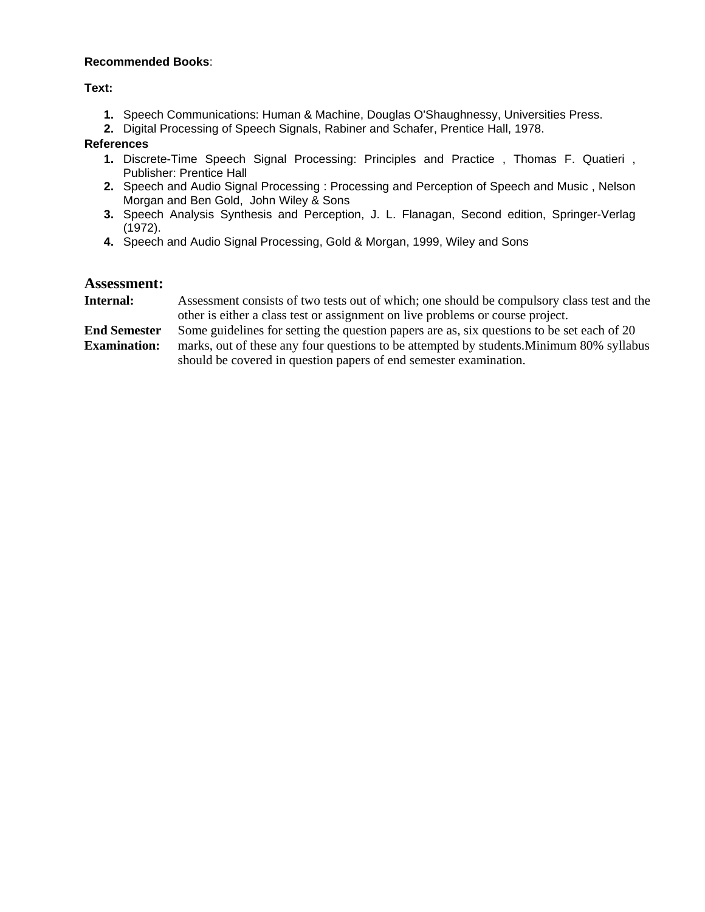**Recommended Books**:

**Text:**

1. Speech Communications: Human & Machine, Douglas O'Shaughnessy, Universities Press.
2. Digital Processing of Speech Signals, Rabiner and Schafer, Prentice Hall, 1978.

**References**

1. Discrete-Time Speech Signal Processing: Principles and Practice , Thomas F. Quatieri , Publisher: Prentice Hall
2. Speech and Audio Signal Processing : Processing and Perception of Speech and Music , Nelson Morgan and Ben Gold, John Wiley & Sons
3. Speech Analysis Synthesis and Perception, J. L. Flanagan, Second edition, Springer-Verlag (1972).
4. Speech and Audio Signal Processing, Gold & Morgan, 1999, Wiley and Sons

## Assessment:

**Internal:** Assessment consists of two tests out of which; one should be compulsory class test and the other is either a class test or assignment on live problems or course project.

**End Semester Examination:** Some guidelines for setting the question papers are as, six questions to be set each of 20 marks, out of these any four questions to be attempted by students.Minimum 80% syllabus should be covered in question papers of end semester examination.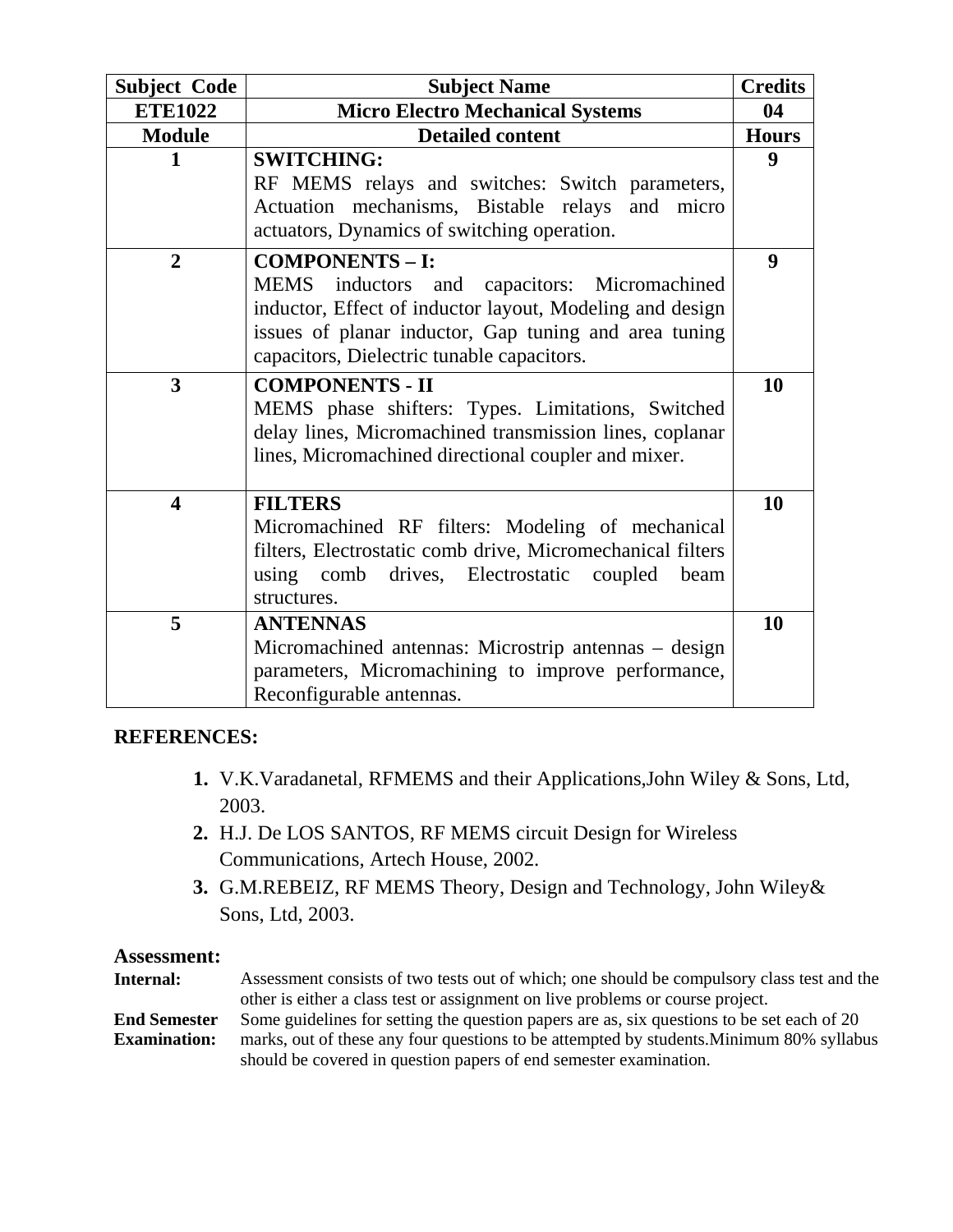| Subject Code | Subject Name | Credits |
|---|---|---|
| ETE1022 | Micro Electro Mechanical Systems | 04 |
| **Module** | **Detailed content** | **Hours** |
| 1 | **SWITCHING:** RF MEMS relays and switches: Switch parameters, Actuation mechanisms, Bistable relays and micro actuators, Dynamics of switching operation. | 9 |
| 2 | **COMPONENTS – I:** MEMS inductors and capacitors: Micromachined inductor, Effect of inductor layout, Modeling and design issues of planar inductor, Gap tuning and area tuning capacitors, Dielectric tunable capacitors. | 9 |
| 3 | **COMPONENTS - II** MEMS phase shifters: Types. Limitations, Switched delay lines, Micromachined transmission lines, coplanar lines, Micromachined directional coupler and mixer. | 10 |
| 4 | **FILTERS** Micromachined RF filters: Modeling of mechanical filters, Electrostatic comb drive, Micromechanical filters using comb drives, Electrostatic coupled beam structures. | 10 |
| 5 | **ANTENNAS** Micromachined antennas: Microstrip antennas – design parameters, Micromachining to improve performance, Reconfigurable antennas. | 10 |

## REFERENCES:

1. V.K.Varadanetal, RFMEMS and their Applications,John Wiley & Sons, Ltd, 2003.
2. H.J. De LOS SANTOS, RF MEMS circuit Design for Wireless Communications, Artech House, 2002.
3. G.M.REBEIZ, RF MEMS Theory, Design and Technology, John Wiley& Sons, Ltd, 2003.

## Assessment:

**Internal:** Assessment consists of two tests out of which; one should be compulsory class test and the other is either a class test or assignment on live problems or course project.

**End Semester Examination:** Some guidelines for setting the question papers are as, six questions to be set each of 20 marks, out of these any four questions to be attempted by students.Minimum 80% syllabus should be covered in question papers of end semester examination.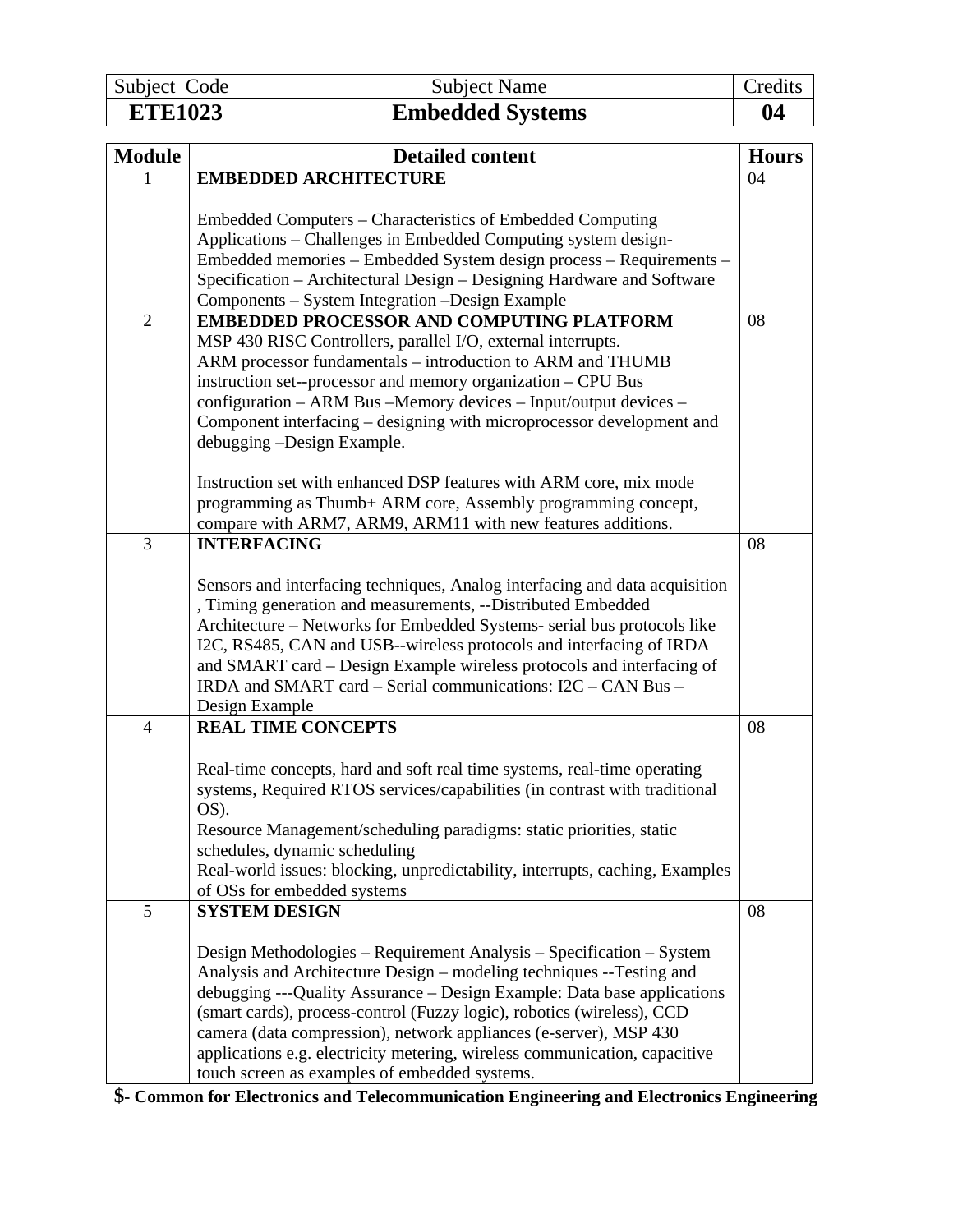| Subject Code | Subject Name | Credits |
|---|---|---|
| **ETE1023** | **Embedded Systems** | **04** |

| Module | Detailed content | Hours |
|---|---|---|
| 1 | **EMBEDDED ARCHITECTURE**<br><br>Embedded Computers – Characteristics of Embedded Computing Applications – Challenges in Embedded Computing system design- Embedded memories – Embedded System design process – Requirements – Specification – Architectural Design – Designing Hardware and Software Components – System Integration –Design Example | 04 |
| 2 | **EMBEDDED PROCESSOR AND COMPUTING PLATFORM**<br>MSP 430 RISC Controllers, parallel I/O, external interrupts.<br>ARM processor fundamentals – introduction to ARM and THUMB instruction set--processor and memory organization – CPU Bus configuration – ARM Bus –Memory devices – Input/output devices – Component interfacing – designing with microprocessor development and debugging –Design Example.<br><br>Instruction set with enhanced DSP features with ARM core, mix mode programming as Thumb+ ARM core, Assembly programming concept, compare with ARM7, ARM9, ARM11 with new features additions. | 08 |
| 3 | **INTERFACING**<br><br>Sensors and interfacing techniques, Analog interfacing and data acquisition , Timing generation and measurements, --Distributed Embedded Architecture – Networks for Embedded Systems- serial bus protocols like I2C, RS485, CAN and USB--wireless protocols and interfacing of IRDA and SMART card – Design Example wireless protocols and interfacing of IRDA and SMART card – Serial communications: I2C – CAN Bus – Design Example | 08 |
| 4 | **REAL TIME CONCEPTS**<br><br>Real-time concepts, hard and soft real time systems, real-time operating systems, Required RTOS services/capabilities (in contrast with traditional OS).<br>Resource Management/scheduling paradigms: static priorities, static schedules, dynamic scheduling<br>Real-world issues: blocking, unpredictability, interrupts, caching, Examples of OSs for embedded systems | 08 |
| 5 | **SYSTEM DESIGN**<br><br>Design Methodologies – Requirement Analysis – Specification – System Analysis and Architecture Design – modeling techniques --Testing and debugging ---Quality Assurance – Design Example: Data base applications (smart cards), process-control (Fuzzy logic), robotics (wireless), CCD camera (data compression), network appliances (e-server), MSP 430 applications e.g. electricity metering, wireless communication, capacitive touch screen as examples of embedded systems. | 08 |

**$- Common for Electronics and Telecommunication Engineering and Electronics Engineering**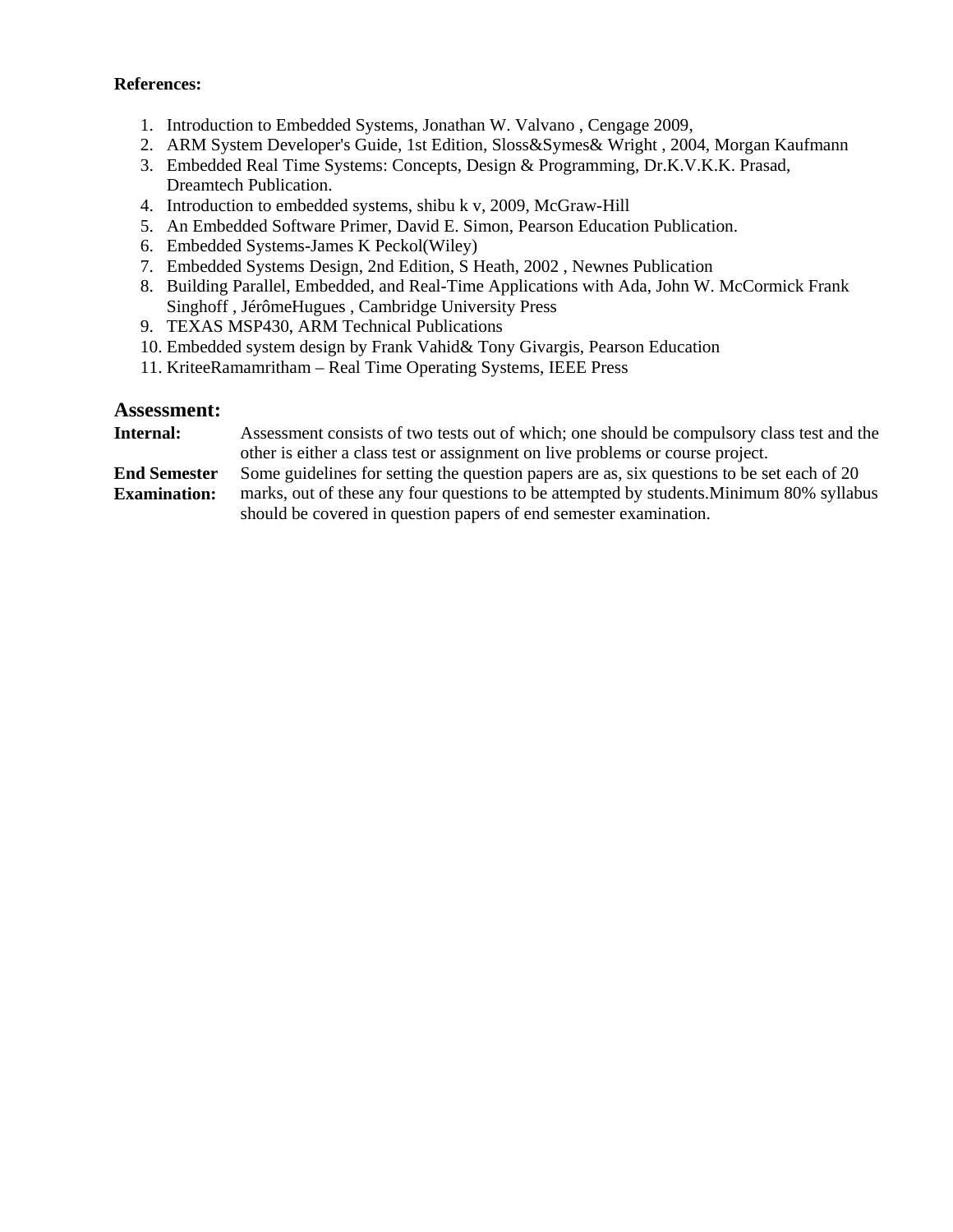**References:**

1. Introduction to Embedded Systems, Jonathan W. Valvano , Cengage 2009,
2. ARM System Developer's Guide, 1st Edition, Sloss&Symes& Wright , 2004, Morgan Kaufmann
3. Embedded Real Time Systems: Concepts, Design & Programming, Dr.K.V.K.K. Prasad, Dreamtech Publication.
4. Introduction to embedded systems, shibu k v, 2009, McGraw-Hill
5. An Embedded Software Primer, David E. Simon, Pearson Education Publication.
6. Embedded Systems-James K Peckol(Wiley)
7. Embedded Systems Design, 2nd Edition, S Heath, 2002 , Newnes Publication
8. Building Parallel, Embedded, and Real-Time Applications with Ada, John W. McCormick Frank Singhoff , JérômeHugues , Cambridge University Press
9. TEXAS MSP430, ARM Technical Publications
10. Embedded system design by Frank Vahid& Tony Givargis, Pearson Education
11. KriteeRamamritham – Real Time Operating Systems, IEEE Press

## Assessment:

**Internal:** Assessment consists of two tests out of which; one should be compulsory class test and the other is either a class test or assignment on live problems or course project.

**End Semester Examination:** Some guidelines for setting the question papers are as, six questions to be set each of 20 marks, out of these any four questions to be attempted by students.Minimum 80% syllabus should be covered in question papers of end semester examination.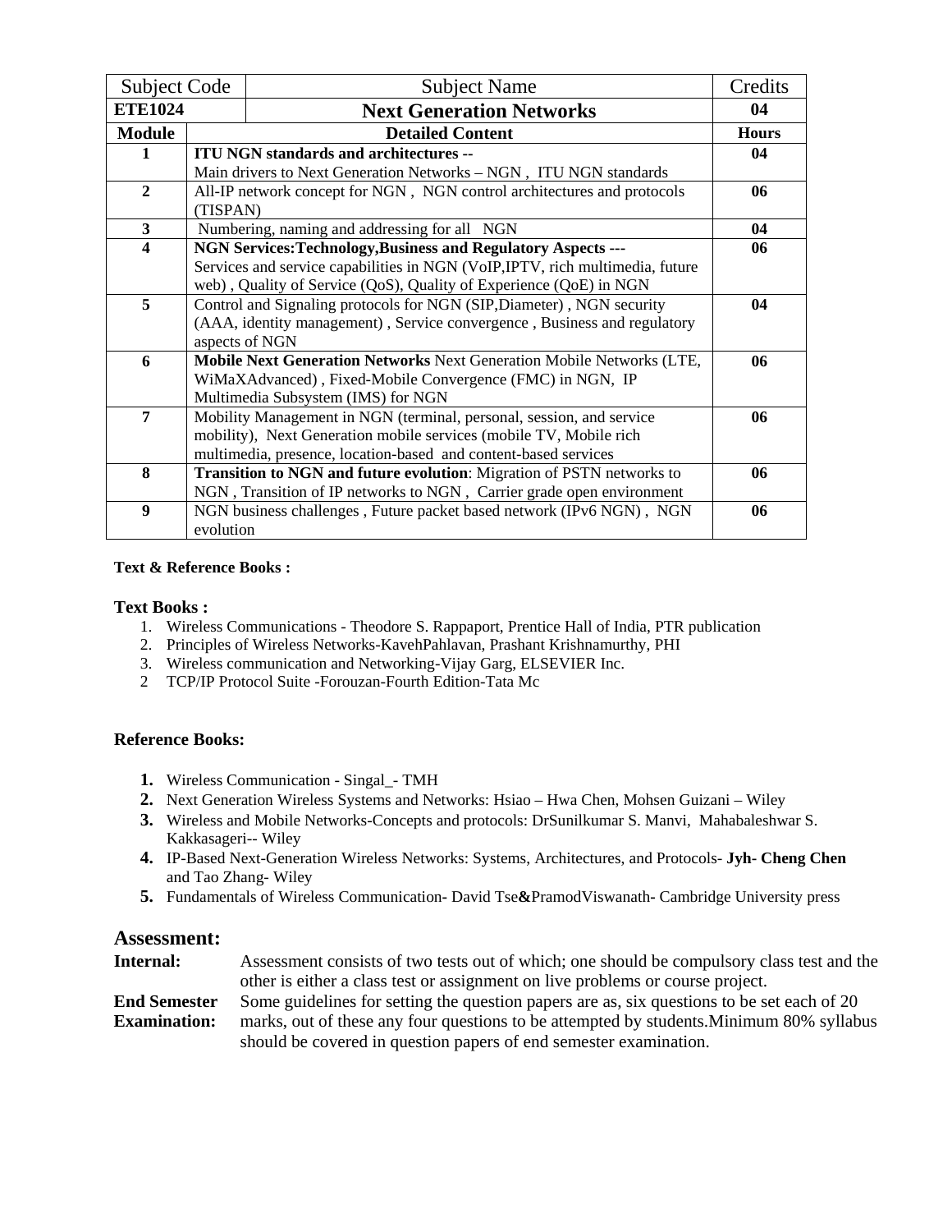| Subject Code | Subject Name | Credits |
|---|---|---|
| **ETE1024** | **Next Generation Networks** | **04** |
| **Module** | **Detailed Content** | **Hours** |
| **1** | **ITU NGN standards and architectures --** Main drivers to Next Generation Networks – NGN , ITU NGN standards | **04** |
| **2** | All-IP network concept for NGN , NGN control architectures and protocols (TISPAN) | **06** |
| **3** | Numbering, naming and addressing for all NGN | **04** |
| **4** | **NGN Services:Technology,Business and Regulatory Aspects ---** Services and service capabilities in NGN (VoIP,IPTV, rich multimedia, future web) , Quality of Service (QoS), Quality of Experience (QoE) in NGN | **06** |
| **5** | Control and Signaling protocols for NGN (SIP,Diameter) , NGN security (AAA, identity management) , Service convergence , Business and regulatory aspects of NGN | **04** |
| **6** | **Mobile Next Generation Networks** Next Generation Mobile Networks (LTE, WiMaXAdvanced) , Fixed-Mobile Convergence (FMC) in NGN, IP Multimedia Subsystem (IMS) for NGN | **06** |
| **7** | Mobility Management in NGN (terminal, personal, session, and service mobility), Next Generation mobile services (mobile TV, Mobile rich multimedia, presence, location-based and content-based services | **06** |
| **8** | **Transition to NGN and future evolution**: Migration of PSTN networks to NGN , Transition of IP networks to NGN , Carrier grade open environment | **06** |
| **9** | NGN business challenges , Future packet based network (IPv6 NGN) , NGN evolution | **06** |

**Text & Reference Books :**

**Text Books :**

1. Wireless Communications - Theodore S. Rappaport, Prentice Hall of India, PTR publication
2. Principles of Wireless Networks-KavehPahlavan, Prashant Krishnamurthy, PHI
3. Wireless communication and Networking-Vijay Garg, ELSEVIER Inc.
2 TCP/IP Protocol Suite -Forouzan-Fourth Edition-Tata Mc

**Reference Books:**

1. Wireless Communication - Singal_- TMH
2. Next Generation Wireless Systems and Networks: Hsiao – Hwa Chen, Mohsen Guizani – Wiley
3. Wireless and Mobile Networks-Concepts and protocols: DrSunilkumar S. Manvi, Mahabaleshwar S. Kakkasageri-- Wiley
4. IP-Based Next-Generation Wireless Networks: Systems, Architectures, and Protocols- **Jyh- Cheng Chen** and Tao Zhang- Wiley
5. Fundamentals of Wireless Communication**-** David Tse**&**PramodViswanath**-** Cambridge University press

## Assessment:

**Internal:** Assessment consists of two tests out of which; one should be compulsory class test and the other is either a class test or assignment on live problems or course project.

**End Semester Examination:** Some guidelines for setting the question papers are as, six questions to be set each of 20 marks, out of these any four questions to be attempted by students.Minimum 80% syllabus should be covered in question papers of end semester examination.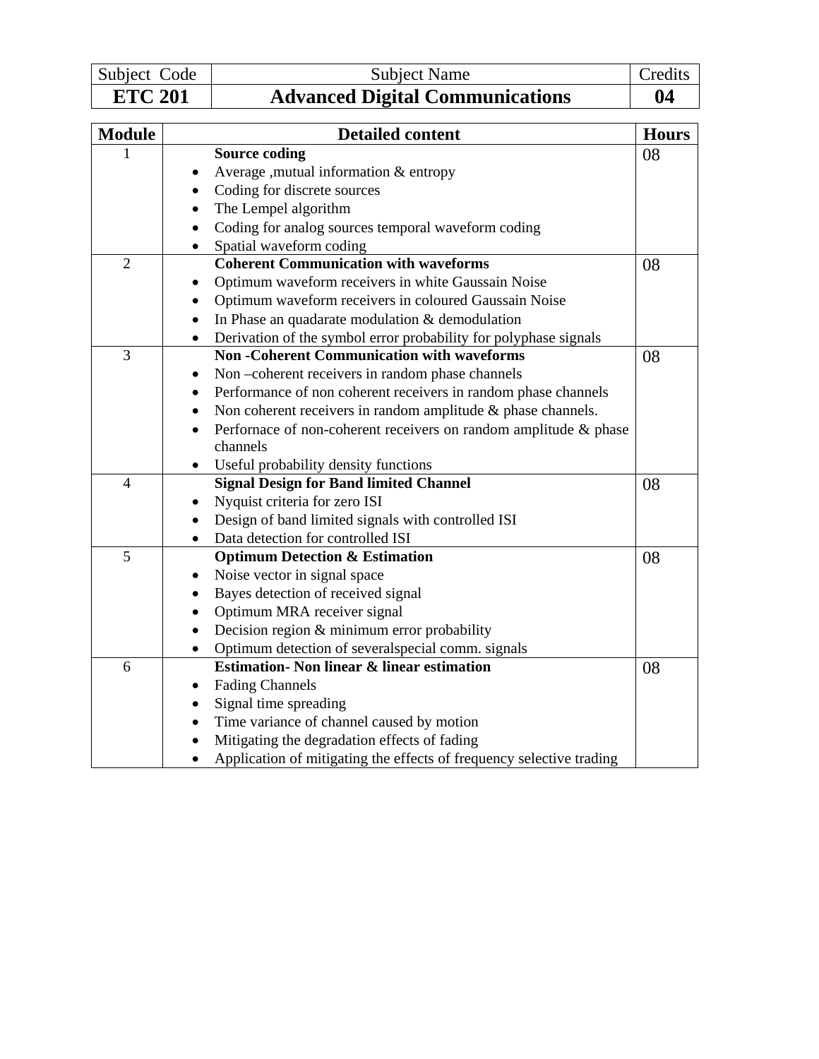| Subject Code | Subject Name | Credits |
|---|---|---|
| **ETC 201** | **Advanced Digital Communications** | **04** |

| Module | Detailed content | Hours |
|---|---|---|
| 1 | **Source coding**<br>• Average ,mutual information & entropy<br>• Coding for discrete sources<br>• The Lempel algorithm<br>• Coding for analog sources temporal waveform coding<br>• Spatial waveform coding | 08 |
| 2 | **Coherent Communication with waveforms**<br>• Optimum waveform receivers in white Gaussain Noise<br>• Optimum waveform receivers in coloured Gaussain Noise<br>• In Phase an quadarate modulation & demodulation<br>• Derivation of the symbol error probability for polyphase signals | 08 |
| 3 | **Non -Coherent Communication with waveforms**<br>• Non –coherent receivers in random phase channels<br>• Performance of non coherent receivers in random phase channels<br>• Non coherent receivers in random amplitude & phase channels.<br>• Perfornace of non-coherent receivers on random amplitude & phase channels<br>• Useful probability density functions | 08 |
| 4 | **Signal Design for Band limited Channel**<br>• Nyquist criteria for zero ISI<br>• Design of band limited signals with controlled ISI<br>• Data detection for controlled ISI | 08 |
| 5 | **Optimum Detection & Estimation**<br>• Noise vector in signal space<br>• Bayes detection of received signal<br>• Optimum MRA receiver signal<br>• Decision region & minimum error probability<br>• Optimum detection of severalspecial comm. signals | 08 |
| 6 | **Estimation- Non linear & linear estimation**<br>• Fading Channels<br>• Signal time spreading<br>• Time variance of channel caused by motion<br>• Mitigating the degradation effects of fading<br>• Application of mitigating the effects of frequency selective trading | 08 |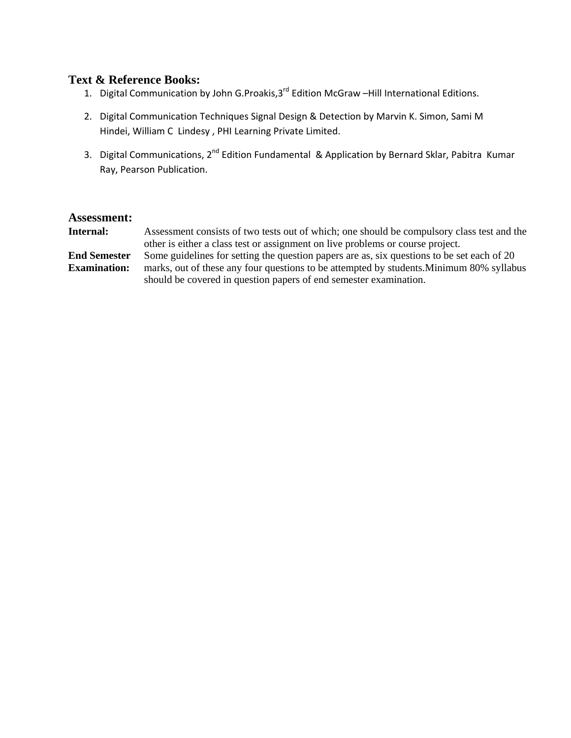## Text & Reference Books:

1. Digital Communication by John G.Proakis,3rd Edition McGraw –Hill International Editions.
2. Digital Communication Techniques Signal Design & Detection by Marvin K. Simon, Sami M Hindei, William C Lindesy , PHI Learning Private Limited.
3. Digital Communications, 2nd Edition Fundamental & Application by Bernard Sklar, Pabitra Kumar Ray, Pearson Publication.

## Assessment:

**Internal:** Assessment consists of two tests out of which; one should be compulsory class test and the other is either a class test or assignment on live problems or course project.

**End Semester Examination:** Some guidelines for setting the question papers are as, six questions to be set each of 20 marks, out of these any four questions to be attempted by students.Minimum 80% syllabus should be covered in question papers of end semester examination.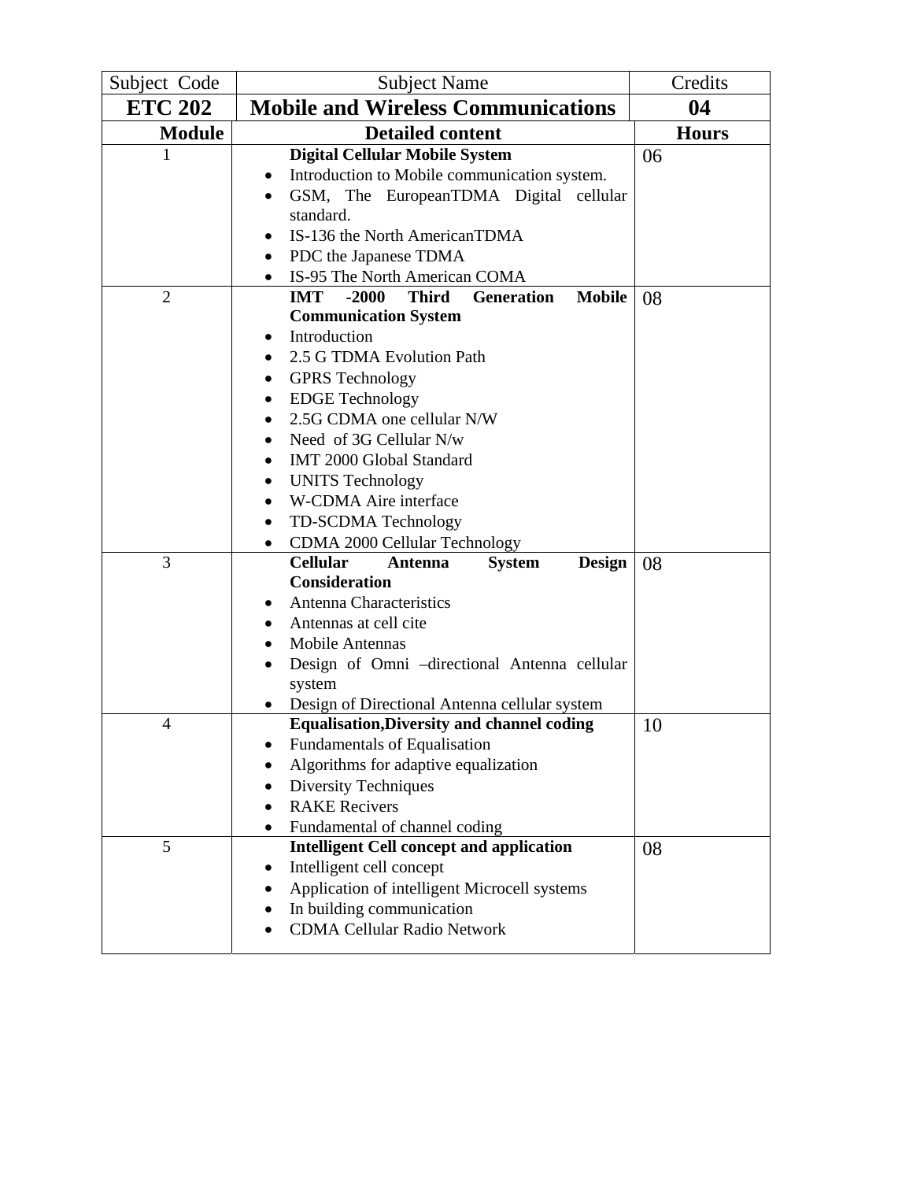| Subject Code | Subject Name | Credits |
| --- | --- | --- |
| **ETC 202** | **Mobile and Wireless Communications** | **04** |
| **Module** | **Detailed content** | **Hours** |
| 1 | **Digital Cellular Mobile System**<br>• Introduction to Mobile communication system.<br>• GSM, The EuropeanTDMA Digital cellular standard.<br>• IS-136 the North AmericanTDMA<br>• PDC the Japanese TDMA<br>• IS-95 The North American COMA | 06 |
| 2 | **IMT -2000 Third Generation Mobile Communication System**<br>• Introduction<br>• 2.5 G TDMA Evolution Path<br>• GPRS Technology<br>• EDGE Technology<br>• 2.5G CDMA one cellular N/W<br>• Need of 3G Cellular N/w<br>• IMT 2000 Global Standard<br>• UNITS Technology<br>• W-CDMA Aire interface<br>• TD-SCDMA Technology<br>• CDMA 2000 Cellular Technology | 08 |
| 3 | **Cellular Antenna System Design Consideration**<br>• Antenna Characteristics<br>• Antennas at cell cite<br>• Mobile Antennas<br>• Design of Omni –directional Antenna cellular system<br>• Design of Directional Antenna cellular system | 08 |
| 4 | **Equalisation,Diversity and channel coding**<br>• Fundamentals of Equalisation<br>• Algorithms for adaptive equalization<br>• Diversity Techniques<br>• RAKE Recivers<br>• Fundamental of channel coding | 10 |
| 5 | **Intelligent Cell concept and application**<br>• Intelligent cell concept<br>• Application of intelligent Microcell systems<br>• In building communication<br>• CDMA Cellular Radio Network | 08 |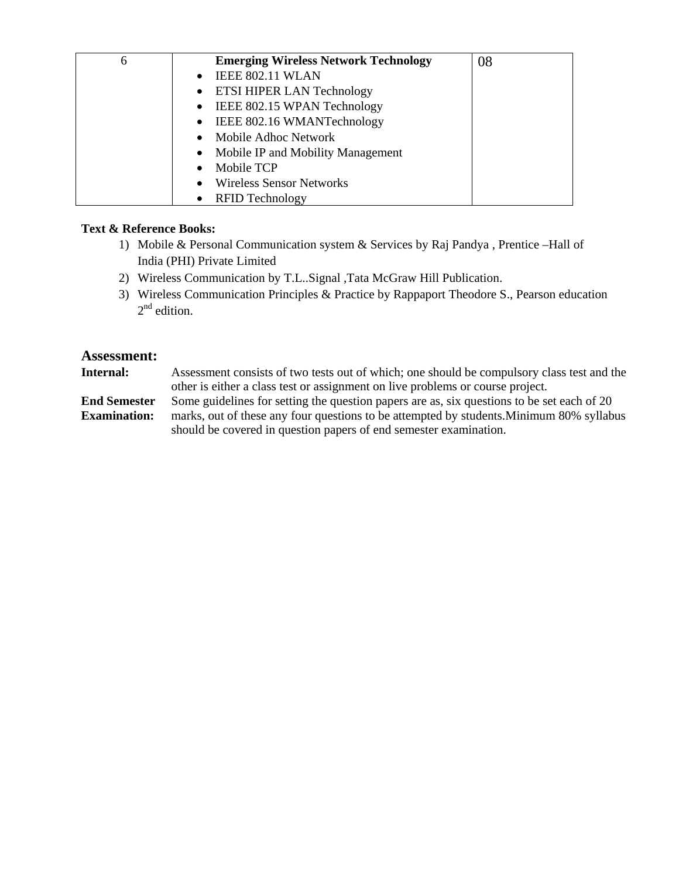| 6 | **Emerging Wireless Network Technology**<br>• IEEE 802.11 WLAN<br>• ETSI HIPER LAN Technology<br>• IEEE 802.15 WPAN Technology<br>• IEEE 802.16 WMANTechnology<br>• Mobile Adhoc Network<br>• Mobile IP and Mobility Management<br>• Mobile TCP<br>• Wireless Sensor Networks<br>• RFID Technology | 08 |
|---|---|---|

**Text & Reference Books:**

1) Mobile & Personal Communication system & Services by Raj Pandya , Prentice –Hall of India (PHI) Private Limited
2) Wireless Communication by T.L..Signal ,Tata McGraw Hill Publication.
3) Wireless Communication Principles & Practice by Rappaport Theodore S., Pearson education 2nd edition.

## Assessment:

**Internal:** Assessment consists of two tests out of which; one should be compulsory class test and the other is either a class test or assignment on live problems or course project.

**End Semester Examination:** Some guidelines for setting the question papers are as, six questions to be set each of 20 marks, out of these any four questions to be attempted by students.Minimum 80% syllabus should be covered in question papers of end semester examination.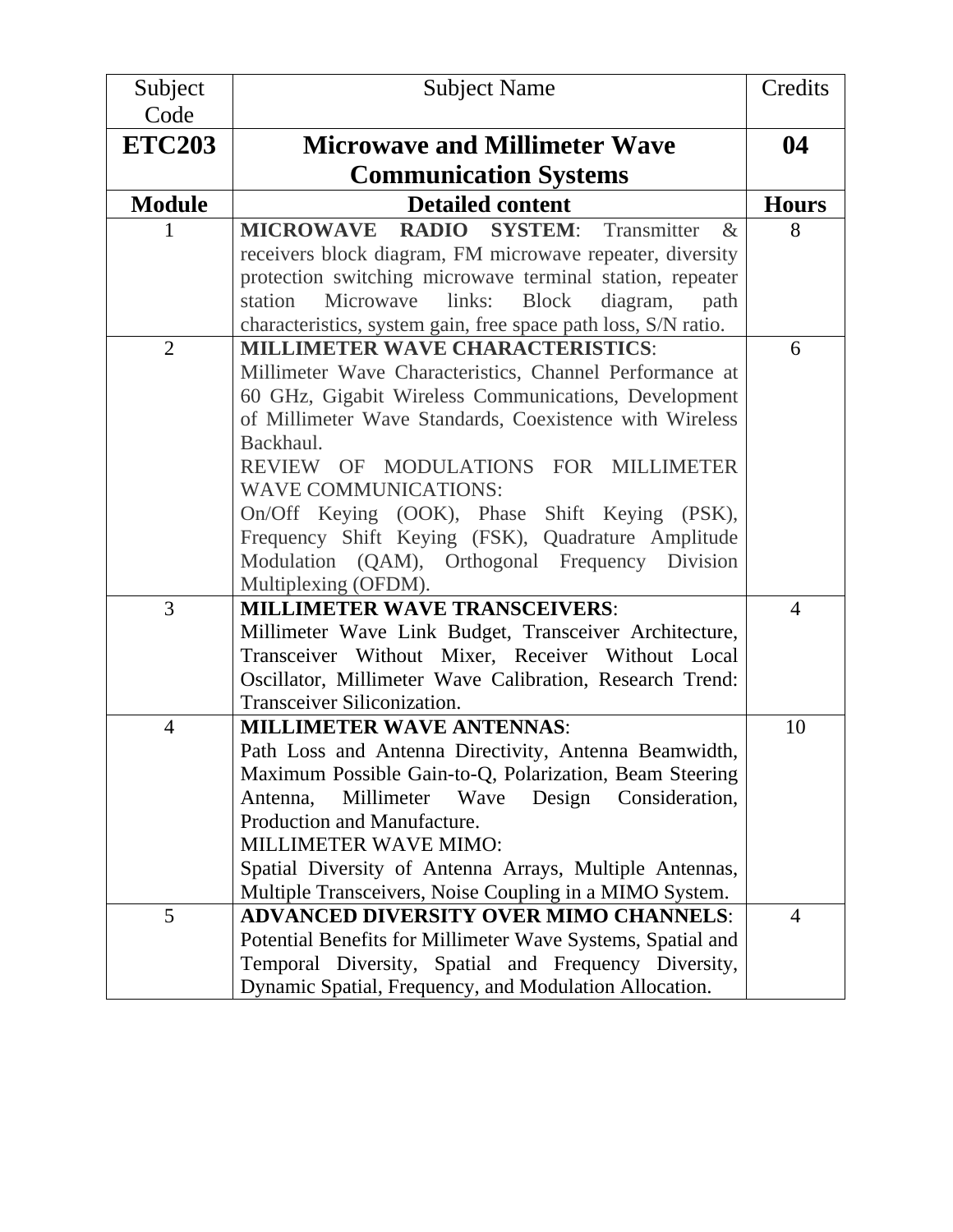| Subject Code | Subject Name | Credits |
|---|---|---|
| **ETC203** | **Microwave and Millimeter Wave Communication Systems** | **04** |
| **Module** | **Detailed content** | **Hours** |
| 1 | **MICROWAVE RADIO SYSTEM**: Transmitter & receivers block diagram, FM microwave repeater, diversity protection switching microwave terminal station, repeater station Microwave links: Block diagram, path characteristics, system gain, free space path loss, S/N ratio. | 8 |
| 2 | **MILLIMETER WAVE CHARACTERISTICS**: Millimeter Wave Characteristics, Channel Performance at 60 GHz, Gigabit Wireless Communications, Development of Millimeter Wave Standards, Coexistence with Wireless Backhaul. REVIEW OF MODULATIONS FOR MILLIMETER WAVE COMMUNICATIONS: On/Off Keying (OOK), Phase Shift Keying (PSK), Frequency Shift Keying (FSK), Quadrature Amplitude Modulation (QAM), Orthogonal Frequency Division Multiplexing (OFDM). | 6 |
| 3 | **MILLIMETER WAVE TRANSCEIVERS**: Millimeter Wave Link Budget, Transceiver Architecture, Transceiver Without Mixer, Receiver Without Local Oscillator, Millimeter Wave Calibration, Research Trend: Transceiver Siliconization. | 4 |
| 4 | **MILLIMETER WAVE ANTENNAS**: Path Loss and Antenna Directivity, Antenna Beamwidth, Maximum Possible Gain-to-Q, Polarization, Beam Steering Antenna, Millimeter Wave Design Consideration, Production and Manufacture. MILLIMETER WAVE MIMO: Spatial Diversity of Antenna Arrays, Multiple Antennas, Multiple Transceivers, Noise Coupling in a MIMO System. | 10 |
| 5 | **ADVANCED DIVERSITY OVER MIMO CHANNELS**: Potential Benefits for Millimeter Wave Systems, Spatial and Temporal Diversity, Spatial and Frequency Diversity, Dynamic Spatial, Frequency, and Modulation Allocation. | 4 |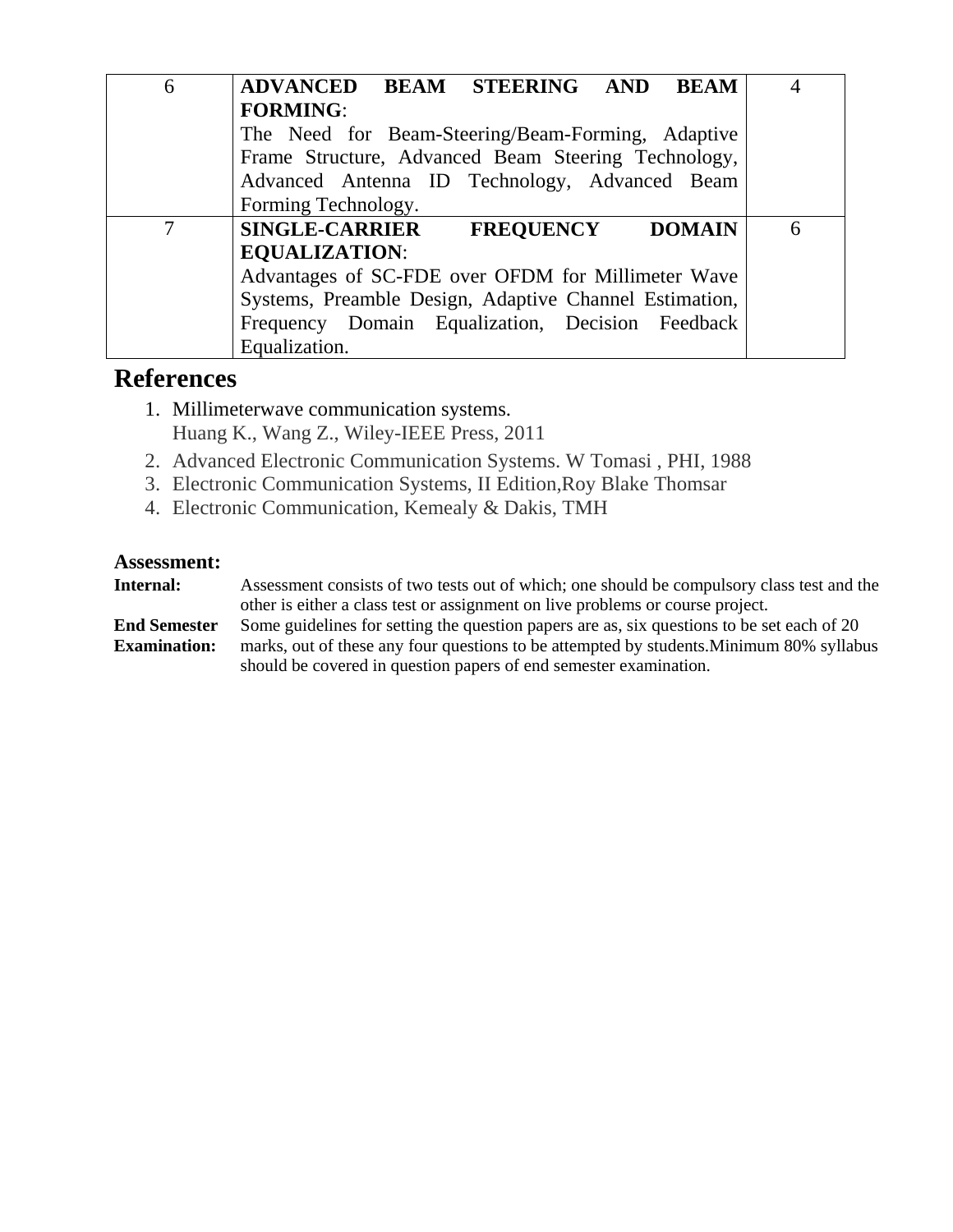| 6 | **ADVANCED BEAM STEERING AND BEAM FORMING**:<br>The Need for Beam-Steering/Beam-Forming, Adaptive Frame Structure, Advanced Beam Steering Technology, Advanced Antenna ID Technology, Advanced Beam Forming Technology. | 4 |
|---|---|---|
| 7 | **SINGLE-CARRIER FREQUENCY DOMAIN EQUALIZATION**:<br>Advantages of SC-FDE over OFDM for Millimeter Wave Systems, Preamble Design, Adaptive Channel Estimation, Frequency Domain Equalization, Decision Feedback Equalization. | 6 |

## References

1. Millimeterwave communication systems.
   Huang K., Wang Z., Wiley-IEEE Press, 2011
2. Advanced Electronic Communication Systems. W Tomasi , PHI, 1988
3. Electronic Communication Systems, II Edition,Roy Blake Thomsar
4. Electronic Communication, Kemealy & Dakis, TMH

### Assessment:

**Internal:** Assessment consists of two tests out of which; one should be compulsory class test and the other is either a class test or assignment on live problems or course project.

**End Semester Examination:** Some guidelines for setting the question papers are as, six questions to be set each of 20 marks, out of these any four questions to be attempted by students.Minimum 80% syllabus should be covered in question papers of end semester examination.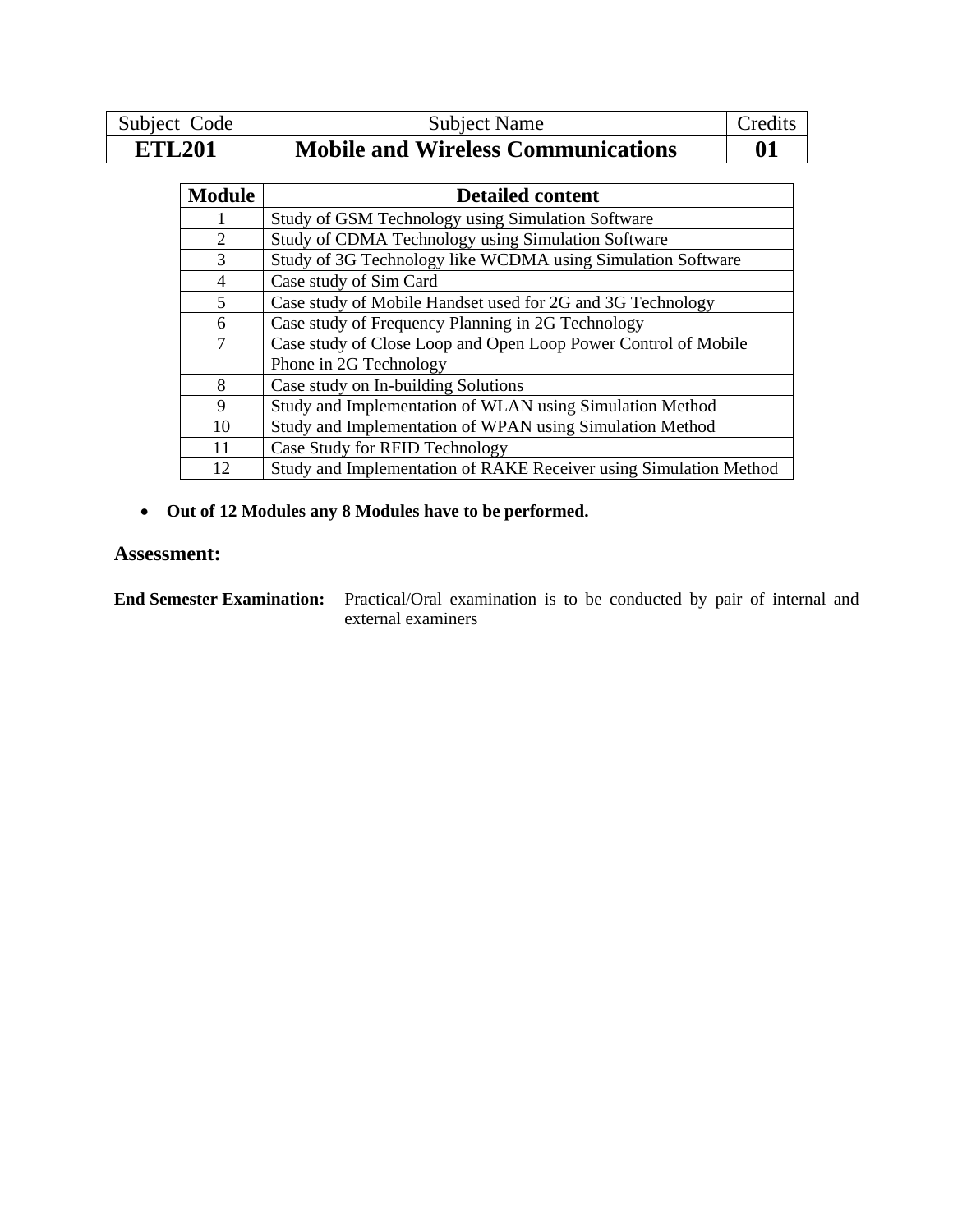| Subject Code | Subject Name | Credits |
|---|---|---|
| **ETL201** | **Mobile and Wireless Communications** | **01** |

| Module | Detailed content |
|---|---|
| 1 | Study of GSM Technology using Simulation Software |
| 2 | Study of CDMA Technology using Simulation Software |
| 3 | Study of 3G Technology like WCDMA using Simulation Software |
| 4 | Case study of Sim Card |
| 5 | Case study of Mobile Handset used for 2G and 3G Technology |
| 6 | Case study of Frequency Planning in 2G Technology |
| 7 | Case study of Close Loop and Open Loop Power Control of Mobile Phone in 2G Technology |
| 8 | Case study on In-building Solutions |
| 9 | Study and Implementation of WLAN using Simulation Method |
| 10 | Study and Implementation of WPAN using Simulation Method |
| 11 | Case Study for RFID Technology |
| 12 | Study and Implementation of RAKE Receiver using Simulation Method |

- **Out of 12 Modules any 8 Modules have to be performed.**

## Assessment:

**End Semester Examination:** Practical/Oral examination is to be conducted by pair of internal and external examiners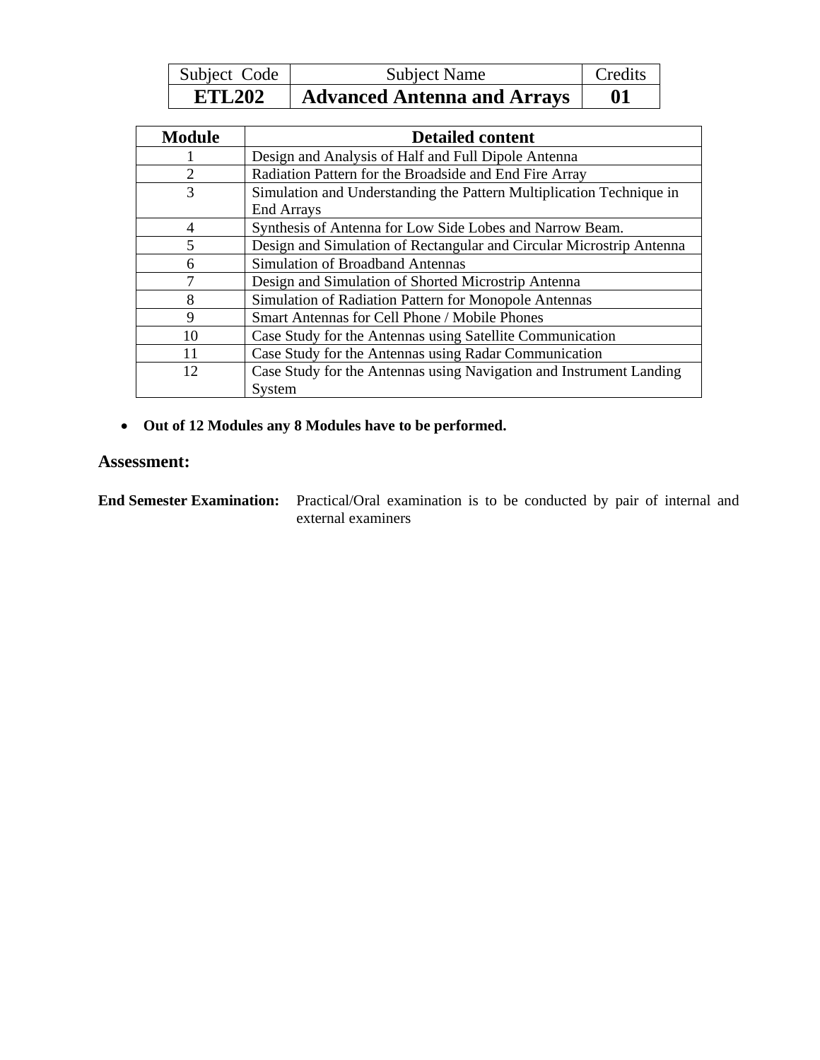| Subject Code | Subject Name | Credits |
|---|---|---|
| **ETL202** | **Advanced Antenna and Arrays** | **01** |

| Module | Detailed content |
|---|---|
| 1 | Design and Analysis of Half and Full Dipole Antenna |
| 2 | Radiation Pattern for the Broadside and End Fire Array |
| 3 | Simulation and Understanding the Pattern Multiplication Technique in End Arrays |
| 4 | Synthesis of Antenna for Low Side Lobes and Narrow Beam. |
| 5 | Design and Simulation of Rectangular and Circular Microstrip Antenna |
| 6 | Simulation of Broadband Antennas |
| 7 | Design and Simulation of Shorted Microstrip Antenna |
| 8 | Simulation of Radiation Pattern for Monopole Antennas |
| 9 | Smart Antennas for Cell Phone / Mobile Phones |
| 10 | Case Study for the Antennas using Satellite Communication |
| 11 | Case Study for the Antennas using Radar Communication |
| 12 | Case Study for the Antennas using Navigation and Instrument Landing System |

- **Out of 12 Modules any 8 Modules have to be performed.**

## Assessment:

**End Semester Examination:** Practical/Oral examination is to be conducted by pair of internal and external examiners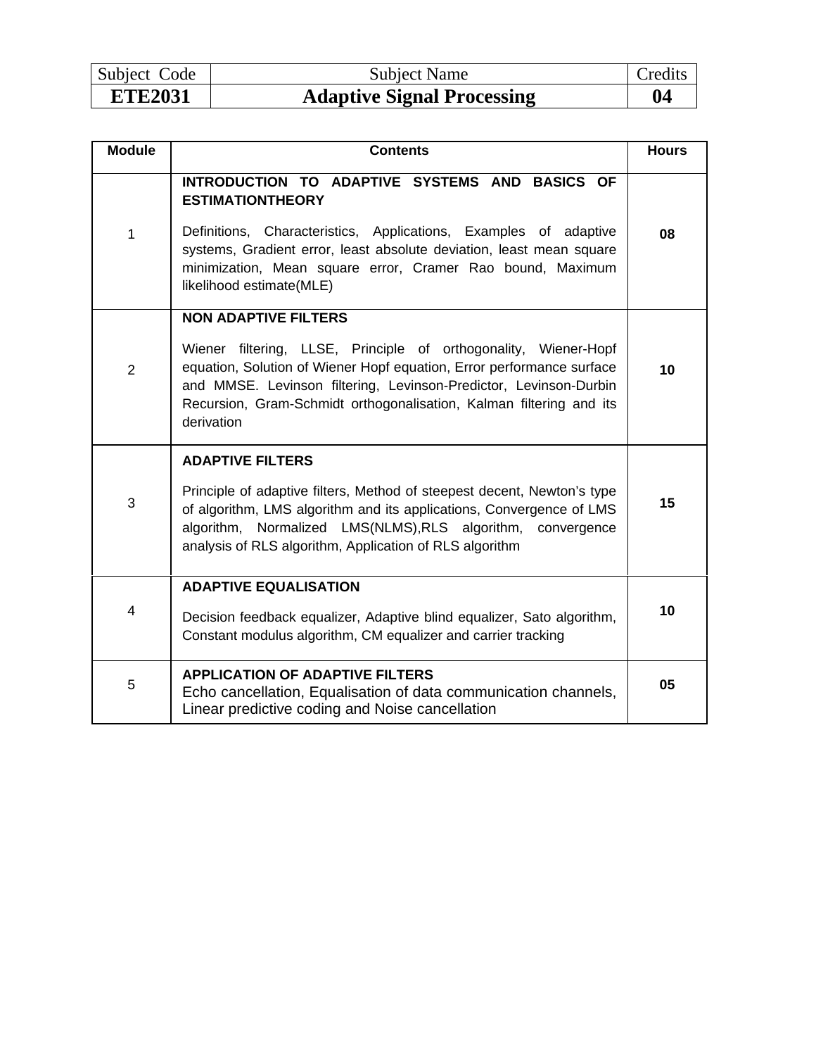| Subject Code | Subject Name | Credits |
|---|---|---|
| **ETE2031** | **Adaptive Signal Processing** | **04** |

| Module | Contents | Hours |
|---|---|---|
| 1 | **INTRODUCTION TO ADAPTIVE SYSTEMS AND BASICS OF ESTIMATIONTHEORY**<br><br>Definitions, Characteristics, Applications, Examples of adaptive systems, Gradient error, least absolute deviation, least mean square minimization, Mean square error, Cramer Rao bound, Maximum likelihood estimate(MLE) | **08** |
| 2 | **NON ADAPTIVE FILTERS**<br><br>Wiener filtering, LLSE, Principle of orthogonality, Wiener-Hopf equation, Solution of Wiener Hopf equation, Error performance surface and MMSE. Levinson filtering, Levinson-Predictor, Levinson-Durbin Recursion, Gram-Schmidt orthogonalisation, Kalman filtering and its derivation | **10** |
| 3 | **ADAPTIVE FILTERS**<br><br>Principle of adaptive filters, Method of steepest decent, Newton's type of algorithm, LMS algorithm and its applications, Convergence of LMS algorithm, Normalized LMS(NLMS),RLS algorithm, convergence analysis of RLS algorithm, Application of RLS algorithm | **15** |
| 4 | **ADAPTIVE EQUALISATION**<br><br>Decision feedback equalizer, Adaptive blind equalizer, Sato algorithm, Constant modulus algorithm, CM equalizer and carrier tracking | **10** |
| 5 | **APPLICATION OF ADAPTIVE FILTERS**<br>Echo cancellation, Equalisation of data communication channels, Linear predictive coding and Noise cancellation | **05** |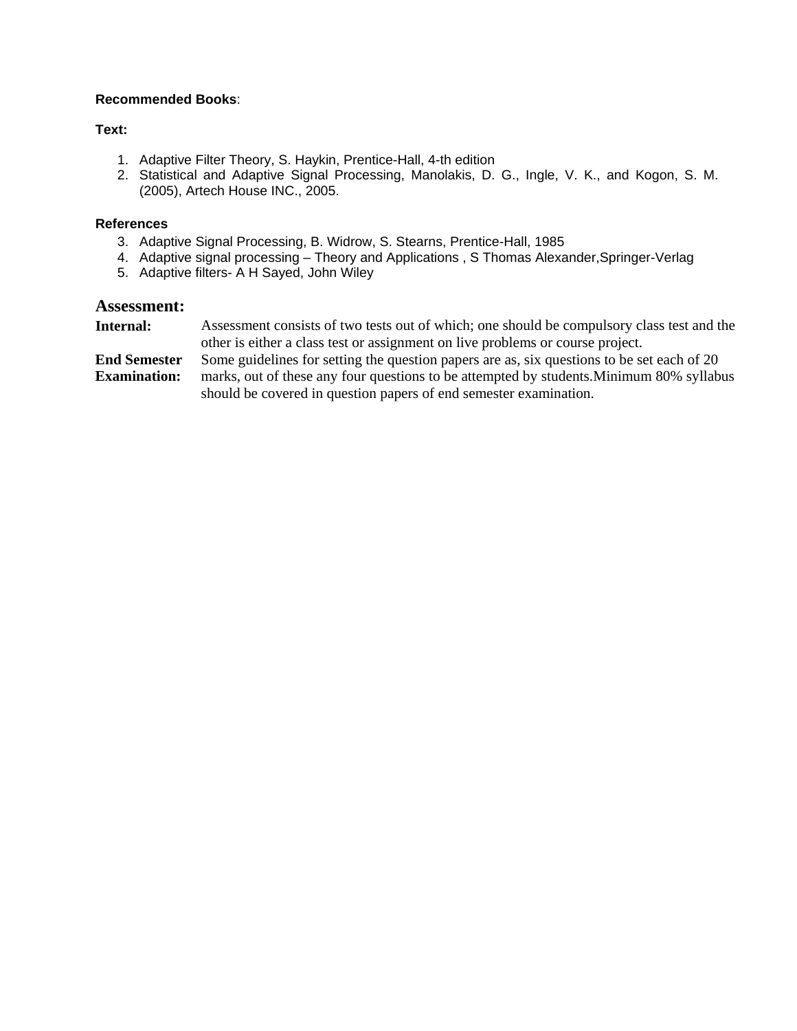**Recommended Books**:

**Text:**

1. Adaptive Filter Theory, S. Haykin, Prentice-Hall, 4-th edition
2. Statistical and Adaptive Signal Processing, Manolakis, D. G., Ingle, V. K., and Kogon, S. M. (2005), Artech House INC., 2005.

**References**

3. Adaptive Signal Processing, B. Widrow, S. Stearns, Prentice-Hall, 1985
4. Adaptive signal processing – Theory and Applications , S Thomas Alexander,Springer-Verlag
5. Adaptive filters- A H Sayed, John Wiley

## Assessment:

**Internal:** Assessment consists of two tests out of which; one should be compulsory class test and the other is either a class test or assignment on live problems or course project.

**End Semester Examination:** Some guidelines for setting the question papers are as, six questions to be set each of 20 marks, out of these any four questions to be attempted by students.Minimum 80% syllabus should be covered in question papers of end semester examination.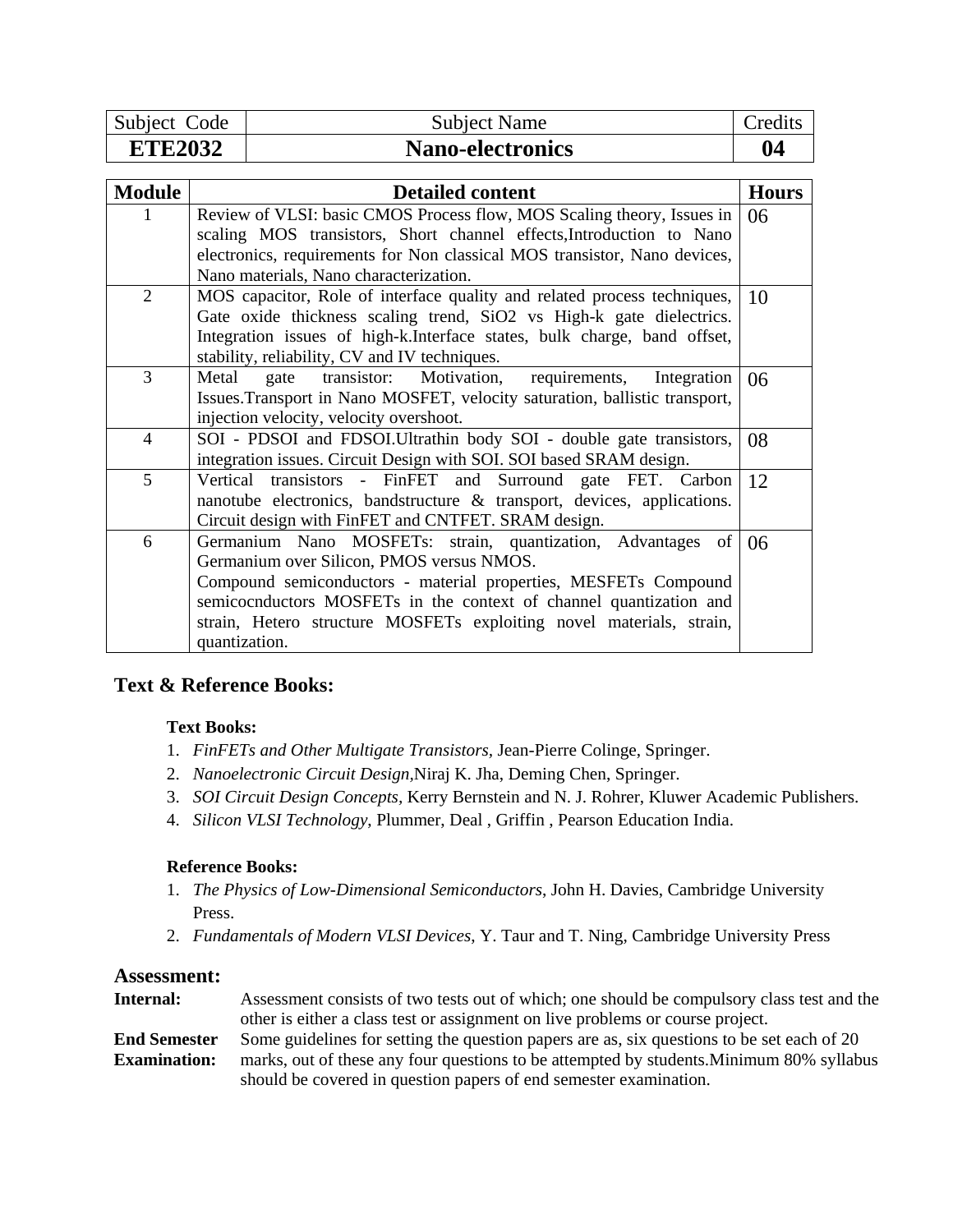| Subject Code | Subject Name | Credits |
| --- | --- | --- |
| **ETE2032** | **Nano-electronics** | **04** |

| Module | Detailed content | Hours |
| --- | --- | --- |
| 1 | Review of VLSI: basic CMOS Process flow, MOS Scaling theory, Issues in scaling MOS transistors, Short channel effects,Introduction to Nano electronics, requirements for Non classical MOS transistor, Nano devices, Nano materials, Nano characterization. | 06 |
| 2 | MOS capacitor, Role of interface quality and related process techniques, Gate oxide thickness scaling trend, $SiO_2$ vs High-k gate dielectrics. Integration issues of high-k.Interface states, bulk charge, band offset, stability, reliability, CV and IV techniques. | 10 |
| 3 | Metal gate transistor: Motivation, requirements, Integration Issues.Transport in Nano MOSFET, velocity saturation, ballistic transport, injection velocity, velocity overshoot. | 06 |
| 4 | SOI - PDSOI and FDSOI.Ultrathin body SOI - double gate transistors, integration issues. Circuit Design with SOI. SOI based SRAM design. | 08 |
| 5 | Vertical transistors - FinFET and Surround gate FET. Carbon nanotube electronics, bandstructure & transport, devices, applications. Circuit design with FinFET and CNTFET. SRAM design. | 12 |
| 6 | Germanium Nano MOSFETs: strain, quantization, Advantages of Germanium over Silicon, PMOS versus NMOS.<br>Compound semiconductors - material properties, MESFETs Compound semicocnductors MOSFETs in the context of channel quantization and strain, Hetero structure MOSFETs exploiting novel materials, strain, quantization. | 06 |

## Text & Reference Books:

**Text Books:**

1. *FinFETs and Other Multigate Transistors,* Jean-Pierre Colinge, Springer.
2. *Nanoelectronic Circuit Design,*Niraj K. Jha, Deming Chen, Springer.
3. *SOI Circuit Design Concepts,* Kerry Bernstein and N. J. Rohrer, Kluwer Academic Publishers.
4. *Silicon VLSI Technology,* Plummer, Deal , Griffin , Pearson Education India.

**Reference Books:**

1. *The Physics of Low-Dimensional Semiconductors*, John H. Davies, Cambridge University Press.
2. *Fundamentals of Modern VLSI Devices*, Y. Taur and T. Ning, Cambridge University Press

## Assessment:

**Internal:** Assessment consists of two tests out of which; one should be compulsory class test and the other is either a class test or assignment on live problems or course project.

**End Semester Examination:** Some guidelines for setting the question papers are as, six questions to be set each of 20 marks, out of these any four questions to be attempted by students.Minimum 80% syllabus should be covered in question papers of end semester examination.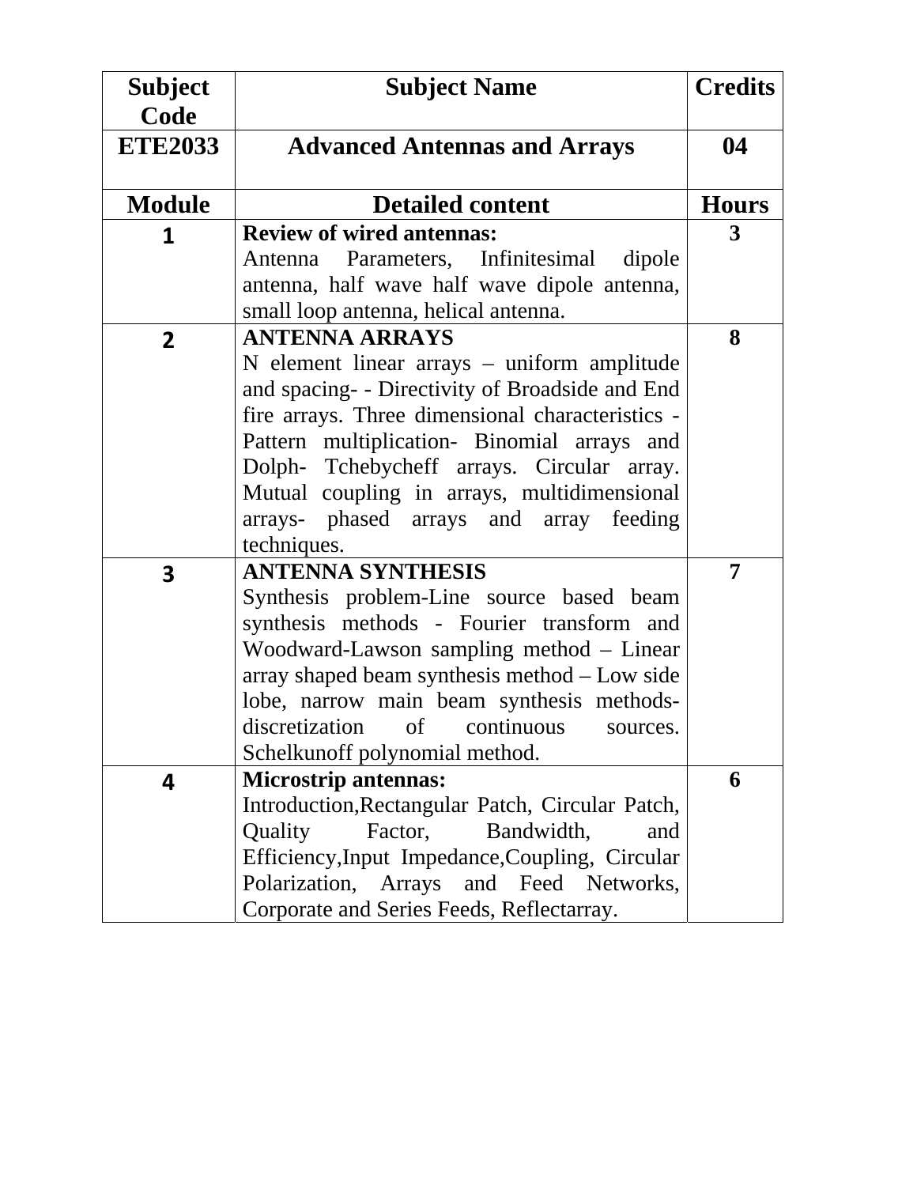| Subject Code | Subject Name | Credits |
|---|---|---|
| ETE2033 | Advanced Antennas and Arrays | 04 |
| **Module** | **Detailed content** | **Hours** |
| 1 | **Review of wired antennas:** Antenna Parameters, Infinitesimal dipole antenna, half wave half wave dipole antenna, small loop antenna, helical antenna. | 3 |
| 2 | **ANTENNA ARRAYS** N element linear arrays – uniform amplitude and spacing- - Directivity of Broadside and End fire arrays. Three dimensional characteristics - Pattern multiplication- Binomial arrays and Dolph- Tchebycheff arrays. Circular array. Mutual coupling in arrays, multidimensional arrays- phased arrays and array feeding techniques. | 8 |
| 3 | **ANTENNA SYNTHESIS** Synthesis problem-Line source based beam synthesis methods - Fourier transform and Woodward-Lawson sampling method – Linear array shaped beam synthesis method – Low side lobe, narrow main beam synthesis methods- discretization of continuous sources. Schelkunoff polynomial method. | 7 |
| 4 | **Microstrip antennas:** Introduction,Rectangular Patch, Circular Patch, Quality Factor, Bandwidth, and Efficiency,Input Impedance,Coupling, Circular Polarization, Arrays and Feed Networks, Corporate and Series Feeds, Reflectarray. | 6 |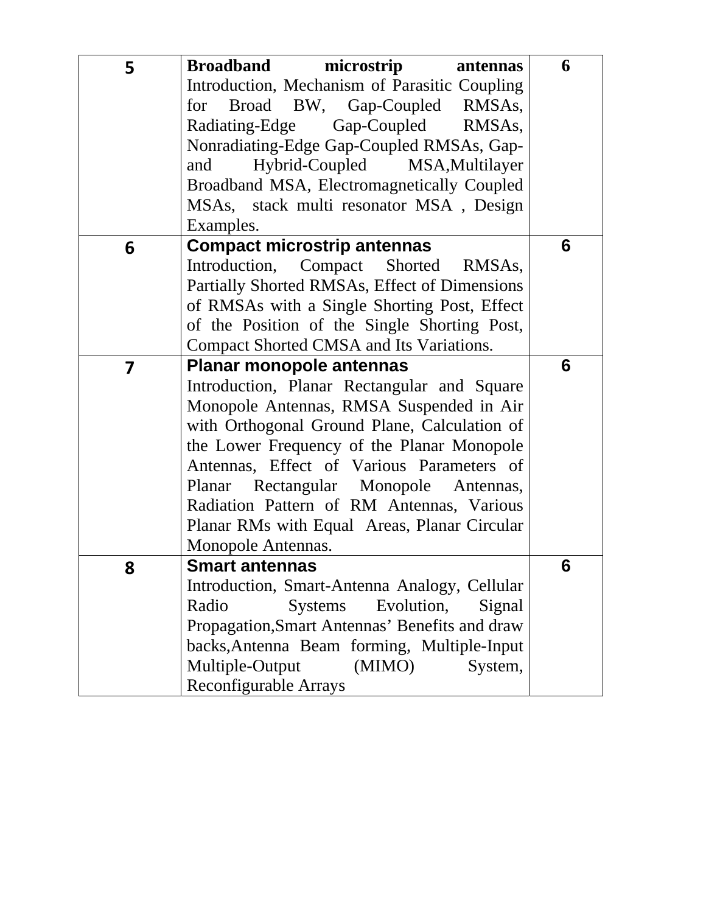| | | |
|---|---|---|
| 5 | **Broadband microstrip antennas** Introduction, Mechanism of Parasitic Coupling for Broad BW, Gap-Coupled RMSAs, Radiating-Edge Gap-Coupled RMSAs, Nonradiating-Edge Gap-Coupled RMSAs, Gap- and Hybrid-Coupled MSA,Multilayer Broadband MSA, Electromagnetically Coupled MSAs, stack multi resonator MSA , Design Examples. | 6 |
| 6 | **Compact microstrip antennas** Introduction, Compact Shorted RMSAs, Partially Shorted RMSAs, Effect of Dimensions of RMSAs with a Single Shorting Post, Effect of the Position of the Single Shorting Post, Compact Shorted CMSA and Its Variations. | 6 |
| 7 | **Planar monopole antennas** Introduction, Planar Rectangular and Square Monopole Antennas, RMSA Suspended in Air with Orthogonal Ground Plane, Calculation of the Lower Frequency of the Planar Monopole Antennas, Effect of Various Parameters of Planar Rectangular Monopole Antennas, Radiation Pattern of RM Antennas, Various Planar RMs with Equal Areas, Planar Circular Monopole Antennas. | 6 |
| 8 | **Smart antennas** Introduction, Smart-Antenna Analogy, Cellular Radio Systems Evolution, Signal Propagation,Smart Antennas' Benefits and draw backs,Antenna Beam forming, Multiple-Input Multiple-Output (MIMO) System, Reconfigurable Arrays | 6 |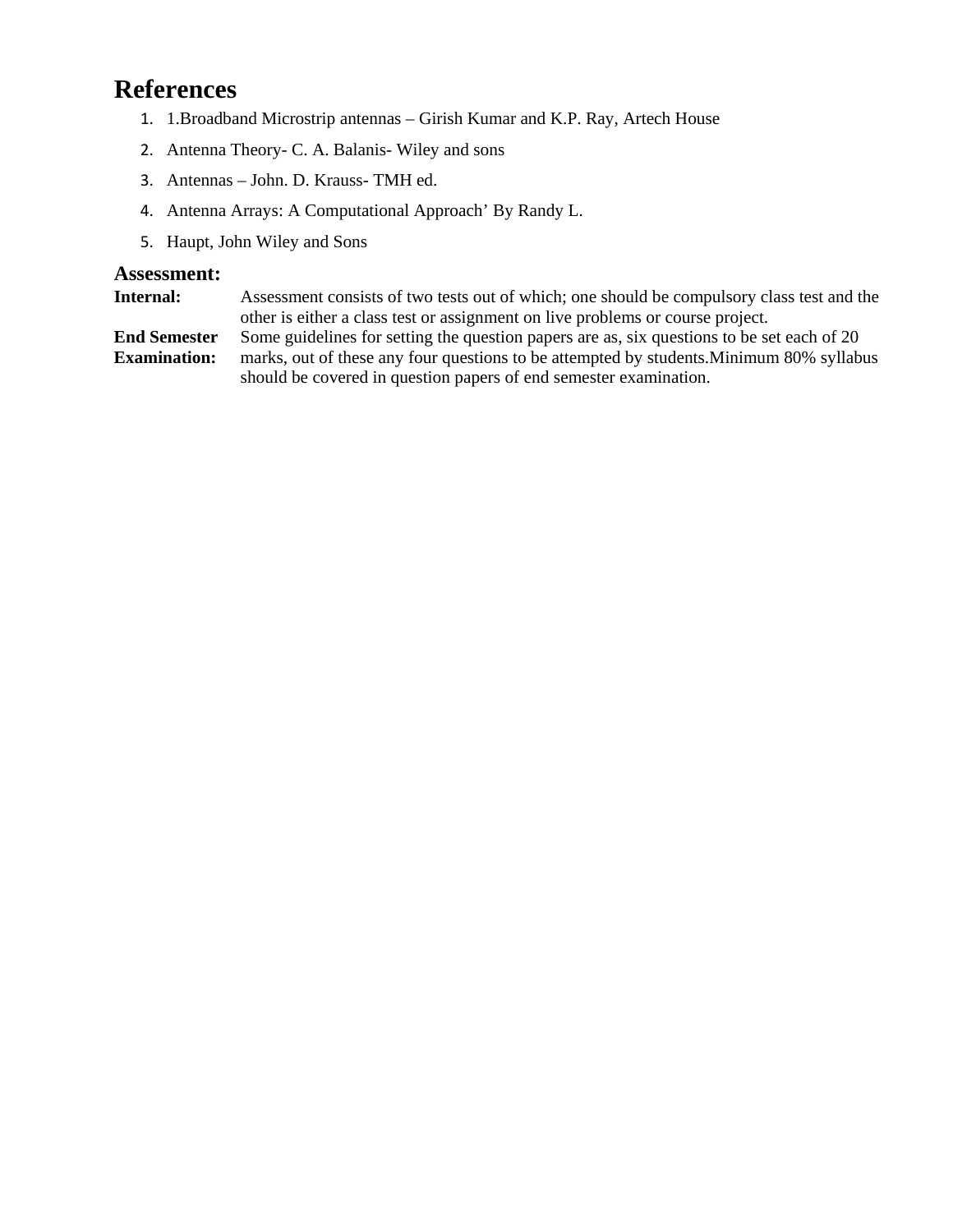# References

1. 1.Broadband Microstrip antennas – Girish Kumar and K.P. Ray, Artech House
2. Antenna Theory- C. A. Balanis- Wiley and sons
3. Antennas – John. D. Krauss- TMH ed.
4. Antenna Arrays: A Computational Approach' By Randy L.
5. Haupt, John Wiley and Sons

## Assessment:

**Internal:** Assessment consists of two tests out of which; one should be compulsory class test and the other is either a class test or assignment on live problems or course project.

**End Semester Examination:** Some guidelines for setting the question papers are as, six questions to be set each of 20 marks, out of these any four questions to be attempted by students.Minimum 80% syllabus should be covered in question papers of end semester examination.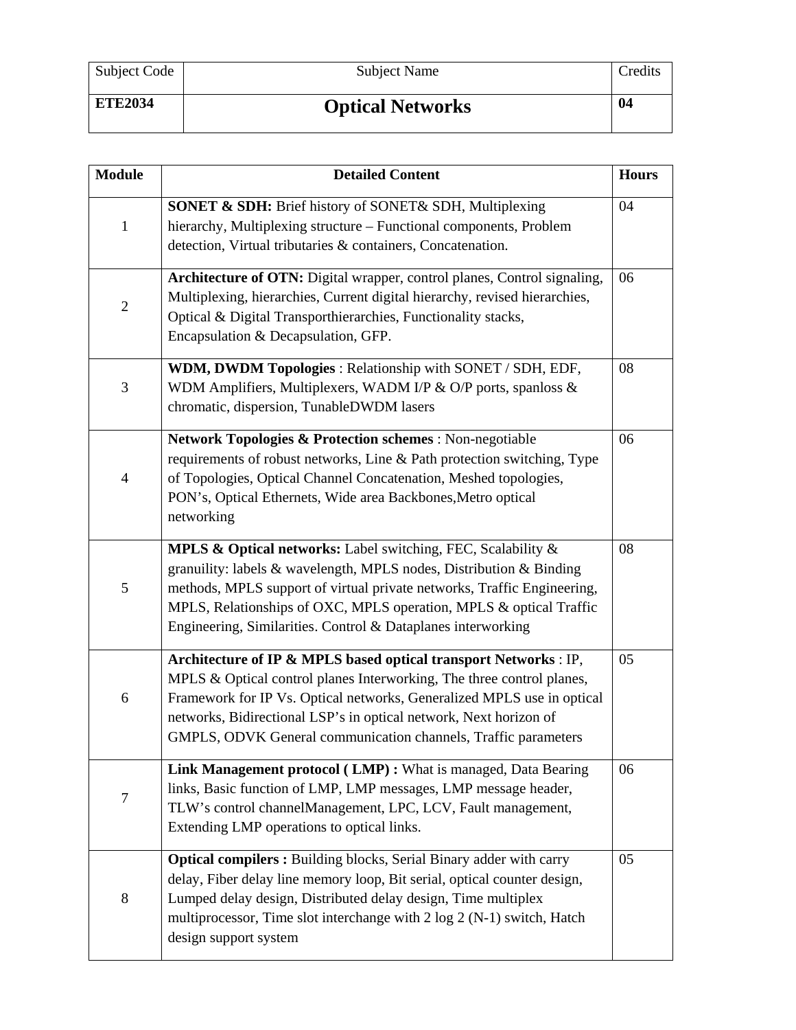| Subject Code | Subject Name | Credits |
|---|---|---|
| **ETE2034** | **Optical Networks** | **04** |

| Module | Detailed Content | Hours |
|---|---|---|
| 1 | **SONET & SDH:** Brief history of SONET& SDH, Multiplexing hierarchy, Multiplexing structure – Functional components, Problem detection, Virtual tributaries & containers, Concatenation. | 04 |
| 2 | **Architecture of OTN:** Digital wrapper, control planes, Control signaling, Multiplexing, hierarchies, Current digital hierarchy, revised hierarchies, Optical & Digital Transporthierarchies, Functionality stacks, Encapsulation & Decapsulation, GFP. | 06 |
| 3 | **WDM, DWDM Topologies** : Relationship with SONET / SDH, EDF, WDM Amplifiers, Multiplexers, WADM I/P & O/P ports, spanloss & chromatic, dispersion, TunableDWDM lasers | 08 |
| 4 | **Network Topologies & Protection schemes** : Non-negotiable requirements of robust networks, Line & Path protection switching, Type of Topologies, Optical Channel Concatenation, Meshed topologies, PON's, Optical Ethernets, Wide area Backbones,Metro optical networking | 06 |
| 5 | **MPLS & Optical networks:** Label switching, FEC, Scalability & granuility: labels & wavelength, MPLS nodes, Distribution & Binding methods, MPLS support of virtual private networks, Traffic Engineering, MPLS, Relationships of OXC, MPLS operation, MPLS & optical Traffic Engineering, Similarities. Control & Dataplanes interworking | 08 |
| 6 | **Architecture of IP & MPLS based optical transport Networks** : IP, MPLS & Optical control planes Interworking, The three control planes, Framework for IP Vs. Optical networks, Generalized MPLS use in optical networks, Bidirectional LSP's in optical network, Next horizon of GMPLS, ODVK General communication channels, Traffic parameters | 05 |
| 7 | **Link Management protocol ( LMP) :** What is managed, Data Bearing links, Basic function of LMP, LMP messages, LMP message header, TLW's control channelManagement, LPC, LCV, Fault management, Extending LMP operations to optical links. | 06 |
| 8 | **Optical compilers :** Building blocks, Serial Binary adder with carry delay, Fiber delay line memory loop, Bit serial, optical counter design, Lumped delay design, Distributed delay design, Time multiplex multiprocessor, Time slot interchange with 2 log 2 (N-1) switch, Hatch design support system | 05 |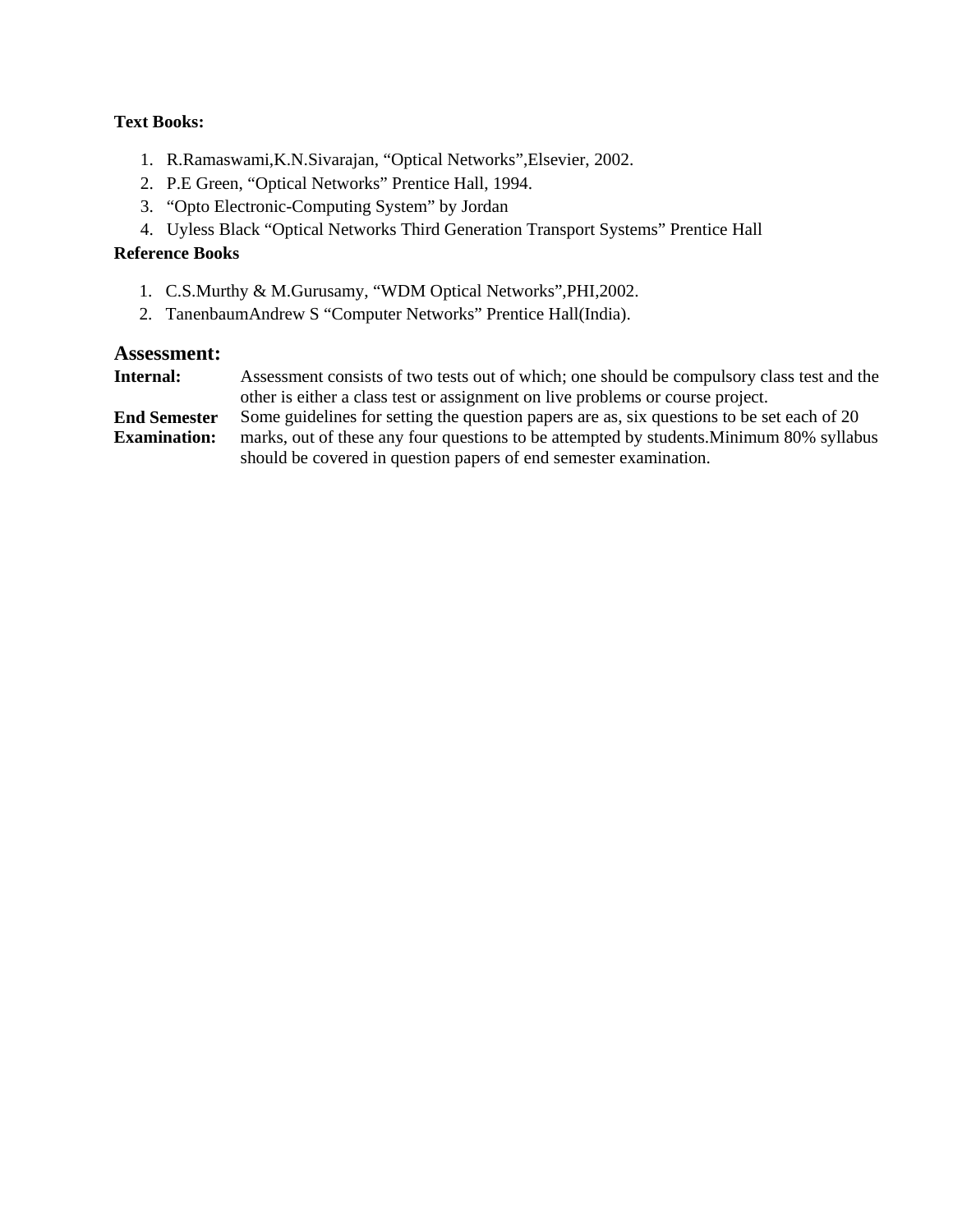**Text Books:**

1. R.Ramaswami,K.N.Sivarajan, “Optical Networks”,Elsevier, 2002.
2. P.E Green, “Optical Networks” Prentice Hall, 1994.
3. “Opto Electronic-Computing System” by Jordan
4. Uyless Black “Optical Networks Third Generation Transport Systems” Prentice Hall

**Reference Books**

1. C.S.Murthy & M.Gurusamy, “WDM Optical Networks”,PHI,2002.
2. TanenbaumAndrew S “Computer Networks” Prentice Hall(India).

## Assessment:

**Internal:** Assessment consists of two tests out of which; one should be compulsory class test and the other is either a class test or assignment on live problems or course project.

**End Semester Examination:** Some guidelines for setting the question papers are as, six questions to be set each of 20 marks, out of these any four questions to be attempted by students.Minimum 80% syllabus should be covered in question papers of end semester examination.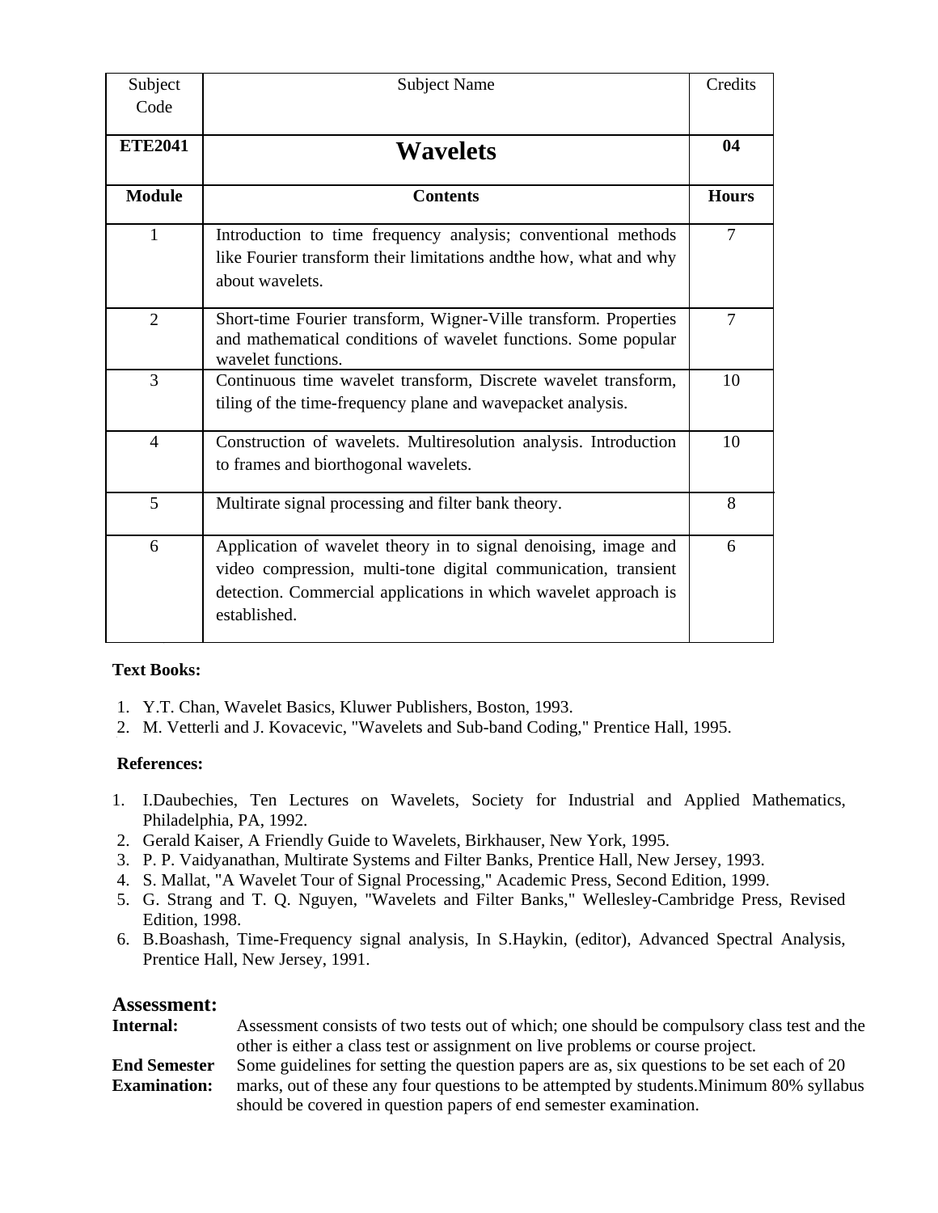| Subject Code | Subject Name | Credits |
|---|---|---|
| **ETE2041** | **Wavelets** | **04** |
| **Module** | **Contents** | **Hours** |
| 1 | Introduction to time frequency analysis; conventional methods like Fourier transform their limitations andthe how, what and why about wavelets. | 7 |
| 2 | Short-time Fourier transform, Wigner-Ville transform. Properties and mathematical conditions of wavelet functions. Some popular wavelet functions. | 7 |
| 3 | Continuous time wavelet transform, Discrete wavelet transform, tiling of the time-frequency plane and wavepacket analysis. | 10 |
| 4 | Construction of wavelets. Multiresolution analysis. Introduction to frames and biorthogonal wavelets. | 10 |
| 5 | Multirate signal processing and filter bank theory. | 8 |
| 6 | Application of wavelet theory in to signal denoising, image and video compression, multi-tone digital communication, transient detection. Commercial applications in which wavelet approach is established. | 6 |

**Text Books:**

1. Y.T. Chan, Wavelet Basics, Kluwer Publishers, Boston, 1993.
2. M. Vetterli and J. Kovacevic, "Wavelets and Sub-band Coding," Prentice Hall, 1995.

**References:**

1. I.Daubechies, Ten Lectures on Wavelets, Society for Industrial and Applied Mathematics, Philadelphia, PA, 1992.
2. Gerald Kaiser, A Friendly Guide to Wavelets, Birkhauser, New York, 1995.
3. P. P. Vaidyanathan, Multirate Systems and Filter Banks, Prentice Hall, New Jersey, 1993.
4. S. Mallat, "A Wavelet Tour of Signal Processing," Academic Press, Second Edition, 1999.
5. G. Strang and T. Q. Nguyen, "Wavelets and Filter Banks," Wellesley-Cambridge Press, Revised Edition, 1998.
6. B.Boashash, Time-Frequency signal analysis, In S.Haykin, (editor), Advanced Spectral Analysis, Prentice Hall, New Jersey, 1991.

## Assessment:

**Internal:** Assessment consists of two tests out of which; one should be compulsory class test and the other is either a class test or assignment on live problems or course project.

**End Semester Examination:** Some guidelines for setting the question papers are as, six questions to be set each of 20 marks, out of these any four questions to be attempted by students.Minimum 80% syllabus should be covered in question papers of end semester examination.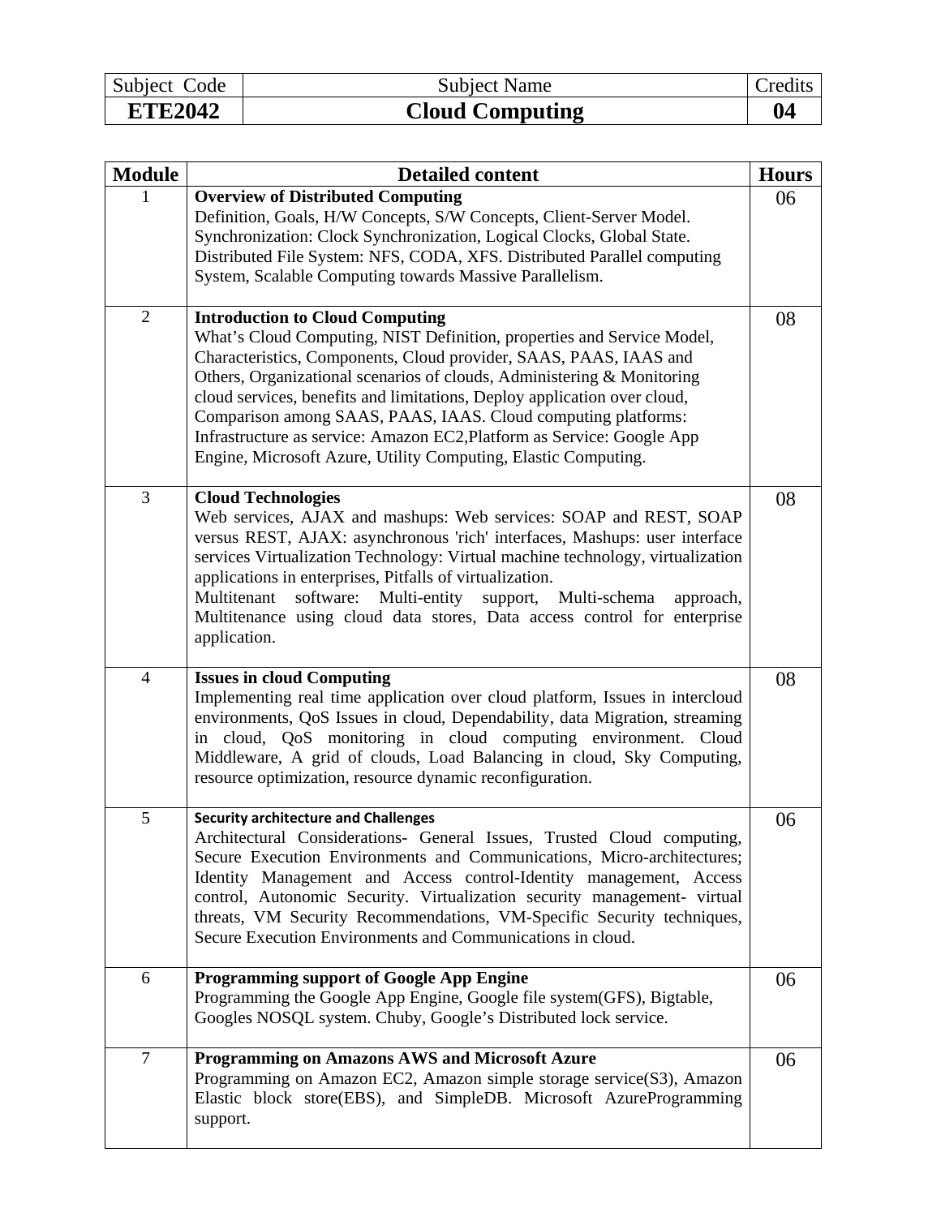| Subject Code | Subject Name | Credits |
|---|---|---|
| **ETE2042** | **Cloud Computing** | **04** |

| Module | Detailed content | Hours |
|---|---|---|
| 1 | **Overview of Distributed Computing**<br>Definition, Goals, H/W Concepts, S/W Concepts, Client-Server Model. Synchronization: Clock Synchronization, Logical Clocks, Global State. Distributed File System: NFS, CODA, XFS. Distributed Parallel computing System, Scalable Computing towards Massive Parallelism. | 06 |
| 2 | **Introduction to Cloud Computing**<br>What's Cloud Computing, NIST Definition, properties and Service Model, Characteristics, Components, Cloud provider, SAAS, PAAS, IAAS and Others, Organizational scenarios of clouds, Administering & Monitoring cloud services, benefits and limitations, Deploy application over cloud, Comparison among SAAS, PAAS, IAAS. Cloud computing platforms: Infrastructure as service: Amazon EC2,Platform as Service: Google App Engine, Microsoft Azure, Utility Computing, Elastic Computing. | 08 |
| 3 | **Cloud Technologies**<br>Web services, AJAX and mashups: Web services: SOAP and REST, SOAP versus REST, AJAX: asynchronous 'rich' interfaces, Mashups: user interface services Virtualization Technology: Virtual machine technology, virtualization applications in enterprises, Pitfalls of virtualization.<br>Multitenant software: Multi-entity support, Multi-schema approach, Multitenance using cloud data stores, Data access control for enterprise application. | 08 |
| 4 | **Issues in cloud Computing**<br>Implementing real time application over cloud platform, Issues in intercloud environments, QoS Issues in cloud, Dependability, data Migration, streaming in cloud, QoS monitoring in cloud computing environment. Cloud Middleware, A grid of clouds, Load Balancing in cloud, Sky Computing, resource optimization, resource dynamic reconfiguration. | 08 |
| 5 | **Security architecture and Challenges**<br>Architectural Considerations- General Issues, Trusted Cloud computing, Secure Execution Environments and Communications, Micro-architectures; Identity Management and Access control-Identity management, Access control, Autonomic Security. Virtualization security management- virtual threats, VM Security Recommendations, VM-Specific Security techniques, Secure Execution Environments and Communications in cloud. | 06 |
| 6 | **Programming support of Google App Engine**<br>Programming the Google App Engine, Google file system(GFS), Bigtable, Googles NOSQL system. Chuby, Google's Distributed lock service. | 06 |
| 7 | **Programming on Amazons AWS and Microsoft Azure**<br>Programming on Amazon EC2, Amazon simple storage service(S3), Amazon Elastic block store(EBS), and SimpleDB. Microsoft AzureProgramming support. | 06 |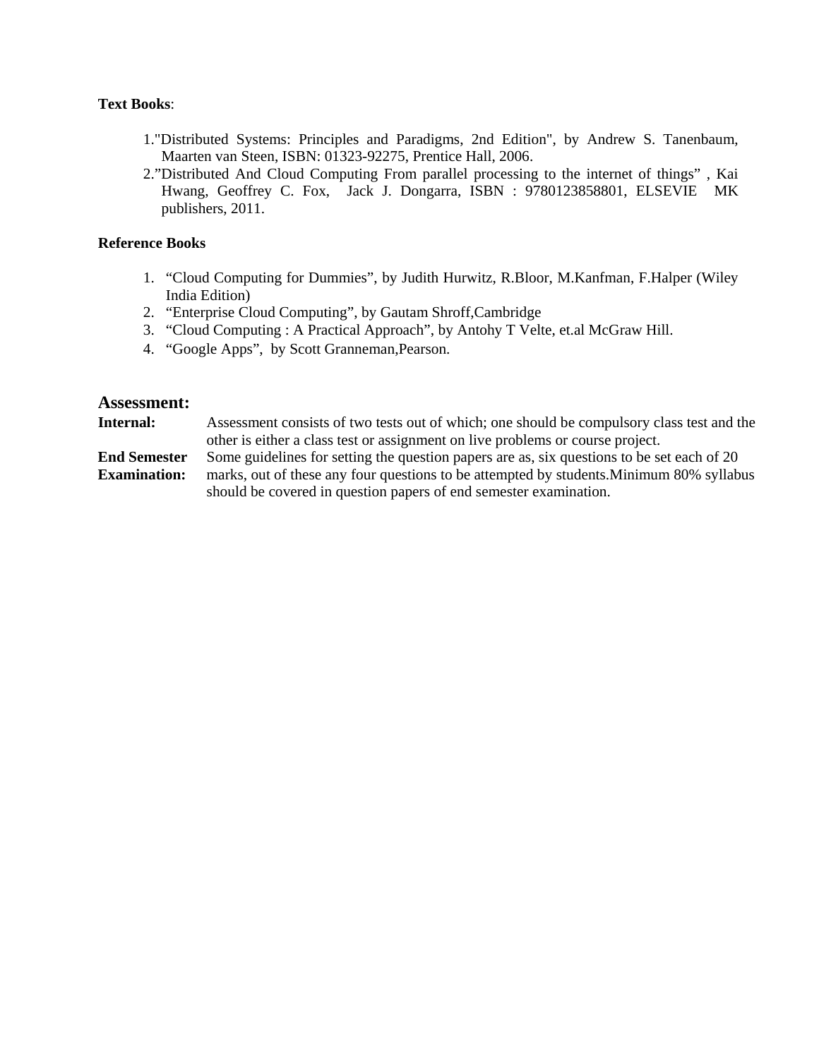**Text Books**:

1. "Distributed Systems: Principles and Paradigms, 2nd Edition", by Andrew S. Tanenbaum, Maarten van Steen, ISBN: 01323-92275, Prentice Hall, 2006.
2. "Distributed And Cloud Computing From parallel processing to the internet of things" , Kai Hwang, Geoffrey C. Fox, Jack J. Dongarra, ISBN : 9780123858801, ELSEVIE MK publishers, 2011.

**Reference Books**

1. "Cloud Computing for Dummies", by Judith Hurwitz, R.Bloor, M.Kanfman, F.Halper (Wiley India Edition)
2. "Enterprise Cloud Computing", by Gautam Shroff,Cambridge
3. "Cloud Computing : A Practical Approach", by Antohy T Velte, et.al McGraw Hill.
4. "Google Apps", by Scott Granneman,Pearson.

## Assessment:

**Internal:** Assessment consists of two tests out of which; one should be compulsory class test and the other is either a class test or assignment on live problems or course project.

**End Semester Examination:** Some guidelines for setting the question papers are as, six questions to be set each of 20 marks, out of these any four questions to be attempted by students.Minimum 80% syllabus should be covered in question papers of end semester examination.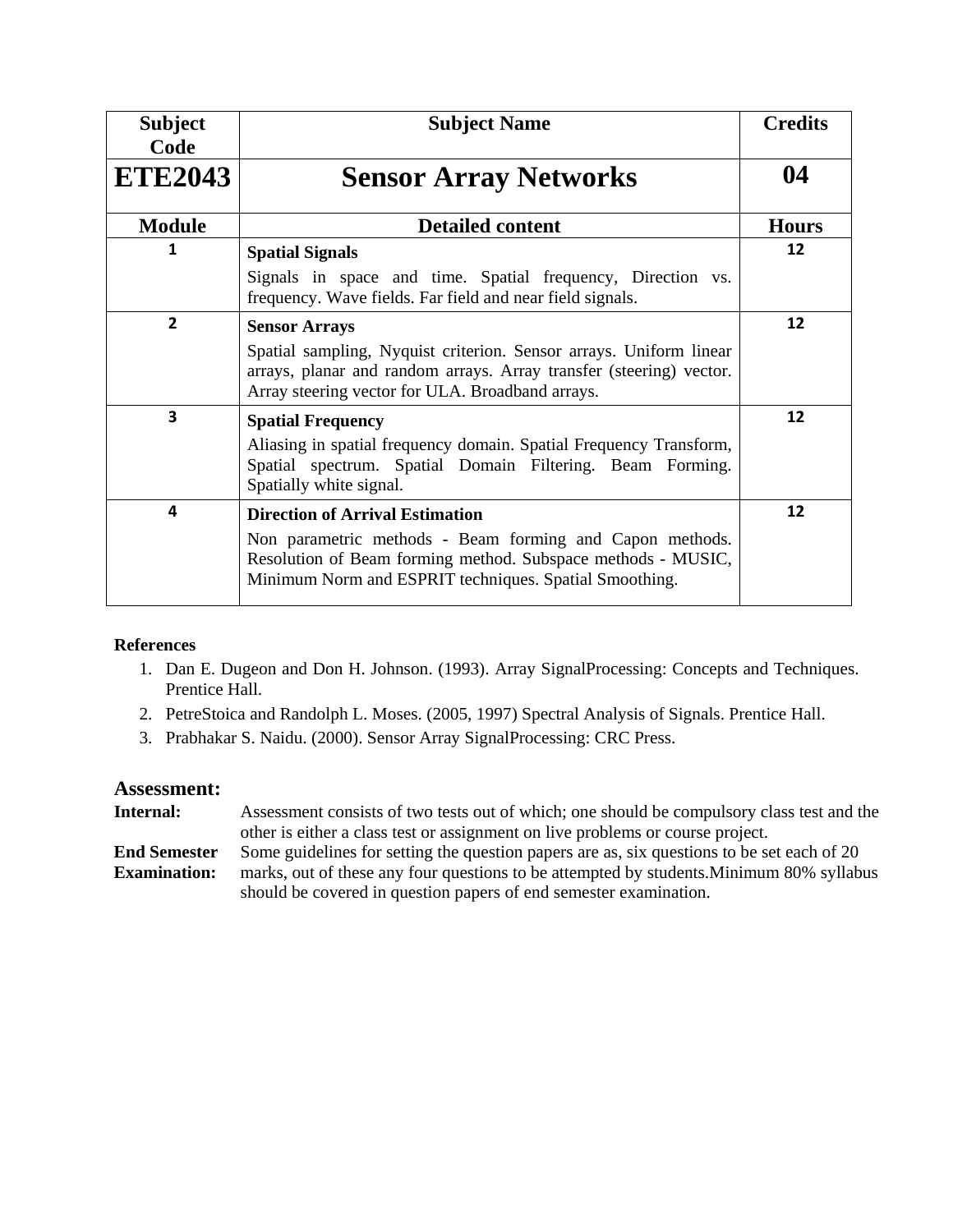| Subject Code | Subject Name | Credits |
|---|---|---|
| **ETE2043** | **Sensor Array Networks** | **04** |
| **Module** | **Detailed content** | **Hours** |
| 1 | **Spatial Signals**<br>Signals in space and time. Spatial frequency, Direction vs. frequency. Wave fields. Far field and near field signals. | 12 |
| 2 | **Sensor Arrays**<br>Spatial sampling, Nyquist criterion. Sensor arrays. Uniform linear arrays, planar and random arrays. Array transfer (steering) vector. Array steering vector for ULA. Broadband arrays. | 12 |
| 3 | **Spatial Frequency**<br>Aliasing in spatial frequency domain. Spatial Frequency Transform, Spatial spectrum. Spatial Domain Filtering. Beam Forming. Spatially white signal. | 12 |
| 4 | **Direction of Arrival Estimation**<br>Non parametric methods - Beam forming and Capon methods. Resolution of Beam forming method. Subspace methods - MUSIC, Minimum Norm and ESPRIT techniques. Spatial Smoothing. | 12 |

**References**

1. Dan E. Dugeon and Don H. Johnson. (1993). Array SignalProcessing: Concepts and Techniques. Prentice Hall.
2. PetreStoica and Randolph L. Moses. (2005, 1997) Spectral Analysis of Signals. Prentice Hall.
3. Prabhakar S. Naidu. (2000). Sensor Array SignalProcessing: CRC Press.

## Assessment:

**Internal:** Assessment consists of two tests out of which; one should be compulsory class test and the other is either a class test or assignment on live problems or course project.

**End Semester Examination:** Some guidelines for setting the question papers are as, six questions to be set each of 20 marks, out of these any four questions to be attempted by students.Minimum 80% syllabus should be covered in question papers of end semester examination.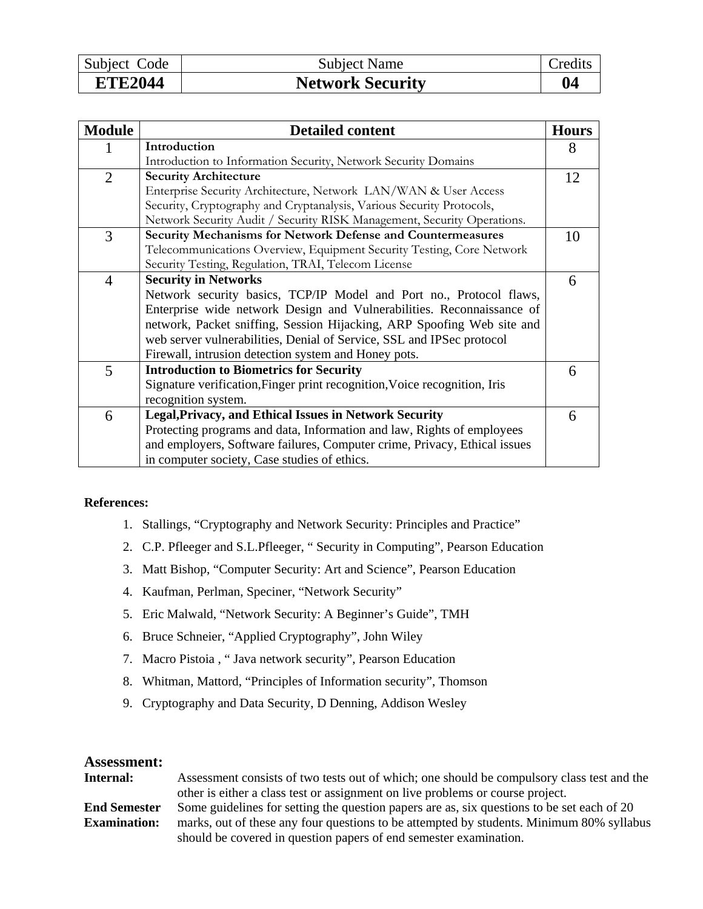| Subject Code | Subject Name | Credits |
|---|---|---|
| **ETE2044** | **Network Security** | **04** |

| Module | Detailed content | Hours |
|---|---|---|
| 1 | **Introduction**<br>Introduction to Information Security, Network Security Domains | 8 |
| 2 | **Security Architecture**<br>Enterprise Security Architecture, Network LAN/WAN & User Access Security, Cryptography and Cryptanalysis, Various Security Protocols, Network Security Audit / Security RISK Management, Security Operations. | 12 |
| 3 | **Security Mechanisms for Network Defense and Countermeasures**<br>Telecommunications Overview, Equipment Security Testing, Core Network Security Testing, Regulation, TRAI, Telecom License | 10 |
| 4 | **Security in Networks**<br>Network security basics, TCP/IP Model and Port no., Protocol flaws, Enterprise wide network Design and Vulnerabilities. Reconnaissance of network, Packet sniffing, Session Hijacking, ARP Spoofing Web site and web server vulnerabilities, Denial of Service, SSL and IPSec protocol Firewall, intrusion detection system and Honey pots. | 6 |
| 5 | **Introduction to Biometrics for Security**<br>Signature verification,Finger print recognition,Voice recognition, Iris recognition system. | 6 |
| 6 | **Legal,Privacy, and Ethical Issues in Network Security**<br>Protecting programs and data, Information and law, Rights of employees and employers, Software failures, Computer crime, Privacy, Ethical issues in computer society, Case studies of ethics. | 6 |

**References:**

1. Stallings, "Cryptography and Network Security: Principles and Practice"
2. C.P. Pfleeger and S.L.Pfleeger, " Security in Computing", Pearson Education
3. Matt Bishop, "Computer Security: Art and Science", Pearson Education
4. Kaufman, Perlman, Speciner, "Network Security"
5. Eric Malwald, "Network Security: A Beginner's Guide", TMH
6. Bruce Schneier, "Applied Cryptography", John Wiley
7. Macro Pistoia , " Java network security", Pearson Education
8. Whitman, Mattord, "Principles of Information security", Thomson
9. Cryptography and Data Security, D Denning, Addison Wesley

## Assessment:

**Internal:** Assessment consists of two tests out of which; one should be compulsory class test and the other is either a class test or assignment on live problems or course project.

**End Semester Examination:** Some guidelines for setting the question papers are as, six questions to be set each of 20 marks, out of these any four questions to be attempted by students. Minimum 80% syllabus should be covered in question papers of end semester examination.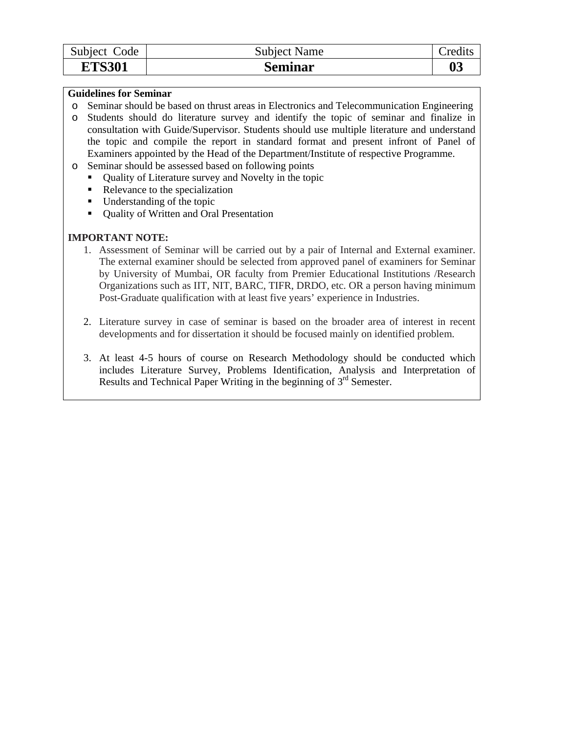| Subject Code | Subject Name | Credits |
|---|---|---|
| **ETS301** | **Seminar** | **03** |

**Guidelines for Seminar**

- Seminar should be based on thrust areas in Electronics and Telecommunication Engineering
- Students should do literature survey and identify the topic of seminar and finalize in consultation with Guide/Supervisor. Students should use multiple literature and understand the topic and compile the report in standard format and present infront of Panel of Examiners appointed by the Head of the Department/Institute of respective Programme.
- Seminar should be assessed based on following points
  - Quality of Literature survey and Novelty in the topic
  - Relevance to the specialization
  - Understanding of the topic
  - Quality of Written and Oral Presentation

**IMPORTANT NOTE:**

1. Assessment of Seminar will be carried out by a pair of Internal and External examiner. The external examiner should be selected from approved panel of examiners for Seminar by University of Mumbai, OR faculty from Premier Educational Institutions /Research Organizations such as IIT, NIT, BARC, TIFR, DRDO, etc. OR a person having minimum Post-Graduate qualification with at least five years' experience in Industries.

2. Literature survey in case of seminar is based on the broader area of interest in recent developments and for dissertation it should be focused mainly on identified problem.

3. At least 4-5 hours of course on Research Methodology should be conducted which includes Literature Survey, Problems Identification, Analysis and Interpretation of Results and Technical Paper Writing in the beginning of 3rd Semester.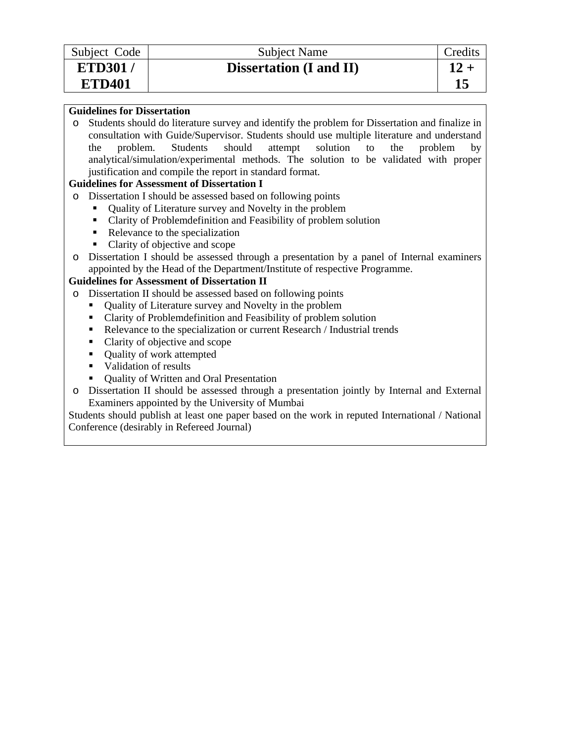| Subject Code | Subject Name | Credits |
|---|---|---|
| **ETD301 / ETD401** | **Dissertation (I and II)** | **12 + 15** |

**Guidelines for Dissertation**

- Students should do literature survey and identify the problem for Dissertation and finalize in consultation with Guide/Supervisor. Students should use multiple literature and understand the problem. Students should attempt solution to the problem by analytical/simulation/experimental methods. The solution to be validated with proper justification and compile the report in standard format.

**Guidelines for Assessment of Dissertation I**

- Dissertation I should be assessed based on following points
  - Quality of Literature survey and Novelty in the problem
  - Clarity of Problemdefinition and Feasibility of problem solution
  - Relevance to the specialization
  - Clarity of objective and scope
- Dissertation I should be assessed through a presentation by a panel of Internal examiners appointed by the Head of the Department/Institute of respective Programme.

**Guidelines for Assessment of Dissertation II**

- Dissertation II should be assessed based on following points
  - Quality of Literature survey and Novelty in the problem
  - Clarity of Problemdefinition and Feasibility of problem solution
  - Relevance to the specialization or current Research / Industrial trends
  - Clarity of objective and scope
  - Quality of work attempted
  - Validation of results
  - Quality of Written and Oral Presentation
- Dissertation II should be assessed through a presentation jointly by Internal and External Examiners appointed by the University of Mumbai

Students should publish at least one paper based on the work in reputed International / National Conference (desirably in Refereed Journal)